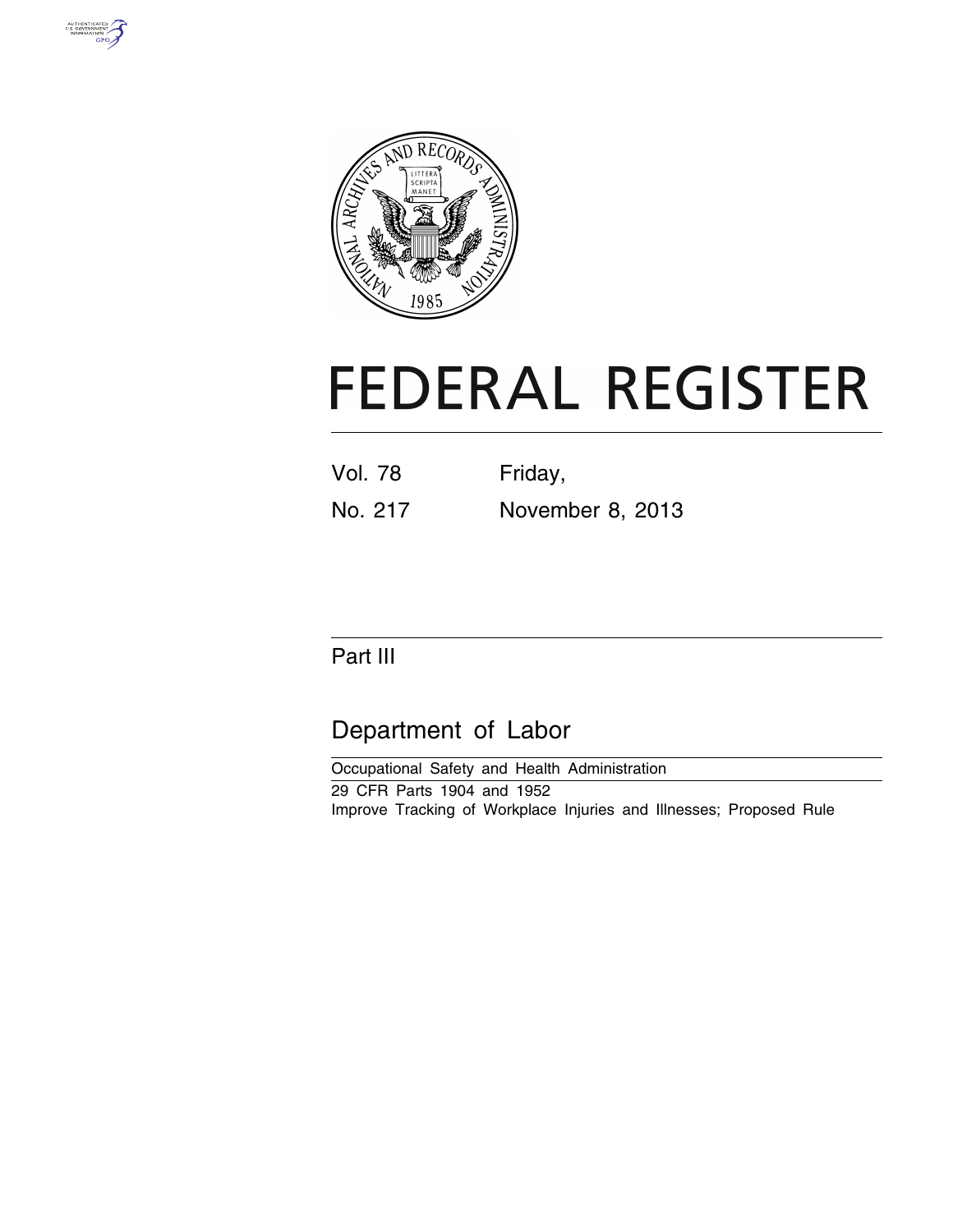# FEDERAL REGISTER

Vol. 78 Friday,

No. 217 November 8, 2013

## Part III

## Department of Labor

Occupational Safety and Health Administration

29 CFR Parts 1904 and 1952

Improve Tracking of Workplace Injuries and Illnesses; Proposed Rule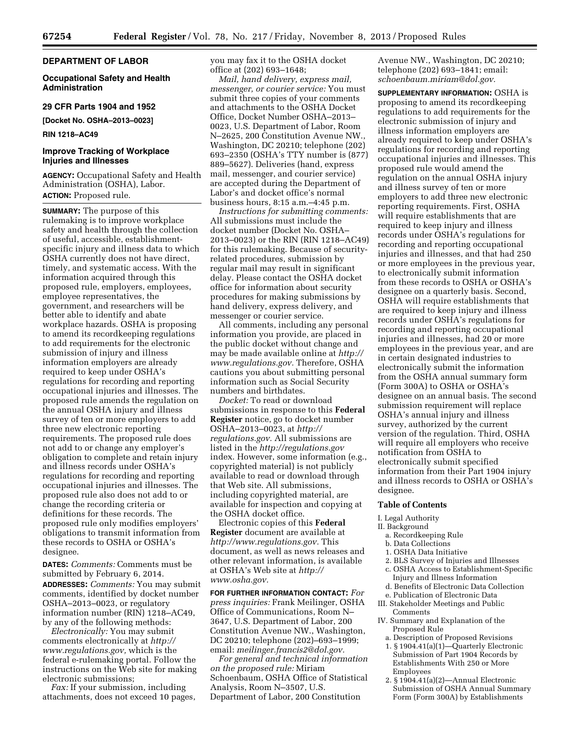## DEPARTMENT OF LABOR

## Occupational Safety and Health Administration

## 29 CFR Parts 1904 and 1952

**[Docket No. OSHA–2013–0023]**

**RIN 1218–AC49**

## Improve Tracking of Workplace Injuries and Illnesses

**AGENCY:** Occupational Safety and Health Administration (OSHA), Labor.

**ACTION:** Proposed rule.

**SUMMARY:** The purpose of this rulemaking is to improve workplace safety and health through the collection of useful, accessible, establishment-specific injury and illness data to which OSHA currently does not have direct, timely, and systematic access. With the information acquired through this proposed rule, employers, employees, employee representatives, the government, and researchers will be better able to identify and abate workplace hazards. OSHA is proposing to amend its recordkeeping regulations to add requirements for the electronic submission of injury and illness information employers are already required to keep under OSHA's regulations for recording and reporting occupational injuries and illnesses. The proposed rule amends the regulation on the annual OSHA injury and illness survey of ten or more employers to add three new electronic reporting requirements. The proposed rule does not add to or change any employer's obligation to complete and retain injury and illness records under OSHA's regulations for recording and reporting occupational injuries and illnesses. The proposed rule also does not add to or change the recording criteria or definitions for these records. The proposed rule only modifies employers' obligations to transmit information from these records to OSHA or OSHA's designee.

**DATES:** *Comments:* Comments must be submitted by February 6, 2014.

**ADDRESSES:** *Comments:* You may submit comments, identified by docket number OSHA–2013–0023, or regulatory information number (RIN) 1218–AC49, by any of the following methods:

*Electronically:* You may submit comments electronically at *http://www.regulations.gov,* which is the federal e-rulemaking portal. Follow the instructions on the Web site for making electronic submissions;

*Fax:* If your submission, including attachments, does not exceed 10 pages, you may fax it to the OSHA docket office at (202) 693–1648;

*Mail, hand delivery, express mail, messenger, or courier service:* You must submit three copies of your comments and attachments to the OSHA Docket Office, Docket Number OSHA–2013–0023, U.S. Department of Labor, Room N–2625, 200 Constitution Avenue NW., Washington, DC 20210; telephone (202) 693–2350 (OSHA's TTY number is (877) 889–5627). Deliveries (hand, express mail, messenger, and courier service) are accepted during the Department of Labor's and docket office's normal business hours, 8:15 a.m.–4:45 p.m.

*Instructions for submitting comments:* All submissions must include the docket number (Docket No. OSHA–2013–0023) or the RIN (RIN 1218–AC49) for this rulemaking. Because of security-related procedures, submission by regular mail may result in significant delay. Please contact the OSHA docket office for information about security procedures for making submissions by hand delivery, express delivery, and messenger or courier service.

All comments, including any personal information you provide, are placed in the public docket without change and may be made available online at *http://www.regulations.gov.* Therefore, OSHA cautions you about submitting personal information such as Social Security numbers and birthdates.

*Docket:* To read or download submissions in response to this **Federal Register** notice, go to docket number OSHA–2013–0023, at *http://regulations.gov.* All submissions are listed in the *http://regulations.gov* index. However, some information (e.g., copyrighted material) is not publicly available to read or download through that Web site. All submissions, including copyrighted material, are available for inspection and copying at the OSHA docket office.

Electronic copies of this **Federal Register** document are available at *http://www.regulations.gov.* This document, as well as news releases and other relevant information, is available at OSHA's Web site at *http://www.osha.gov.*

**FOR FURTHER INFORMATION CONTACT:** *For press inquiries:* Frank Meilinger, OSHA Office of Communications, Room N–3647, U.S. Department of Labor, 200 Constitution Avenue NW., Washington, DC 20210; telephone (202)–693–1999; email: *meilinger.francis2@dol.gov.*

*For general and technical information on the proposed rule:* Miriam Schoenbaum, OSHA Office of Statistical Analysis, Room N–3507, U.S. Department of Labor, 200 Constitution Avenue NW., Washington, DC 20210; telephone (202) 693–1841; email: *schoenbaum.miriam@dol.gov.*

**SUPPLEMENTARY INFORMATION:** OSHA is proposing to amend its recordkeeping regulations to add requirements for the electronic submission of injury and illness information employers are already required to keep under OSHA's regulations for recording and reporting occupational injuries and illnesses. This proposed rule would amend the regulation on the annual OSHA injury and illness survey of ten or more employers to add three new electronic reporting requirements. First, OSHA will require establishments that are required to keep injury and illness records under OSHA's regulations for recording and reporting occupational injuries and illnesses, and that had 250 or more employees in the previous year, to electronically submit information from these records to OSHA or OSHA's designee on a quarterly basis. Second, OSHA will require establishments that are required to keep injury and illness records under OSHA's regulations for recording and reporting occupational injuries and illnesses, had 20 or more employees in the previous year, and are in certain designated industries to electronically submit the information from the OSHA annual summary form (Form 300A) to OSHA or OSHA's designee on an annual basis. The second submission requirement will replace OSHA's annual injury and illness survey, authorized by the current version of the regulation. Third, OSHA will require all employers who receive notification from OSHA to electronically submit specified information from their Part 1904 injury and illness records to OSHA or OSHA's designee.

### Table of Contents

- I. Legal Authority
- II. Background
  - a. Recordkeeping Rule
  - b. Data Collections
    - 1. OSHA Data Initiative
    - 2. BLS Survey of Injuries and Illnesses
  - c. OSHA Access to Establishment-Specific Injury and Illness Information
  - d. Benefits of Electronic Data Collection
  - e. Publication of Electronic Data
- III. Stakeholder Meetings and Public Comments
- IV. Summary and Explanation of the Proposed Rule
  - a. Description of Proposed Revisions
    - 1. § 1904.41(a)(1)—Quarterly Electronic Submission of Part 1904 Records by Establishments With 250 or More Employees
    - 2. § 1904.41(a)(2)—Annual Electronic Submission of OSHA Annual Summary Form (Form 300A) by Establishments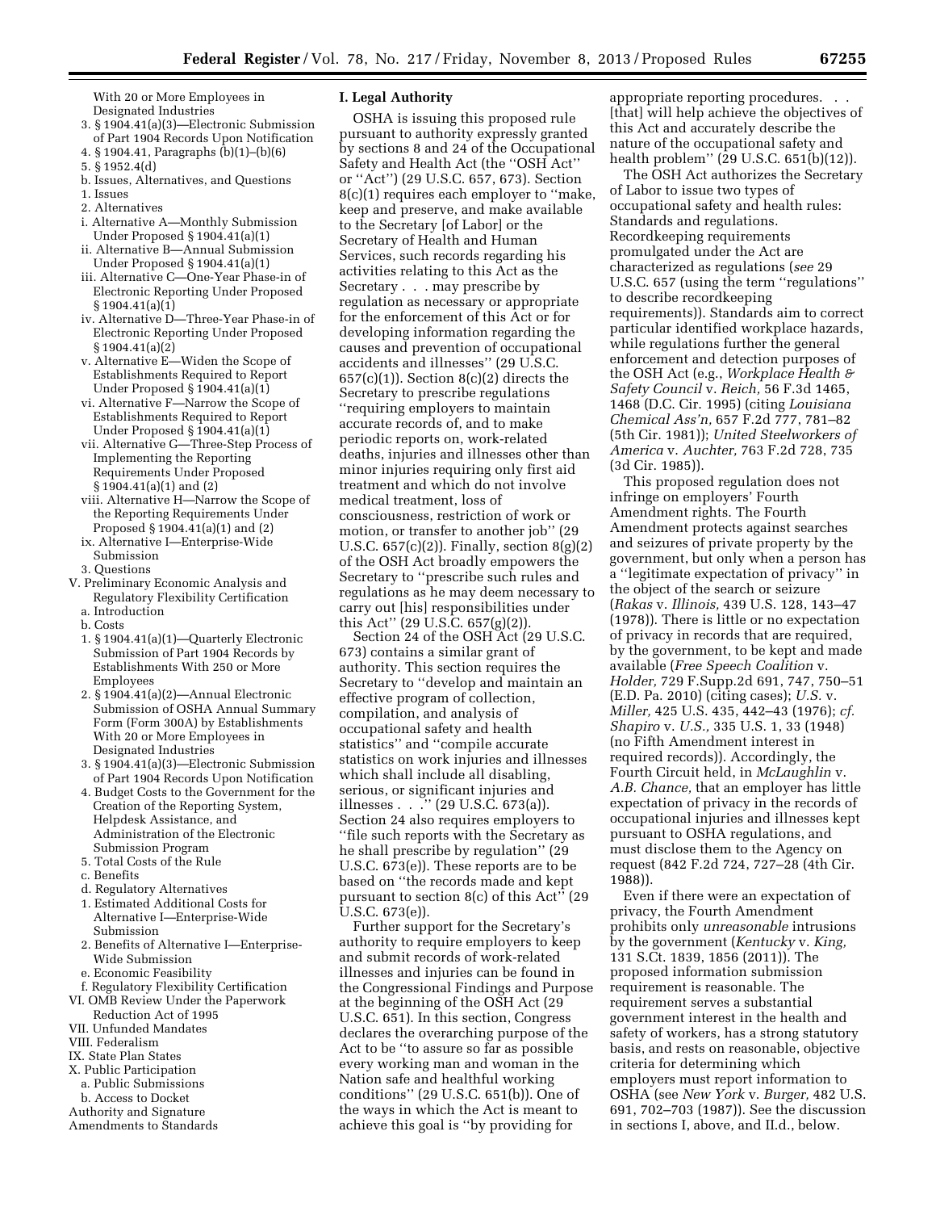With 20 or More Employees in Designated Industries
3. § 1904.41(a)(3)—Electronic Submission of Part 1904 Records Upon Notification
4. § 1904.41, Paragraphs (b)(1)–(b)(6)
5. § 1952.4(d)
b. Issues, Alternatives, and Questions
1. Issues
2. Alternatives
i. Alternative A—Monthly Submission Under Proposed § 1904.41(a)(1)
ii. Alternative B—Annual Submission Under Proposed § 1904.41(a)(1)
iii. Alternative C—One-Year Phase-in of Electronic Reporting Under Proposed § 1904.41(a)(1)
iv. Alternative D—Three-Year Phase-in of Electronic Reporting Under Proposed § 1904.41(a)(2)
v. Alternative E—Widen the Scope of Establishments Required to Report Under Proposed § 1904.41(a)(1)
vi. Alternative F—Narrow the Scope of Establishments Required to Report Under Proposed § 1904.41(a)(1)
vii. Alternative G—Three-Step Process of Implementing the Reporting Requirements Under Proposed § 1904.41(a)(1) and (2)
viii. Alternative H—Narrow the Scope of the Reporting Requirements Under Proposed § 1904.41(a)(1) and (2)
ix. Alternative I—Enterprise-Wide Submission
3. Questions
V. Preliminary Economic Analysis and Regulatory Flexibility Certification
a. Introduction
b. Costs
1. § 1904.41(a)(1)—Quarterly Electronic Submission of Part 1904 Records by Establishments With 250 or More Employees
2. § 1904.41(a)(2)—Annual Electronic Submission of OSHA Annual Summary Form (Form 300A) by Establishments With 20 or More Employees in Designated Industries
3. § 1904.41(a)(3)—Electronic Submission of Part 1904 Records Upon Notification
4. Budget Costs to the Government for the Creation of the Reporting System, Helpdesk Assistance, and Administration of the Electronic Submission Program
5. Total Costs of the Rule
c. Benefits
d. Regulatory Alternatives
1. Estimated Additional Costs for Alternative I—Enterprise-Wide Submission
2. Benefits of Alternative I—Enterprise-Wide Submission
e. Economic Feasibility
f. Regulatory Flexibility Certification
VI. OMB Review Under the Paperwork Reduction Act of 1995
VII. Unfunded Mandates
VIII. Federalism
IX. State Plan States
X. Public Participation
a. Public Submissions
b. Access to Docket
Authority and Signature
Amendments to Standards

## I. Legal Authority

OSHA is issuing this proposed rule pursuant to authority expressly granted by sections 8 and 24 of the Occupational Safety and Health Act (the ''OSH Act'' or ''Act'') (29 U.S.C. 657, 673). Section 8(c)(1) requires each employer to ''make, keep and preserve, and make available to the Secretary [of Labor] or the Secretary of Health and Human Services, such records regarding his activities relating to this Act as the Secretary . . . may prescribe by regulation as necessary or appropriate for the enforcement of this Act or for developing information regarding the causes and prevention of occupational accidents and illnesses'' (29 U.S.C. 657(c)(1)). Section 8(c)(2) directs the Secretary to prescribe regulations ''requiring employers to maintain accurate records of, and to make periodic reports on, work-related deaths, injuries and illnesses other than minor injuries requiring only first aid treatment and which do not involve medical treatment, loss of consciousness, restriction of work or motion, or transfer to another job'' (29 U.S.C. 657(c)(2)). Finally, section 8(g)(2) of the OSH Act broadly empowers the Secretary to ''prescribe such rules and regulations as he may deem necessary to carry out [his] responsibilities under this Act'' (29 U.S.C. 657(g)(2)).

Section 24 of the OSH Act (29 U.S.C. 673) contains a similar grant of authority. This section requires the Secretary to ''develop and maintain an effective program of collection, compilation, and analysis of occupational safety and health statistics'' and ''compile accurate statistics on work injuries and illnesses which shall include all disabling, serious, or significant injuries and illnesses . . .'' (29 U.S.C. 673(a)). Section 24 also requires employers to ''file such reports with the Secretary as he shall prescribe by regulation'' (29 U.S.C. 673(e)). These reports are to be based on ''the records made and kept pursuant to section 8(c) of this Act'' (29 U.S.C. 673(e)).

Further support for the Secretary's authority to require employers to keep and submit records of work-related illnesses and injuries can be found in the Congressional Findings and Purpose at the beginning of the OSH Act (29 U.S.C. 651). In this section, Congress declares the overarching purpose of the Act to be ''to assure so far as possible every working man and woman in the Nation safe and healthful working conditions'' (29 U.S.C. 651(b)). One of the ways in which the Act is meant to achieve this goal is ''by providing for appropriate reporting procedures. . . [that] will help achieve the objectives of this Act and accurately describe the nature of the occupational safety and health problem'' (29 U.S.C. 651(b)(12)).

The OSH Act authorizes the Secretary of Labor to issue two types of occupational safety and health rules: Standards and regulations. Recordkeeping requirements promulgated under the Act are characterized as regulations (*see* 29 U.S.C. 657 (using the term ''regulations'' to describe recordkeeping requirements)). Standards aim to correct particular identified workplace hazards, while regulations further the general enforcement and detection purposes of the OSH Act (e.g., *Workplace Health & Safety Council* v. *Reich,* 56 F.3d 1465, 1468 (D.C. Cir. 1995) (citing *Louisiana Chemical Ass'n,* 657 F.2d 777, 781–82 (5th Cir. 1981)); *United Steelworkers of America* v. *Auchter,* 763 F.2d 728, 735 (3d Cir. 1985)).

This proposed regulation does not infringe on employers' Fourth Amendment rights. The Fourth Amendment protects against searches and seizures of private property by the government, but only when a person has a ''legitimate expectation of privacy'' in the object of the search or seizure (*Rakas* v. *Illinois,* 439 U.S. 128, 143–47 (1978)). There is little or no expectation of privacy in records that are required, by the government, to be kept and made available (*Free Speech Coalition* v. *Holder,* 729 F.Supp.2d 691, 747, 750–51 (E.D. Pa. 2010) (citing cases); *U.S.* v. *Miller,* 425 U.S. 435, 442–43 (1976); *cf. Shapiro* v. *U.S.,* 335 U.S. 1, 33 (1948) (no Fifth Amendment interest in required records)). Accordingly, the Fourth Circuit held, in *McLaughlin* v. *A.B. Chance,* that an employer has little expectation of privacy in the records of occupational injuries and illnesses kept pursuant to OSHA regulations, and must disclose them to the Agency on request (842 F.2d 724, 727–28 (4th Cir. 1988)).

Even if there were an expectation of privacy, the Fourth Amendment prohibits only *unreasonable* intrusions by the government (*Kentucky* v. *King,* 131 S.Ct. 1839, 1856 (2011)). The proposed information submission requirement is reasonable. The requirement serves a substantial government interest in the health and safety of workers, has a strong statutory basis, and rests on reasonable, objective criteria for determining which employers must report information to OSHA (see *New York* v. *Burger,* 482 U.S. 691, 702–703 (1987)). See the discussion in sections I, above, and II.d., below.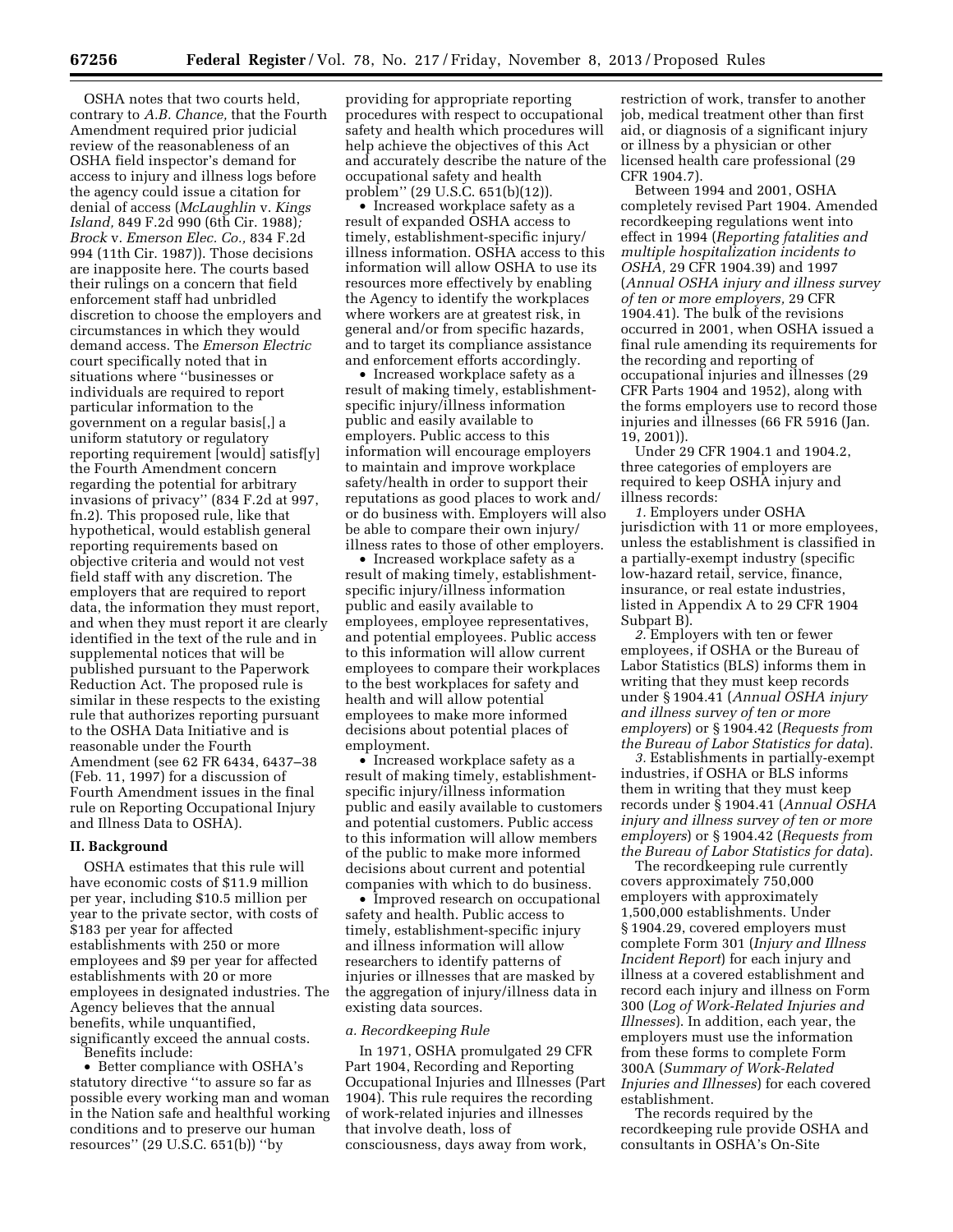OSHA notes that two courts held, contrary to *A.B. Chance,* that the Fourth Amendment required prior judicial review of the reasonableness of an OSHA field inspector's demand for access to injury and illness logs before the agency could issue a citation for denial of access (*McLaughlin* v. *Kings Island,* 849 F.2d 990 (6th Cir. 1988); *Brock* v. *Emerson Elec. Co.,* 834 F.2d 994 (11th Cir. 1987)). Those decisions are inapposite here. The courts based their rulings on a concern that field enforcement staff had unbridled discretion to choose the employers and circumstances in which they would demand access. The *Emerson Electric* court specifically noted that in situations where ''businesses or individuals are required to report particular information to the government on a regular basis[,] a uniform statutory or regulatory reporting requirement [would] satisf[y] the Fourth Amendment concern regarding the potential for arbitrary invasions of privacy'' (834 F.2d at 997, fn.2). This proposed rule, like that hypothetical, would establish general reporting requirements based on objective criteria and would not vest field staff with any discretion. The employers that are required to report data, the information they must report, and when they must report it are clearly identified in the text of the rule and in supplemental notices that will be published pursuant to the Paperwork Reduction Act. The proposed rule is similar in these respects to the existing rule that authorizes reporting pursuant to the OSHA Data Initiative and is reasonable under the Fourth Amendment (see 62 FR 6434, 6437–38 (Feb. 11, 1997) for a discussion of Fourth Amendment issues in the final rule on Reporting Occupational Injury and Illness Data to OSHA).

## II. Background

OSHA estimates that this rule will have economic costs of $11.9 million per year, including $10.5 million per year to the private sector, with costs of $183 per year for affected establishments with 250 or more employees and $9 per year for affected establishments with 20 or more employees in designated industries. The Agency believes that the annual benefits, while unquantified, significantly exceed the annual costs.

Benefits include:

- Better compliance with OSHA's statutory directive ''to assure so far as possible every working man and woman in the Nation safe and healthful working conditions and to preserve our human resources'' (29 U.S.C. 651(b)) ''by providing for appropriate reporting procedures with respect to occupational safety and health which procedures will help achieve the objectives of this Act and accurately describe the nature of the occupational safety and health problem'' (29 U.S.C. 651(b)(12)).
- Increased workplace safety as a result of expanded OSHA access to timely, establishment-specific injury/illness information. OSHA access to this information will allow OSHA to use its resources more effectively by enabling the Agency to identify the workplaces where workers are at greatest risk, in general and/or from specific hazards, and to target its compliance assistance and enforcement efforts accordingly.
- Increased workplace safety as a result of making timely, establishment-specific injury/illness information public and easily available to employers. Public access to this information will encourage employers to maintain and improve workplace safety/health in order to support their reputations as good places to work and/or do business with. Employers will also be able to compare their own injury/illness rates to those of other employers.
- Increased workplace safety as a result of making timely, establishment-specific injury/illness information public and easily available to employees, employee representatives, and potential employees. Public access to this information will allow current employees to compare their workplaces to the best workplaces for safety and health and will allow potential employees to make more informed decisions about potential places of employment.
- Increased workplace safety as a result of making timely, establishment-specific injury/illness information public and easily available to customers and potential customers. Public access to this information will allow members of the public to make more informed decisions about current and potential companies with which to do business.
- Improved research on occupational safety and health. Public access to timely, establishment-specific injury and illness information will allow researchers to identify patterns of injuries or illnesses that are masked by the aggregation of injury/illness data in existing data sources.

### *a. Recordkeeping Rule*

In 1971, OSHA promulgated 29 CFR Part 1904, Recording and Reporting Occupational Injuries and Illnesses (Part 1904). This rule requires the recording of work-related injuries and illnesses that involve death, loss of consciousness, days away from work, restriction of work, transfer to another job, medical treatment other than first aid, or diagnosis of a significant injury or illness by a physician or other licensed health care professional (29 CFR 1904.7).

Between 1994 and 2001, OSHA completely revised Part 1904. Amended recordkeeping regulations went into effect in 1994 (*Reporting fatalities and multiple hospitalization incidents to OSHA,* 29 CFR 1904.39) and 1997 (*Annual OSHA injury and illness survey of ten or more employers,* 29 CFR 1904.41). The bulk of the revisions occurred in 2001, when OSHA issued a final rule amending its requirements for the recording and reporting of occupational injuries and illnesses (29 CFR Parts 1904 and 1952), along with the forms employers use to record those injuries and illnesses (66 FR 5916 (Jan. 19, 2001)).

Under 29 CFR 1904.1 and 1904.2, three categories of employers are required to keep OSHA injury and illness records:

*1.* Employers under OSHA jurisdiction with 11 or more employees, unless the establishment is classified in a partially-exempt industry (specific low-hazard retail, service, finance, insurance, or real estate industries, listed in Appendix A to 29 CFR 1904 Subpart B).

*2.* Employers with ten or fewer employees, if OSHA or the Bureau of Labor Statistics (BLS) informs them in writing that they must keep records under § 1904.41 (*Annual OSHA injury and illness survey of ten or more employers*) or § 1904.42 (*Requests from the Bureau of Labor Statistics for data*).

*3.* Establishments in partially-exempt industries, if OSHA or BLS informs them in writing that they must keep records under § 1904.41 (*Annual OSHA injury and illness survey of ten or more employers*) or § 1904.42 (*Requests from the Bureau of Labor Statistics for data*).

The recordkeeping rule currently covers approximately 750,000 employers with approximately 1,500,000 establishments. Under § 1904.29, covered employers must complete Form 301 (*Injury and Illness Incident Report*) for each injury and illness at a covered establishment and record each injury and illness on Form 300 (*Log of Work-Related Injuries and Illnesses*). In addition, each year, the employers must use the information from these forms to complete Form 300A (*Summary of Work-Related Injuries and Illnesses*) for each covered establishment.

The records required by the recordkeeping rule provide OSHA and consultants in OSHA's On-Site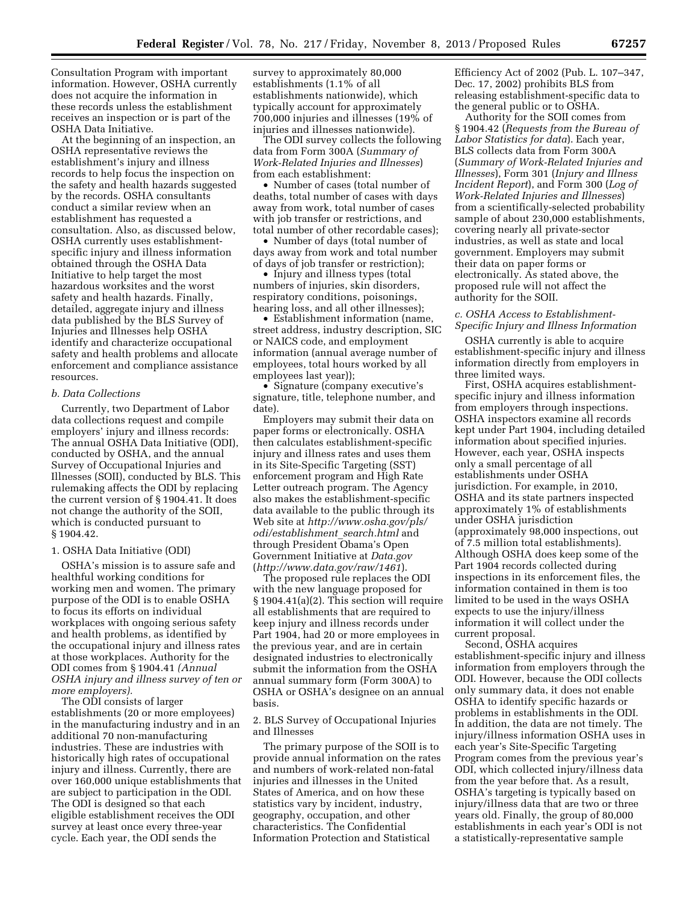Consultation Program with important information. However, OSHA currently does not acquire the information in these records unless the establishment receives an inspection or is part of the OSHA Data Initiative.

At the beginning of an inspection, an OSHA representative reviews the establishment's injury and illness records to help focus the inspection on the safety and health hazards suggested by the records. OSHA consultants conduct a similar review when an establishment has requested a consultation. Also, as discussed below, OSHA currently uses establishment-specific injury and illness information obtained through the OSHA Data Initiative to help target the most hazardous worksites and the worst safety and health hazards. Finally, detailed, aggregate injury and illness data published by the BLS Survey of Injuries and Illnesses help OSHA identify and characterize occupational safety and health problems and allocate enforcement and compliance assistance resources.

*b. Data Collections*

Currently, two Department of Labor data collections request and compile employers' injury and illness records: The annual OSHA Data Initiative (ODI), conducted by OSHA, and the annual Survey of Occupational Injuries and Illnesses (SOII), conducted by BLS. This rulemaking affects the ODI by replacing the current version of § 1904.41. It does not change the authority of the SOII, which is conducted pursuant to § 1904.42.

1. OSHA Data Initiative (ODI)

OSHA's mission is to assure safe and healthful working conditions for working men and women. The primary purpose of the ODI is to enable OSHA to focus its efforts on individual workplaces with ongoing serious safety and health problems, as identified by the occupational injury and illness rates at those workplaces. Authority for the ODI comes from § 1904.41 *(Annual OSHA injury and illness survey of ten or more employers).*

The ODI consists of larger establishments (20 or more employees) in the manufacturing industry and in an additional 70 non-manufacturing industries. These are industries with historically high rates of occupational injury and illness. Currently, there are over 160,000 unique establishments that are subject to participation in the ODI. The ODI is designed so that each eligible establishment receives the ODI survey at least once every three-year cycle. Each year, the ODI sends the survey to approximately 80,000 establishments (1.1% of all establishments nationwide), which typically account for approximately 700,000 injuries and illnesses (19% of injuries and illnesses nationwide).

The ODI survey collects the following data from Form 300A (*Summary of Work-Related Injuries and Illnesses*) from each establishment:

- Number of cases (total number of deaths, total number of cases with days away from work, total number of cases with job transfer or restrictions, and total number of other recordable cases);
- Number of days (total number of days away from work and total number of days of job transfer or restriction);
- Injury and illness types (total numbers of injuries, skin disorders, respiratory conditions, poisonings, hearing loss, and all other illnesses);
- Establishment information (name, street address, industry description, SIC or NAICS code, and employment information (annual average number of employees, total hours worked by all employees last year));
- Signature (company executive's signature, title, telephone number, and date).

Employers may submit their data on paper forms or electronically. OSHA then calculates establishment-specific injury and illness rates and uses them in its Site-Specific Targeting (SST) enforcement program and High Rate Letter outreach program. The Agency also makes the establishment-specific data available to the public through its Web site at *http://www.osha.gov/pls/odi/establishment_search.html* and through President Obama's Open Government Initiative at *Data.gov* (*http://www.data.gov/raw/1461*).

The proposed rule replaces the ODI with the new language proposed for § 1904.41(a)(2). This section will require all establishments that are required to keep injury and illness records under Part 1904, had 20 or more employees in the previous year, and are in certain designated industries to electronically submit the information from the OSHA annual summary form (Form 300A) to OSHA or OSHA's designee on an annual basis.

2. BLS Survey of Occupational Injuries and Illnesses

The primary purpose of the SOII is to provide annual information on the rates and numbers of work-related non-fatal injuries and illnesses in the United States of America, and on how these statistics vary by incident, industry, geography, occupation, and other characteristics. The Confidential Information Protection and Statistical Efficiency Act of 2002 (Pub. L. 107–347, Dec. 17, 2002) prohibits BLS from releasing establishment-specific data to the general public or to OSHA.

Authority for the SOII comes from § 1904.42 (*Requests from the Bureau of Labor Statistics for data*). Each year, BLS collects data from Form 300A (*Summary of Work-Related Injuries and Illnesses*), Form 301 (*Injury and Illness Incident Report*), and Form 300 (*Log of Work-Related Injuries and Illnesses*) from a scientifically-selected probability sample of about 230,000 establishments, covering nearly all private-sector industries, as well as state and local government. Employers may submit their data on paper forms or electronically. As stated above, the proposed rule will not affect the authority for the SOII.

*c. OSHA Access to Establishment-Specific Injury and Illness Information*

OSHA currently is able to acquire establishment-specific injury and illness information directly from employers in three limited ways.

First, OSHA acquires establishment-specific injury and illness information from employers through inspections. OSHA inspectors examine all records kept under Part 1904, including detailed information about specified injuries. However, each year, OSHA inspects only a small percentage of all establishments under OSHA jurisdiction. For example, in 2010, OSHA and its state partners inspected approximately 1% of establishments under OSHA jurisdiction (approximately 98,000 inspections, out of 7.5 million total establishments). Although OSHA does keep some of the Part 1904 records collected during inspections in its enforcement files, the information contained in them is too limited to be used in the ways OSHA expects to use the injury/illness information it will collect under the current proposal.

Second, OSHA acquires establishment-specific injury and illness information from employers through the ODI. However, because the ODI collects only summary data, it does not enable OSHA to identify specific hazards or problems in establishments in the ODI. In addition, the data are not timely. The injury/illness information OSHA uses in each year's Site-Specific Targeting Program comes from the previous year's ODI, which collected injury/illness data from the year before that. As a result, OSHA's targeting is typically based on injury/illness data that are two or three years old. Finally, the group of 80,000 establishments in each year's ODI is not a statistically-representative sample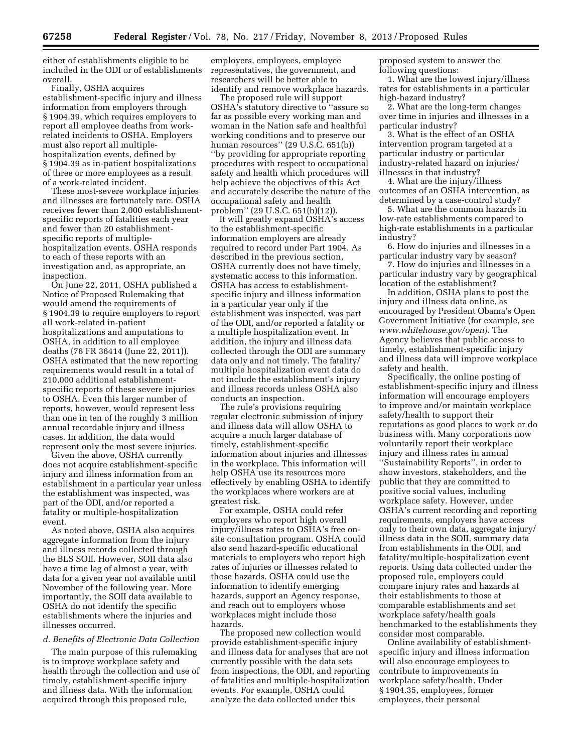either of establishments eligible to be included in the ODI or of establishments overall.

Finally, OSHA acquires establishment-specific injury and illness information from employers through § 1904.39, which requires employers to report all employee deaths from work-related incidents to OSHA. Employers must also report all multiple-hospitalization events, defined by § 1904.39 as in-patient hospitalizations of three or more employees as a result of a work-related incident.

These most-severe workplace injuries and illnesses are fortunately rare. OSHA receives fewer than 2,000 establishment-specific reports of fatalities each year and fewer than 20 establishment-specific reports of multiple-hospitalization events. OSHA responds to each of these reports with an investigation and, as appropriate, an inspection.

On June 22, 2011, OSHA published a Notice of Proposed Rulemaking that would amend the requirements of § 1904.39 to require employers to report all work-related in-patient hospitalizations and amputations to OSHA, in addition to all employee deaths (76 FR 36414 (June 22, 2011)). OSHA estimated that the new reporting requirements would result in a total of 210,000 additional establishment-specific reports of these severe injuries to OSHA. Even this larger number of reports, however, would represent less than one in ten of the roughly 3 million annual recordable injury and illness cases. In addition, the data would represent only the most severe injuries.

Given the above, OSHA currently does not acquire establishment-specific injury and illness information from an establishment in a particular year unless the establishment was inspected, was part of the ODI, and/or reported a fatality or multiple-hospitalization event.

As noted above, OSHA also acquires aggregate information from the injury and illness records collected through the BLS SOII. However, SOII data also have a time lag of almost a year, with data for a given year not available until November of the following year. More importantly, the SOII data available to OSHA do not identify the specific establishments where the injuries and illnesses occurred.

*d. Benefits of Electronic Data Collection*

The main purpose of this rulemaking is to improve workplace safety and health through the collection and use of timely, establishment-specific injury and illness data. With the information acquired through this proposed rule, employers, employees, employee representatives, the government, and researchers will be better able to identify and remove workplace hazards.

The proposed rule will support OSHA's statutory directive to ''assure so far as possible every working man and woman in the Nation safe and healthful working conditions and to preserve our human resources'' (29 U.S.C. 651(b)) ''by providing for appropriate reporting procedures with respect to occupational safety and health which procedures will help achieve the objectives of this Act and accurately describe the nature of the occupational safety and health problem'' (29 U.S.C. 651(b)(12)).

It will greatly expand OSHA's access to the establishment-specific information employers are already required to record under Part 1904. As described in the previous section, OSHA currently does not have timely, systematic access to this information. OSHA has access to establishment-specific injury and illness information in a particular year only if the establishment was inspected, was part of the ODI, and/or reported a fatality or a multiple hospitalization event. In addition, the injury and illness data collected through the ODI are summary data only and not timely. The fatality/multiple hospitalization event data do not include the establishment's injury and illness records unless OSHA also conducts an inspection.

The rule's provisions requiring regular electronic submission of injury and illness data will allow OSHA to acquire a much larger database of timely, establishment-specific information about injuries and illnesses in the workplace. This information will help OSHA use its resources more effectively by enabling OSHA to identify the workplaces where workers are at greatest risk.

For example, OSHA could refer employers who report high overall injury/illness rates to OSHA's free on-site consultation program. OSHA could also send hazard-specific educational materials to employers who report high rates of injuries or illnesses related to those hazards. OSHA could use the information to identify emerging hazards, support an Agency response, and reach out to employers whose workplaces might include those hazards.

The proposed new collection would provide establishment-specific injury and illness data for analyses that are not currently possible with the data sets from inspections, the ODI, and reporting of fatalities and multiple-hospitalization events. For example, OSHA could analyze the data collected under this proposed system to answer the following questions:

1. What are the lowest injury/illness rates for establishments in a particular high-hazard industry?
2. What are the long-term changes over time in injuries and illnesses in a particular industry?
3. What is the effect of an OSHA intervention program targeted at a particular industry or particular industry-related hazard on injuries/illnesses in that industry?
4. What are the injury/illness outcomes of an OSHA intervention, as determined by a case-control study?
5. What are the common hazards in low-rate establishments compared to high-rate establishments in a particular industry?
6. How do injuries and illnesses in a particular industry vary by season?
7. How do injuries and illnesses in a particular industry vary by geographical location of the establishment?

In addition, OSHA plans to post the injury and illness data online, as encouraged by President Obama's Open Government Initiative (for example, see *www.whitehouse.gov/open).* The Agency believes that public access to timely, establishment-specific injury and illness data will improve workplace safety and health.

Specifically, the online posting of establishment-specific injury and illness information will encourage employers to improve and/or maintain workplace safety/health to support their reputations as good places to work or do business with. Many corporations now voluntarily report their workplace injury and illness rates in annual ''Sustainability Reports'', in order to show investors, stakeholders, and the public that they are committed to positive social values, including workplace safety. However, under OSHA's current recording and reporting requirements, employers have access only to their own data, aggregate injury/illness data in the SOII, summary data from establishments in the ODI, and fatality/multiple-hospitalization event reports. Using data collected under the proposed rule, employers could compare injury rates and hazards at their establishments to those at comparable establishments and set workplace safety/health goals benchmarked to the establishments they consider most comparable.

Online availability of establishment-specific injury and illness information will also encourage employees to contribute to improvements in workplace safety/health. Under § 1904.35, employees, former employees, their personal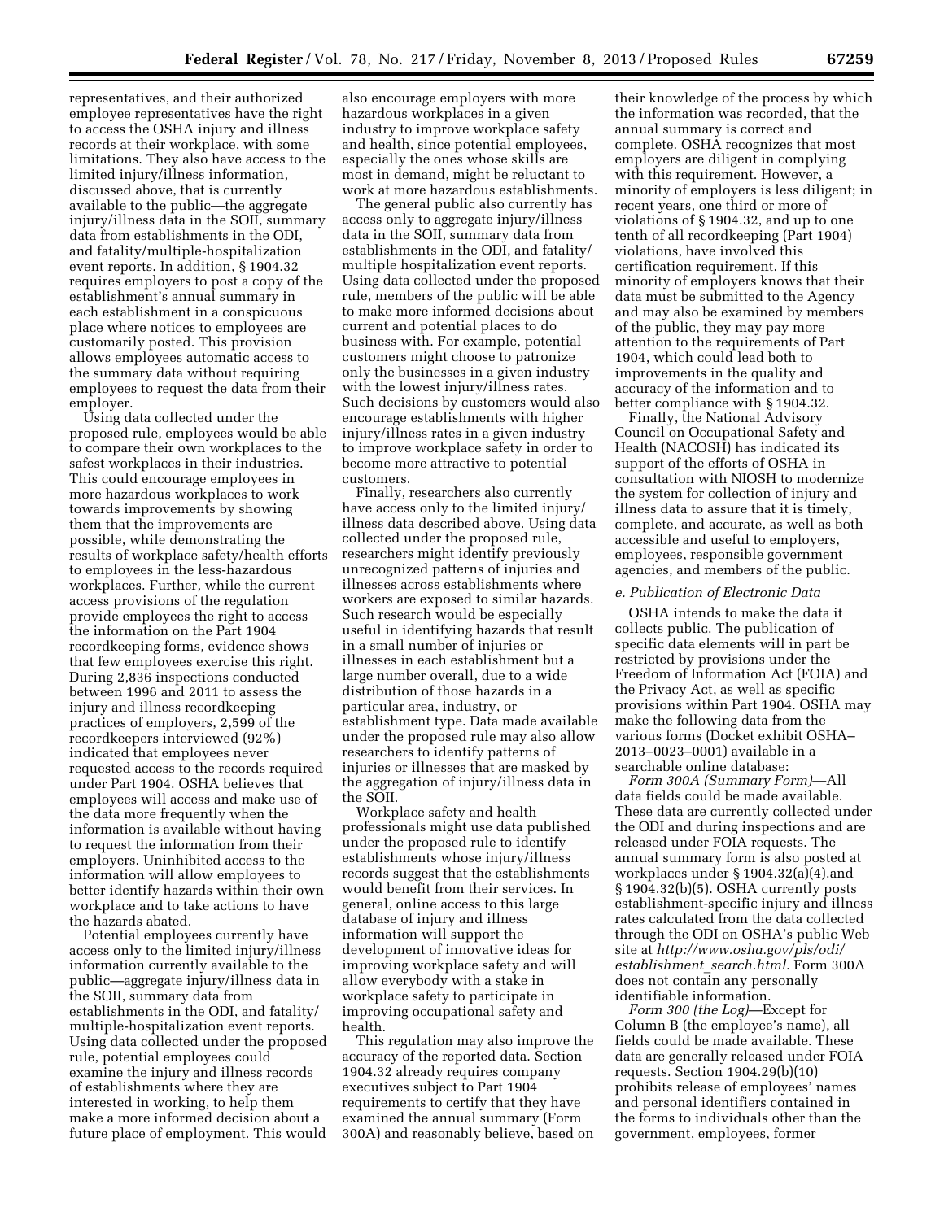representatives, and their authorized employee representatives have the right to access the OSHA injury and illness records at their workplace, with some limitations. They also have access to the limited injury/illness information, discussed above, that is currently available to the public—the aggregate injury/illness data in the SOII, summary data from establishments in the ODI, and fatality/multiple-hospitalization event reports. In addition, § 1904.32 requires employers to post a copy of the establishment's annual summary in each establishment in a conspicuous place where notices to employees are customarily posted. This provision allows employees automatic access to the summary data without requiring employees to request the data from their employer.

Using data collected under the proposed rule, employees would be able to compare their own workplaces to the safest workplaces in their industries. This could encourage employees in more hazardous workplaces to work towards improvements by showing them that the improvements are possible, while demonstrating the results of workplace safety/health efforts to employees in the less-hazardous workplaces. Further, while the current access provisions of the regulation provide employees the right to access the information on the Part 1904 recordkeeping forms, evidence shows that few employees exercise this right. During 2,836 inspections conducted between 1996 and 2011 to assess the injury and illness recordkeeping practices of employers, 2,599 of the recordkeepers interviewed (92%) indicated that employees never requested access to the records required under Part 1904. OSHA believes that employees will access and make use of the data more frequently when the information is available without having to request the information from their employers. Uninhibited access to the information will allow employees to better identify hazards within their own workplace and to take actions to have the hazards abated.

Potential employees currently have access only to the limited injury/illness information currently available to the public—aggregate injury/illness data in the SOII, summary data from establishments in the ODI, and fatality/multiple-hospitalization event reports. Using data collected under the proposed rule, potential employees could examine the injury and illness records of establishments where they are interested in working, to help them make a more informed decision about a future place of employment. This would also encourage employers with more hazardous workplaces in a given industry to improve workplace safety and health, since potential employees, especially the ones whose skills are most in demand, might be reluctant to work at more hazardous establishments.

The general public also currently has access only to aggregate injury/illness data in the SOII, summary data from establishments in the ODI, and fatality/multiple hospitalization event reports. Using data collected under the proposed rule, members of the public will be able to make more informed decisions about current and potential places to do business with. For example, potential customers might choose to patronize only the businesses in a given industry with the lowest injury/illness rates. Such decisions by customers would also encourage establishments with higher injury/illness rates in a given industry to improve workplace safety in order to become more attractive to potential customers.

Finally, researchers also currently have access only to the limited injury/illness data described above. Using data collected under the proposed rule, researchers might identify previously unrecognized patterns of injuries and illnesses across establishments where workers are exposed to similar hazards. Such research would be especially useful in identifying hazards that result in a small number of injuries or illnesses in each establishment but a large number overall, due to a wide distribution of those hazards in a particular area, industry, or establishment type. Data made available under the proposed rule may also allow researchers to identify patterns of injuries or illnesses that are masked by the aggregation of injury/illness data in the SOII.

Workplace safety and health professionals might use data published under the proposed rule to identify establishments whose injury/illness records suggest that the establishments would benefit from their services. In general, online access to this large database of injury and illness information will support the development of innovative ideas for improving workplace safety and will allow everybody with a stake in workplace safety to participate in improving occupational safety and health.

This regulation may also improve the accuracy of the reported data. Section 1904.32 already requires company executives subject to Part 1904 requirements to certify that they have examined the annual summary (Form 300A) and reasonably believe, based on their knowledge of the process by which the information was recorded, that the annual summary is correct and complete. OSHA recognizes that most employers are diligent in complying with this requirement. However, a minority of employers is less diligent; in recent years, one third or more of violations of § 1904.32, and up to one tenth of all recordkeeping (Part 1904) violations, have involved this certification requirement. If this minority of employers knows that their data must be submitted to the Agency and may also be examined by members of the public, they may pay more attention to the requirements of Part 1904, which could lead both to improvements in the quality and accuracy of the information and to better compliance with § 1904.32.

Finally, the National Advisory Council on Occupational Safety and Health (NACOSH) has indicated its support of the efforts of OSHA in consultation with NIOSH to modernize the system for collection of injury and illness data to assure that it is timely, complete, and accurate, as well as both accessible and useful to employers, employees, responsible government agencies, and members of the public.

*e. Publication of Electronic Data*

OSHA intends to make the data it collects public. The publication of specific data elements will in part be restricted by provisions under the Freedom of Information Act (FOIA) and the Privacy Act, as well as specific provisions within Part 1904. OSHA may make the following data from the various forms (Docket exhibit OSHA–2013–0023–0001) available in a searchable online database:

*Form 300A (Summary Form)*—All data fields could be made available. These data are currently collected under the ODI and during inspections and are released under FOIA requests. The annual summary form is also posted at workplaces under § 1904.32(a)(4).and § 1904.32(b)(5). OSHA currently posts establishment-specific injury and illness rates calculated from the data collected through the ODI on OSHA's public Web site at *http://www.osha.gov/pls/odi/establishment_search.html.* Form 300A does not contain any personally identifiable information.

*Form 300 (the Log)*—Except for Column B (the employee's name), all fields could be made available. These data are generally released under FOIA requests. Section 1904.29(b)(10) prohibits release of employees' names and personal identifiers contained in the forms to individuals other than the government, employees, former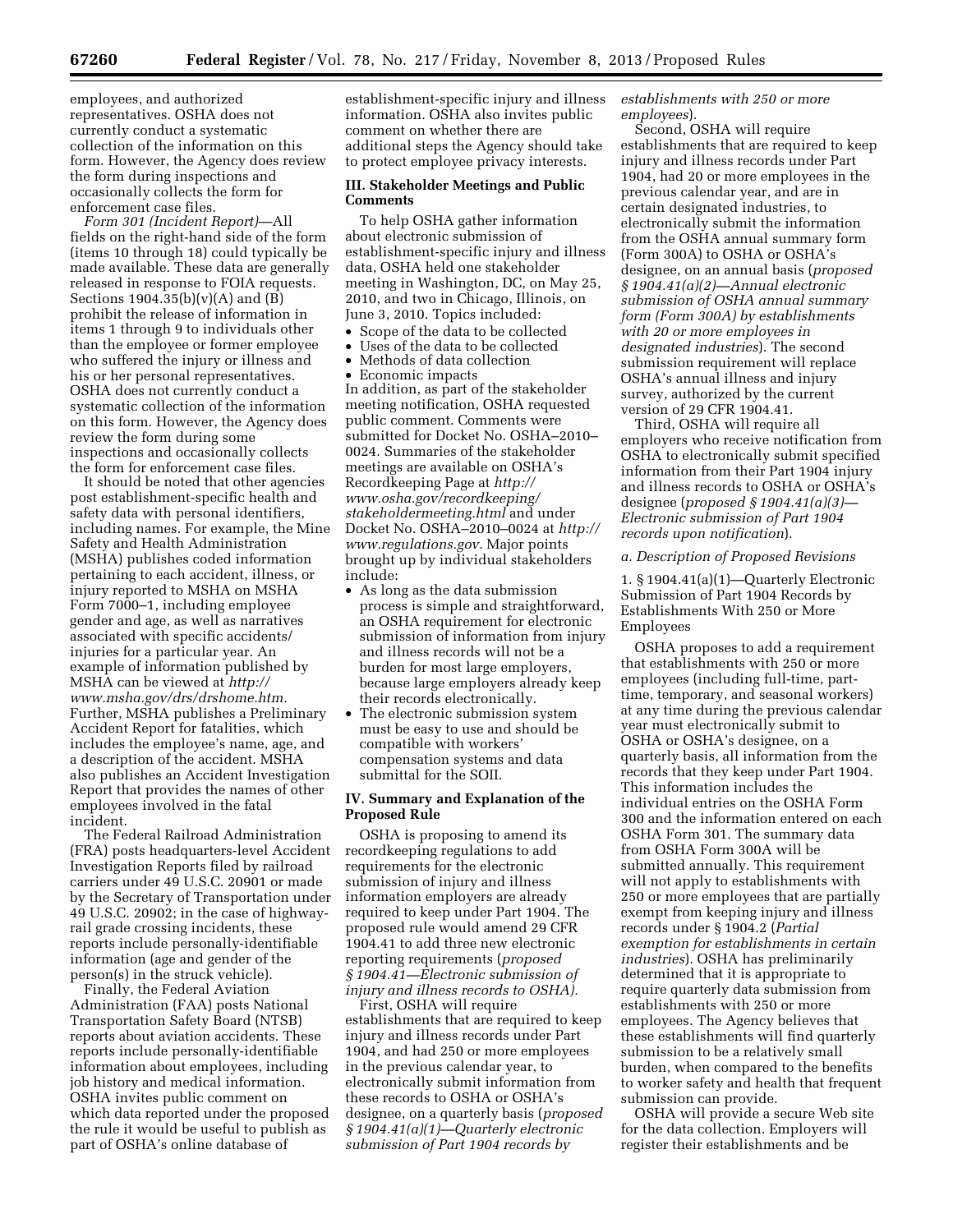employees, and authorized representatives. OSHA does not currently conduct a systematic collection of the information on this form. However, the Agency does review the form during inspections and occasionally collects the form for enforcement case files.

*Form 301 (Incident Report)*—All fields on the right-hand side of the form (items 10 through 18) could typically be made available. These data are generally released in response to FOIA requests. Sections 1904.35(b)(v)(A) and (B) prohibit the release of information in items 1 through 9 to individuals other than the employee or former employee who suffered the injury or illness and his or her personal representatives. OSHA does not currently conduct a systematic collection of the information on this form. However, the Agency does review the form during some inspections and occasionally collects the form for enforcement case files.

It should be noted that other agencies post establishment-specific health and safety data with personal identifiers, including names. For example, the Mine Safety and Health Administration (MSHA) publishes coded information pertaining to each accident, illness, or injury reported to MSHA on MSHA Form 7000–1, including employee gender and age, as well as narratives associated with specific accidents/injuries for a particular year. An example of information published by MSHA can be viewed at *http://www.msha.gov/drs/drshome.htm.* Further, MSHA publishes a Preliminary Accident Report for fatalities, which includes the employee's name, age, and a description of the accident. MSHA also publishes an Accident Investigation Report that provides the names of other employees involved in the fatal incident.

The Federal Railroad Administration (FRA) posts headquarters-level Accident Investigation Reports filed by railroad carriers under 49 U.S.C. 20901 or made by the Secretary of Transportation under 49 U.S.C. 20902; in the case of highway-rail grade crossing incidents, these reports include personally-identifiable information (age and gender of the person(s) in the struck vehicle).

Finally, the Federal Aviation Administration (FAA) posts National Transportation Safety Board (NTSB) reports about aviation accidents. These reports include personally-identifiable information about employees, including job history and medical information. OSHA invites public comment on which data reported under the proposed the rule it would be useful to publish as part of OSHA's online database of establishment-specific injury and illness information. OSHA also invites public comment on whether there are additional steps the Agency should take to protect employee privacy interests.

## III. Stakeholder Meetings and Public Comments

To help OSHA gather information about electronic submission of establishment-specific injury and illness data, OSHA held one stakeholder meeting in Washington, DC, on May 25, 2010, and two in Chicago, Illinois, on June 3, 2010. Topics included:

- Scope of the data to be collected
- Uses of the data to be collected
- Methods of data collection
- Economic impacts

In addition, as part of the stakeholder meeting notification, OSHA requested public comment. Comments were submitted for Docket No. OSHA–2010–0024. Summaries of the stakeholder meetings are available on OSHA's Recordkeeping Page at *http://www.osha.gov/recordkeeping/stakeholdermeeting.html* and under Docket No. OSHA–2010–0024 at *http://www.regulations.gov.* Major points brought up by individual stakeholders include:

- As long as the data submission process is simple and straightforward, an OSHA requirement for electronic submission of information from injury and illness records will not be a burden for most large employers, because large employers already keep their records electronically.
- The electronic submission system must be easy to use and should be compatible with workers' compensation systems and data submittal for the SOII.

## IV. Summary and Explanation of the Proposed Rule

OSHA is proposing to amend its recordkeeping regulations to add requirements for the electronic submission of injury and illness information employers are already required to keep under Part 1904. The proposed rule would amend 29 CFR 1904.41 to add three new electronic reporting requirements (*proposed § 1904.41—Electronic submission of injury and illness records to OSHA).*

First, OSHA will require establishments that are required to keep injury and illness records under Part 1904, and had 250 or more employees in the previous calendar year, to electronically submit information from these records to OSHA or OSHA's designee, on a quarterly basis (*proposed § 1904.41(a)(1)—Quarterly electronic submission of Part 1904 records by establishments with 250 or more employees*).

Second, OSHA will require establishments that are required to keep injury and illness records under Part 1904, had 20 or more employees in the previous calendar year, and are in certain designated industries, to electronically submit the information from the OSHA annual summary form (Form 300A) to OSHA or OSHA's designee, on an annual basis (*proposed § 1904.41(a)(2)—Annual electronic submission of OSHA annual summary form (Form 300A) by establishments with 20 or more employees in designated industries*). The second submission requirement will replace OSHA's annual illness and injury survey, authorized by the current version of 29 CFR 1904.41.

Third, OSHA will require all employers who receive notification from OSHA to electronically submit specified information from their Part 1904 injury and illness records to OSHA or OSHA's designee (*proposed § 1904.41(a)(3)—Electronic submission of Part 1904 records upon notification*).

### *a. Description of Proposed Revisions*

#### 1. § 1904.41(a)(1)—Quarterly Electronic Submission of Part 1904 Records by Establishments With 250 or More Employees

OSHA proposes to add a requirement that establishments with 250 or more employees (including full-time, part-time, temporary, and seasonal workers) at any time during the previous calendar year must electronically submit to OSHA or OSHA's designee, on a quarterly basis, all information from the records that they keep under Part 1904. This information includes the individual entries on the OSHA Form 300 and the information entered on each OSHA Form 301. The summary data from OSHA Form 300A will be submitted annually. This requirement will not apply to establishments with 250 or more employees that are partially exempt from keeping injury and illness records under § 1904.2 (*Partial exemption for establishments in certain industries*). OSHA has preliminarily determined that it is appropriate to require quarterly data submission from establishments with 250 or more employees. The Agency believes that these establishments will find quarterly submission to be a relatively small burden, when compared to the benefits to worker safety and health that frequent submission can provide.

OSHA will provide a secure Web site for the data collection. Employers will register their establishments and be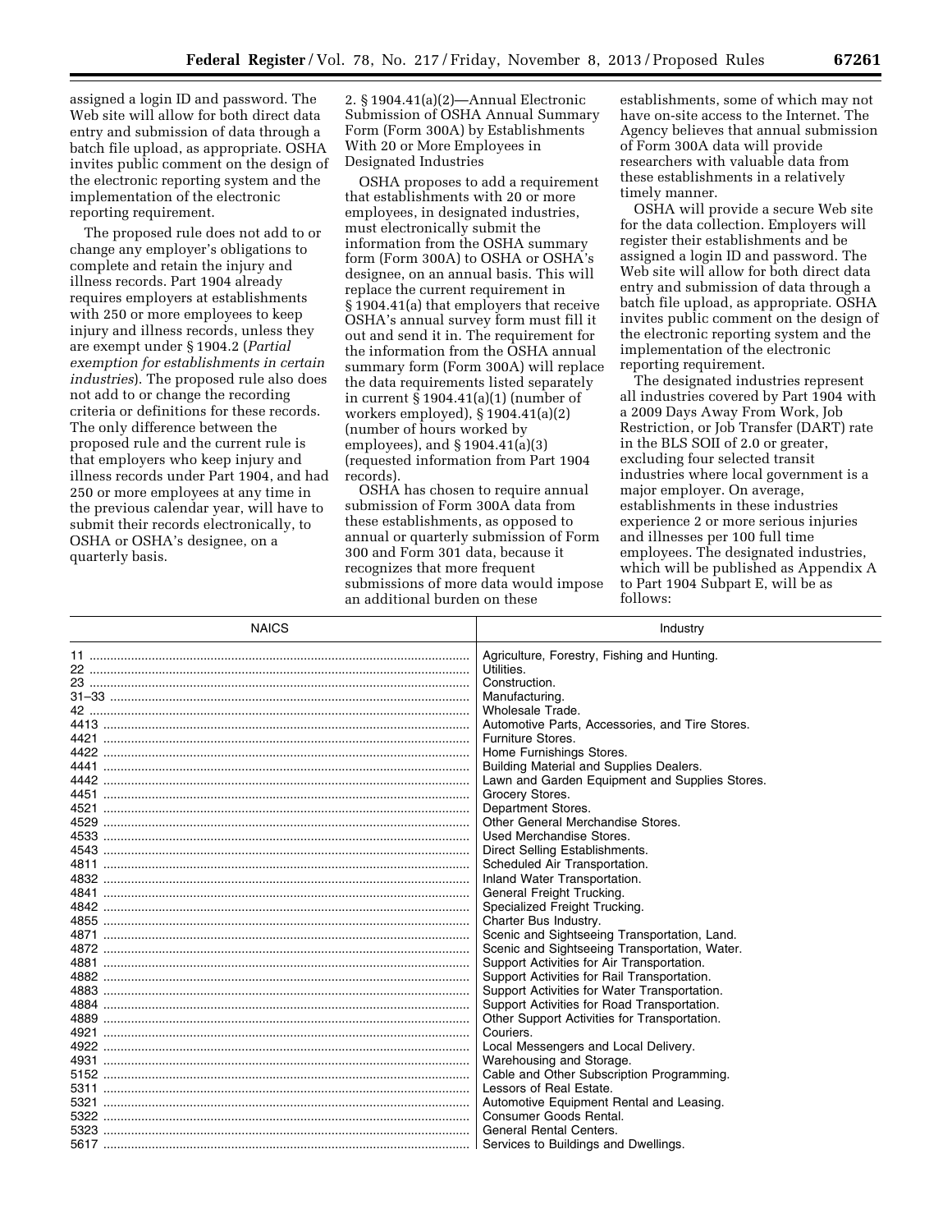assigned a login ID and password. The Web site will allow for both direct data entry and submission of data through a batch file upload, as appropriate. OSHA invites public comment on the design of the electronic reporting system and the implementation of the electronic reporting requirement.

The proposed rule does not add to or change any employer's obligations to complete and retain the injury and illness records. Part 1904 already requires employers at establishments with 250 or more employees to keep injury and illness records, unless they are exempt under § 1904.2 (*Partial exemption for establishments in certain industries*). The proposed rule also does not add to or change the recording criteria or definitions for these records. The only difference between the proposed rule and the current rule is that employers who keep injury and illness records under Part 1904, and had 250 or more employees at any time in the previous calendar year, will have to submit their records electronically, to OSHA or OSHA's designee, on a quarterly basis.

2. § 1904.41(a)(2)—Annual Electronic Submission of OSHA Annual Summary Form (Form 300A) by Establishments With 20 or More Employees in Designated Industries

OSHA proposes to add a requirement that establishments with 20 or more employees, in designated industries, must electronically submit the information from the OSHA summary form (Form 300A) to OSHA or OSHA's designee, on an annual basis. This will replace the current requirement in § 1904.41(a) that employers that receive OSHA's annual survey form must fill it out and send it in. The requirement for the information from the OSHA annual summary form (Form 300A) will replace the data requirements listed separately in current § 1904.41(a)(1) (number of workers employed), § 1904.41(a)(2) (number of hours worked by employees), and § 1904.41(a)(3) (requested information from Part 1904 records).

OSHA has chosen to require annual submission of Form 300A data from these establishments, as opposed to annual or quarterly submission of Form 300 and Form 301 data, because it recognizes that more frequent submissions of more data would impose an additional burden on these establishments, some of which may not have on-site access to the Internet. The Agency believes that annual submission of Form 300A data will provide researchers with valuable data from these establishments in a relatively timely manner.

OSHA will provide a secure Web site for the data collection. Employers will register their establishments and be assigned a login ID and password. The Web site will allow for both direct data entry and submission of data through a batch file upload, as appropriate. OSHA invites public comment on the design of the electronic reporting system and the implementation of the electronic reporting requirement.

The designated industries represent all industries covered by Part 1904 with a 2009 Days Away From Work, Job Restriction, or Job Transfer (DART) rate in the BLS SOII of 2.0 or greater, excluding four selected transit industries where local government is a major employer. On average, establishments in these industries experience 2 or more serious injuries and illnesses per 100 full time employees. The designated industries, which will be published as Appendix A to Part 1904 Subpart E, will be as follows:

| NAICS | Industry |
|---|---|
| 11 | Agriculture, Forestry, Fishing and Hunting. |
| 22 | Utilities. |
| 23 | Construction. |
| 31–33 | Manufacturing. |
| 42 | Wholesale Trade. |
| 4413 | Automotive Parts, Accessories, and Tire Stores. |
| 4421 | Furniture Stores. |
| 4422 | Home Furnishings Stores. |
| 4441 | Building Material and Supplies Dealers. |
| 4442 | Lawn and Garden Equipment and Supplies Stores. |
| 4451 | Grocery Stores. |
| 4521 | Department Stores. |
| 4529 | Other General Merchandise Stores. |
| 4533 | Used Merchandise Stores. |
| 4543 | Direct Selling Establishments. |
| 4811 | Scheduled Air Transportation. |
| 4832 | Inland Water Transportation. |
| 4841 | General Freight Trucking. |
| 4842 | Specialized Freight Trucking. |
| 4855 | Charter Bus Industry. |
| 4871 | Scenic and Sightseeing Transportation, Land. |
| 4872 | Scenic and Sightseeing Transportation, Water. |
| 4881 | Support Activities for Air Transportation. |
| 4882 | Support Activities for Rail Transportation. |
| 4883 | Support Activities for Water Transportation. |
| 4884 | Support Activities for Road Transportation. |
| 4889 | Other Support Activities for Transportation. |
| 4921 | Couriers. |
| 4922 | Local Messengers and Local Delivery. |
| 4931 | Warehousing and Storage. |
| 5152 | Cable and Other Subscription Programming. |
| 5311 | Lessors of Real Estate. |
| 5321 | Automotive Equipment Rental and Leasing. |
| 5322 | Consumer Goods Rental. |
| 5323 | General Rental Centers. |
| 5617 | Services to Buildings and Dwellings. |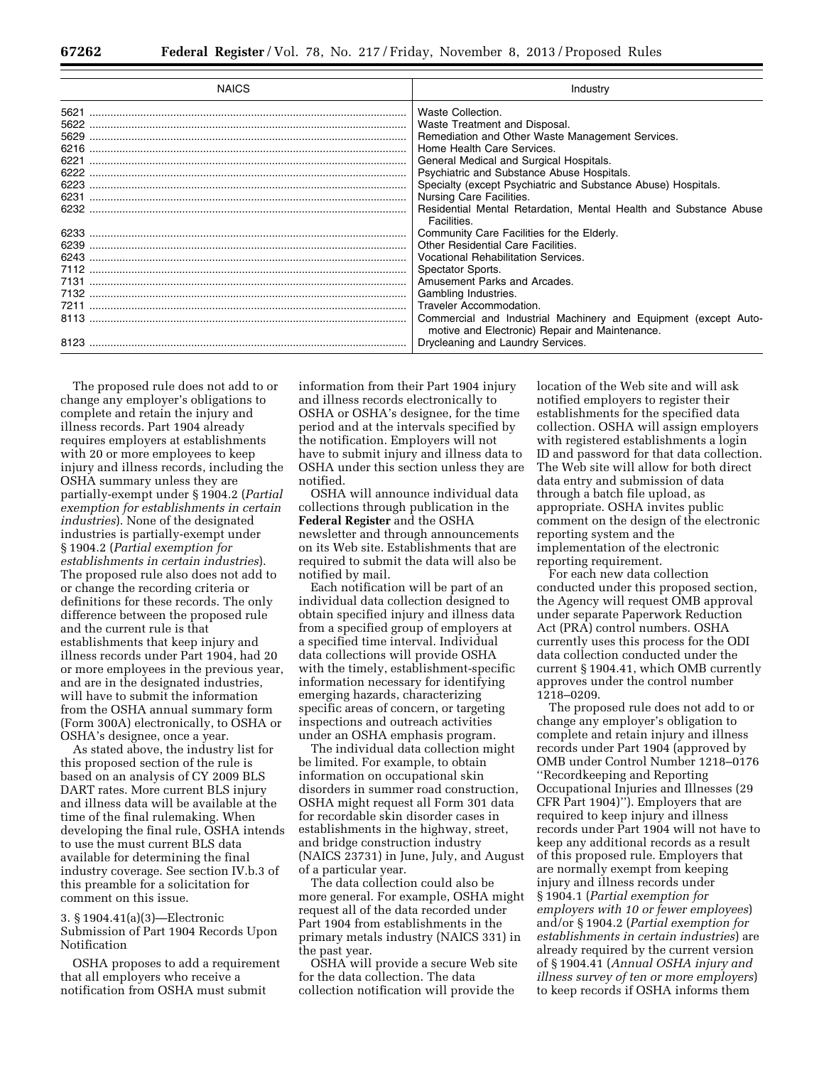| NAICS | Industry |
|---|---|
| 5621 | Waste Collection. |
| 5622 | Waste Treatment and Disposal. |
| 5629 | Remediation and Other Waste Management Services. |
| 6216 | Home Health Care Services. |
| 6221 | General Medical and Surgical Hospitals. |
| 6222 | Psychiatric and Substance Abuse Hospitals. |
| 6223 | Specialty (except Psychiatric and Substance Abuse) Hospitals. |
| 6231 | Nursing Care Facilities. |
| 6232 | Residential Mental Retardation, Mental Health and Substance Abuse Facilities. |
| 6233 | Community Care Facilities for the Elderly. |
| 6239 | Other Residential Care Facilities. |
| 6243 | Vocational Rehabilitation Services. |
| 7112 | Spectator Sports. |
| 7131 | Amusement Parks and Arcades. |
| 7132 | Gambling Industries. |
| 7211 | Traveler Accommodation. |
| 8113 | Commercial and Industrial Machinery and Equipment (except Automotive and Electronic) Repair and Maintenance. |
| 8123 | Drycleaning and Laundry Services. |

The proposed rule does not add to or change any employer's obligations to complete and retain the injury and illness records. Part 1904 already requires employers at establishments with 20 or more employees to keep injury and illness records, including the OSHA summary unless they are partially-exempt under § 1904.2 (*Partial exemption for establishments in certain industries*). None of the designated industries is partially-exempt under § 1904.2 (*Partial exemption for establishments in certain industries*). The proposed rule also does not add to or change the recording criteria or definitions for these records. The only difference between the proposed rule and the current rule is that establishments that keep injury and illness records under Part 1904, had 20 or more employees in the previous year, and are in the designated industries, will have to submit the information from the OSHA annual summary form (Form 300A) electronically, to OSHA or OSHA's designee, once a year.

As stated above, the industry list for this proposed section of the rule is based on an analysis of CY 2009 BLS DART rates. More current BLS injury and illness data will be available at the time of the final rulemaking. When developing the final rule, OSHA intends to use the must current BLS data available for determining the final industry coverage. See section IV.b.3 of this preamble for a solicitation for comment on this issue.

### 3. § 1904.41(a)(3)—Electronic Submission of Part 1904 Records Upon Notification

OSHA proposes to add a requirement that all employers who receive a notification from OSHA must submit information from their Part 1904 injury and illness records electronically to OSHA or OSHA's designee, for the time period and at the intervals specified by the notification. Employers will not have to submit injury and illness data to OSHA under this section unless they are notified.

OSHA will announce individual data collections through publication in the **Federal Register** and the OSHA newsletter and through announcements on its Web site. Establishments that are required to submit the data will also be notified by mail.

Each notification will be part of an individual data collection designed to obtain specified injury and illness data from a specified group of employers at a specified time interval. Individual data collections will provide OSHA with the timely, establishment-specific information necessary for identifying emerging hazards, characterizing specific areas of concern, or targeting inspections and outreach activities under an OSHA emphasis program.

The individual data collection might be limited. For example, to obtain information on occupational skin disorders in summer road construction, OSHA might request all Form 301 data for recordable skin disorder cases in establishments in the highway, street, and bridge construction industry (NAICS 23731) in June, July, and August of a particular year.

The data collection could also be more general. For example, OSHA might request all of the data recorded under Part 1904 from establishments in the primary metals industry (NAICS 331) in the past year.

OSHA will provide a secure Web site for the data collection. The data collection notification will provide the location of the Web site and will ask notified employers to register their establishments for the specified data collection. OSHA will assign employers with registered establishments a login ID and password for that data collection. The Web site will allow for both direct data entry and submission of data through a batch file upload, as appropriate. OSHA invites public comment on the design of the electronic reporting system and the implementation of the electronic reporting requirement.

For each new data collection conducted under this proposed section, the Agency will request OMB approval under separate Paperwork Reduction Act (PRA) control numbers. OSHA currently uses this process for the ODI data collection conducted under the current § 1904.41, which OMB currently approves under the control number 1218–0209.

The proposed rule does not add to or change any employer's obligation to complete and retain injury and illness records under Part 1904 (approved by OMB under Control Number 1218–0176 ''Recordkeeping and Reporting Occupational Injuries and Illnesses (29 CFR Part 1904)''). Employers that are required to keep injury and illness records under Part 1904 will not have to keep any additional records as a result of this proposed rule. Employers that are normally exempt from keeping injury and illness records under § 1904.1 (*Partial exemption for employers with 10 or fewer employees*) and/or § 1904.2 (*Partial exemption for establishments in certain industries*) are already required by the current version of § 1904.41 (*Annual OSHA injury and illness survey of ten or more employers*) to keep records if OSHA informs them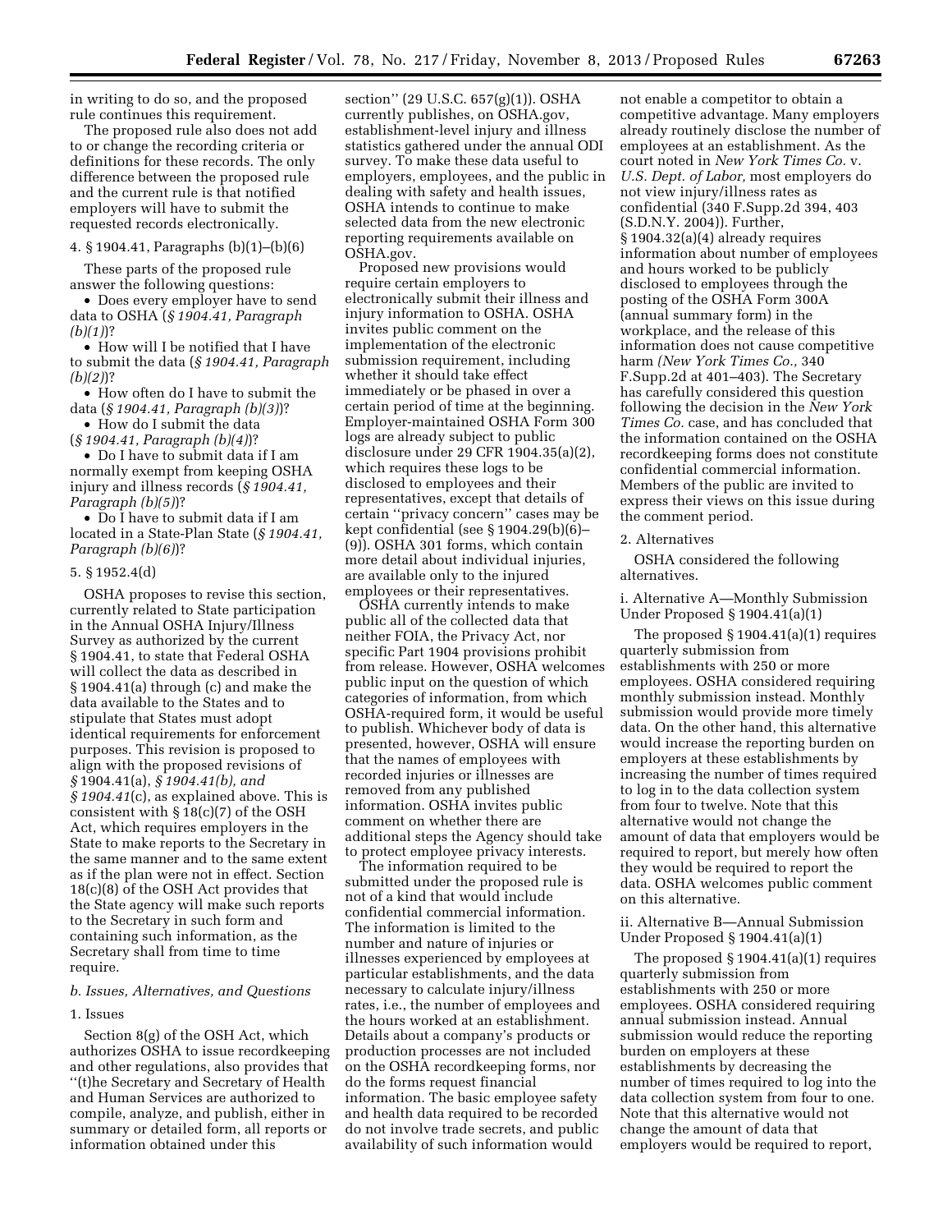in writing to do so, and the proposed rule continues this requirement.

The proposed rule also does not add to or change the recording criteria or definitions for these records. The only difference between the proposed rule and the current rule is that notified employers will have to submit the requested records electronically.

4. § 1904.41, Paragraphs (b)(1)–(b)(6)

These parts of the proposed rule answer the following questions:

- Does every employer have to send data to OSHA (*§ 1904.41, Paragraph (b)(1)*)?
- How will I be notified that I have to submit the data (*§ 1904.41, Paragraph (b)(2)*)?
- How often do I have to submit the data (*§ 1904.41, Paragraph (b)(3)*)?
- How do I submit the data (*§ 1904.41, Paragraph (b)(4)*)?
- Do I have to submit data if I am normally exempt from keeping OSHA injury and illness records (*§ 1904.41, Paragraph (b)(5)*)?
- Do I have to submit data if I am located in a State-Plan State (*§ 1904.41, Paragraph (b)(6)*)?

5. § 1952.4(d)

OSHA proposes to revise this section, currently related to State participation in the Annual OSHA Injury/Illness Survey as authorized by the current § 1904.41, to state that Federal OSHA will collect the data as described in § 1904.41(a) through (c) and make the data available to the States and to stipulate that States must adopt identical requirements for enforcement purposes. This revision is proposed to align with the proposed revisions of *§* 1904.41(a), *§ 1904.41(b), and § 1904.41*(c), as explained above. This is consistent with § 18(c)(7) of the OSH Act, which requires employers in the State to make reports to the Secretary in the same manner and to the same extent as if the plan were not in effect. Section 18(c)(8) of the OSH Act provides that the State agency will make such reports to the Secretary in such form and containing such information, as the Secretary shall from time to time require.

*b. Issues, Alternatives, and Questions*

1. Issues

Section 8(g) of the OSH Act, which authorizes OSHA to issue recordkeeping and other regulations, also provides that ''(t)he Secretary and Secretary of Health and Human Services are authorized to compile, analyze, and publish, either in summary or detailed form, all reports or information obtained under this section'' (29 U.S.C. 657(g)(1)). OSHA currently publishes, on OSHA.gov, establishment-level injury and illness statistics gathered under the annual ODI survey. To make these data useful to employers, employees, and the public in dealing with safety and health issues, OSHA intends to continue to make selected data from the new electronic reporting requirements available on OSHA.gov.

Proposed new provisions would require certain employers to electronically submit their illness and injury information to OSHA. OSHA invites public comment on the implementation of the electronic submission requirement, including whether it should take effect immediately or be phased in over a certain period of time at the beginning. Employer-maintained OSHA Form 300 logs are already subject to public disclosure under 29 CFR 1904.35(a)(2), which requires these logs to be disclosed to employees and their representatives, except that details of certain ''privacy concern'' cases may be kept confidential (see § 1904.29(b)(6)–(9)). OSHA 301 forms, which contain more detail about individual injuries, are available only to the injured employees or their representatives.

OSHA currently intends to make public all of the collected data that neither FOIA, the Privacy Act, nor specific Part 1904 provisions prohibit from release. However, OSHA welcomes public input on the question of which categories of information, from which OSHA-required form, it would be useful to publish. Whichever body of data is presented, however, OSHA will ensure that the names of employees with recorded injuries or illnesses are removed from any published information. OSHA invites public comment on whether there are additional steps the Agency should take to protect employee privacy interests.

The information required to be submitted under the proposed rule is not of a kind that would include confidential commercial information. The information is limited to the number and nature of injuries or illnesses experienced by employees at particular establishments, and the data necessary to calculate injury/illness rates, i.e., the number of employees and the hours worked at an establishment. Details about a company's products or production processes are not included on the OSHA recordkeeping forms, nor do the forms request financial information. The basic employee safety and health data required to be recorded do not involve trade secrets, and public availability of such information would not enable a competitor to obtain a competitive advantage. Many employers already routinely disclose the number of employees at an establishment. As the court noted in *New York Times Co.* v. *U.S. Dept. of Labor,* most employers do not view injury/illness rates as confidential (340 F.Supp.2d 394, 403 (S.D.N.Y. 2004)). Further, § 1904.32(a)(4) already requires information about number of employees and hours worked to be publicly disclosed to employees through the posting of the OSHA Form 300A (annual summary form) in the workplace, and the release of this information does not cause competitive harm *(New York Times Co.,* 340 F.Supp.2d at 401–403). The Secretary has carefully considered this question following the decision in the *New York Times Co.* case, and has concluded that the information contained on the OSHA recordkeeping forms does not constitute confidential commercial information. Members of the public are invited to express their views on this issue during the comment period.

2. Alternatives

OSHA considered the following alternatives.

i. Alternative A—Monthly Submission Under Proposed § 1904.41(a)(1)

The proposed § 1904.41(a)(1) requires quarterly submission from establishments with 250 or more employees. OSHA considered requiring monthly submission instead. Monthly submission would provide more timely data. On the other hand, this alternative would increase the reporting burden on employers at these establishments by increasing the number of times required to log in to the data collection system from four to twelve. Note that this alternative would not change the amount of data that employers would be required to report, but merely how often they would be required to report the data. OSHA welcomes public comment on this alternative.

ii. Alternative B—Annual Submission Under Proposed § 1904.41(a)(1)

The proposed § 1904.41(a)(1) requires quarterly submission from establishments with 250 or more employees. OSHA considered requiring annual submission instead. Annual submission would reduce the reporting burden on employers at these establishments by decreasing the number of times required to log into the data collection system from four to one. Note that this alternative would not change the amount of data that employers would be required to report,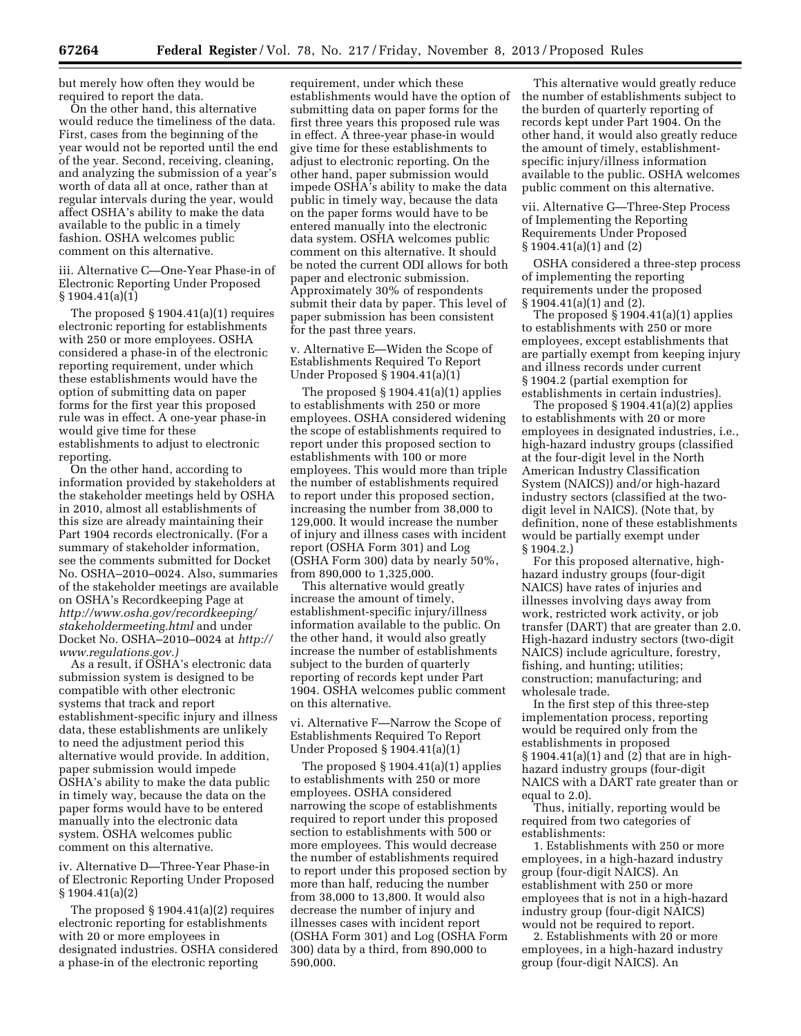but merely how often they would be required to report the data.

On the other hand, this alternative would reduce the timeliness of the data. First, cases from the beginning of the year would not be reported until the end of the year. Second, receiving, cleaning, and analyzing the submission of a year's worth of data all at once, rather than at regular intervals during the year, would affect OSHA's ability to make the data available to the public in a timely fashion. OSHA welcomes public comment on this alternative.

iii. Alternative C—One-Year Phase-in of Electronic Reporting Under Proposed § 1904.41(a)(1)

The proposed § 1904.41(a)(1) requires electronic reporting for establishments with 250 or more employees. OSHA considered a phase-in of the electronic reporting requirement, under which these establishments would have the option of submitting data on paper forms for the first year this proposed rule was in effect. A one-year phase-in would give time for these establishments to adjust to electronic reporting.

On the other hand, according to information provided by stakeholders at the stakeholder meetings held by OSHA in 2010, almost all establishments of this size are already maintaining their Part 1904 records electronically. (For a summary of stakeholder information, see the comments submitted for Docket No. OSHA–2010–0024. Also, summaries of the stakeholder meetings are available on OSHA's Recordkeeping Page at *http://www.osha.gov/recordkeeping/stakeholdermeeting.html* and under Docket No. OSHA–2010–0024 at *http://www.regulations.gov.)*

As a result, if OSHA's electronic data submission system is designed to be compatible with other electronic systems that track and report establishment-specific injury and illness data, these establishments are unlikely to need the adjustment period this alternative would provide. In addition, paper submission would impede OSHA's ability to make the data public in timely way, because the data on the paper forms would have to be entered manually into the electronic data system. OSHA welcomes public comment on this alternative.

iv. Alternative D—Three-Year Phase-in of Electronic Reporting Under Proposed § 1904.41(a)(2)

The proposed § 1904.41(a)(2) requires electronic reporting for establishments with 20 or more employees in designated industries. OSHA considered a phase-in of the electronic reporting requirement, under which these establishments would have the option of submitting data on paper forms for the first three years this proposed rule was in effect. A three-year phase-in would give time for these establishments to adjust to electronic reporting. On the other hand, paper submission would impede OSHA's ability to make the data public in timely way, because the data on the paper forms would have to be entered manually into the electronic data system. OSHA welcomes public comment on this alternative. It should be noted the current ODI allows for both paper and electronic submission. Approximately 30% of respondents submit their data by paper. This level of paper submission has been consistent for the past three years.

v. Alternative E—Widen the Scope of Establishments Required To Report Under Proposed § 1904.41(a)(1)

The proposed § 1904.41(a)(1) applies to establishments with 250 or more employees. OSHA considered widening the scope of establishments required to report under this proposed section to establishments with 100 or more employees. This would more than triple the number of establishments required to report under this proposed section, increasing the number from 38,000 to 129,000. It would increase the number of injury and illness cases with incident report (OSHA Form 301) and Log (OSHA Form 300) data by nearly 50%, from 890,000 to 1,325,000.

This alternative would greatly increase the amount of timely, establishment-specific injury/illness information available to the public. On the other hand, it would also greatly increase the number of establishments subject to the burden of quarterly reporting of records kept under Part 1904. OSHA welcomes public comment on this alternative.

vi. Alternative F—Narrow the Scope of Establishments Required To Report Under Proposed § 1904.41(a)(1)

The proposed § 1904.41(a)(1) applies to establishments with 250 or more employees. OSHA considered narrowing the scope of establishments required to report under this proposed section to establishments with 500 or more employees. This would decrease the number of establishments required to report under this proposed section by more than half, reducing the number from 38,000 to 13,800. It would also decrease the number of injury and illnesses cases with incident report (OSHA Form 301) and Log (OSHA Form 300) data by a third, from 890,000 to 590,000.

This alternative would greatly reduce the number of establishments subject to the burden of quarterly reporting of records kept under Part 1904. On the other hand, it would also greatly reduce the amount of timely, establishment-specific injury/illness information available to the public. OSHA welcomes public comment on this alternative.

vii. Alternative G—Three-Step Process of Implementing the Reporting Requirements Under Proposed § 1904.41(a)(1) and (2)

OSHA considered a three-step process of implementing the reporting requirements under the proposed § 1904.41(a)(1) and (2).

The proposed § 1904.41(a)(1) applies to establishments with 250 or more employees, except establishments that are partially exempt from keeping injury and illness records under current § 1904.2 (partial exemption for establishments in certain industries).

The proposed § 1904.41(a)(2) applies to establishments with 20 or more employees in designated industries, i.e., high-hazard industry groups (classified at the four-digit level in the North American Industry Classification System (NAICS)) and/or high-hazard industry sectors (classified at the two-digit level in NAICS). (Note that, by definition, none of these establishments would be partially exempt under § 1904.2.)

For this proposed alternative, high-hazard industry groups (four-digit NAICS) have rates of injuries and illnesses involving days away from work, restricted work activity, or job transfer (DART) that are greater than 2.0. High-hazard industry sectors (two-digit NAICS) include agriculture, forestry, fishing, and hunting; utilities; construction; manufacturing; and wholesale trade.

In the first step of this three-step implementation process, reporting would be required only from the establishments in proposed § 1904.41(a)(1) and (2) that are in high-hazard industry groups (four-digit NAICS with a DART rate greater than or equal to 2.0).

Thus, initially, reporting would be required from two categories of establishments:

1. Establishments with 250 or more employees, in a high-hazard industry group (four-digit NAICS). An establishment with 250 or more employees that is not in a high-hazard industry group (four-digit NAICS) would not be required to report.

2. Establishments with 20 or more employees, in a high-hazard industry group (four-digit NAICS). An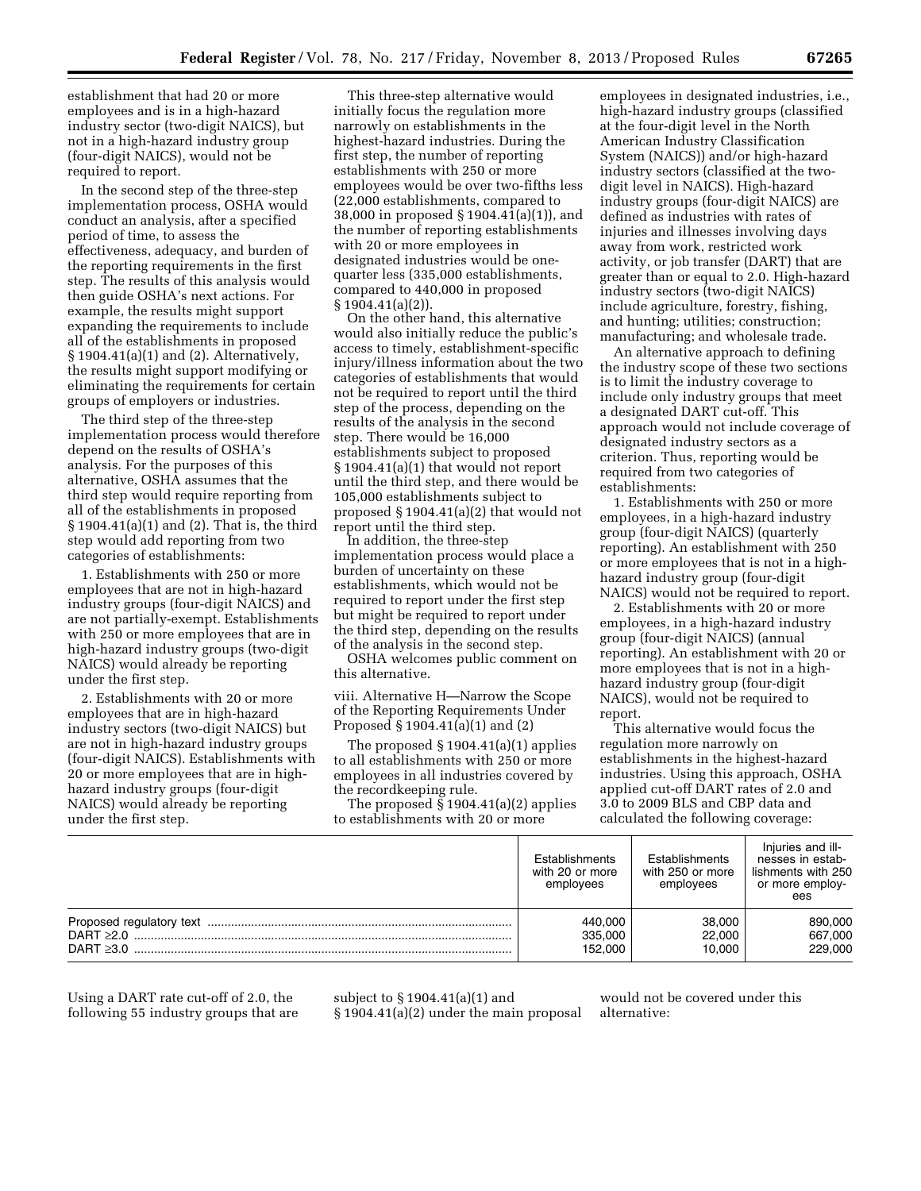establishment that had 20 or more employees and is in a high-hazard industry sector (two-digit NAICS), but not in a high-hazard industry group (four-digit NAICS), would not be required to report.

In the second step of the three-step implementation process, OSHA would conduct an analysis, after a specified period of time, to assess the effectiveness, adequacy, and burden of the reporting requirements in the first step. The results of this analysis would then guide OSHA's next actions. For example, the results might support expanding the requirements to include all of the establishments in proposed § 1904.41(a)(1) and (2). Alternatively, the results might support modifying or eliminating the requirements for certain groups of employers or industries.

The third step of the three-step implementation process would therefore depend on the results of OSHA's analysis. For the purposes of this alternative, OSHA assumes that the third step would require reporting from all of the establishments in proposed § 1904.41(a)(1) and (2). That is, the third step would add reporting from two categories of establishments:

1. Establishments with 250 or more employees that are not in high-hazard industry groups (four-digit NAICS) and are not partially-exempt. Establishments with 250 or more employees that are in high-hazard industry groups (two-digit NAICS) would already be reporting under the first step.

2. Establishments with 20 or more employees that are in high-hazard industry sectors (two-digit NAICS) but are not in high-hazard industry groups (four-digit NAICS). Establishments with 20 or more employees that are in high-hazard industry groups (four-digit NAICS) would already be reporting under the first step.

This three-step alternative would initially focus the regulation more narrowly on establishments in the highest-hazard industries. During the first step, the number of reporting establishments with 250 or more employees would be over two-fifths less (22,000 establishments, compared to 38,000 in proposed § 1904.41(a)(1)), and the number of reporting establishments with 20 or more employees in designated industries would be one-quarter less (335,000 establishments, compared to 440,000 in proposed § 1904.41(a)(2)).

On the other hand, this alternative would also initially reduce the public's access to timely, establishment-specific injury/illness information about the two categories of establishments that would not be required to report until the third step of the process, depending on the results of the analysis in the second step. There would be 16,000 establishments subject to proposed § 1904.41(a)(1) that would not report until the third step, and there would be 105,000 establishments subject to proposed § 1904.41(a)(2) that would not report until the third step.

In addition, the three-step implementation process would place a burden of uncertainty on these establishments, which would not be required to report under the first step but might be required to report under the third step, depending on the results of the analysis in the second step.

OSHA welcomes public comment on this alternative.

viii. Alternative H—Narrow the Scope of the Reporting Requirements Under Proposed § 1904.41(a)(1) and (2)

The proposed § 1904.41(a)(1) applies to all establishments with 250 or more employees in all industries covered by the recordkeeping rule.

The proposed § 1904.41(a)(2) applies to establishments with 20 or more employees in designated industries, i.e., high-hazard industry groups (classified at the four-digit level in the North American Industry Classification System (NAICS)) and/or high-hazard industry sectors (classified at the two-digit level in NAICS). High-hazard industry groups (four-digit NAICS) are defined as industries with rates of injuries and illnesses involving days away from work, restricted work activity, or job transfer (DART) that are greater than or equal to 2.0. High-hazard industry sectors (two-digit NAICS) include agriculture, forestry, fishing, and hunting; utilities; construction; manufacturing; and wholesale trade.

An alternative approach to defining the industry scope of these two sections is to limit the industry coverage to include only industry groups that meet a designated DART cut-off. This approach would not include coverage of designated industry sectors as a criterion. Thus, reporting would be required from two categories of establishments:

1. Establishments with 250 or more employees, in a high-hazard industry group (four-digit NAICS) (quarterly reporting). An establishment with 250 or more employees that is not in a high-hazard industry group (four-digit NAICS) would not be required to report.

2. Establishments with 20 or more employees, in a high-hazard industry group (four-digit NAICS) (annual reporting). An establishment with 20 or more employees that is not in a high-hazard industry group (four-digit NAICS), would not be required to report.

This alternative would focus the regulation more narrowly on establishments in the highest-hazard industries. Using this approach, OSHA applied cut-off DART rates of 2.0 and 3.0 to 2009 BLS and CBP data and calculated the following coverage:

| | Establishments with 20 or more employees | Establishments with 250 or more employees | Injuries and illnesses in establishments with 250 or more employees |
|---|---|---|---|
| Proposed regulatory text | 440,000 | 38,000 | 890,000 |
| DART ≥2.0 | 335,000 | 22,000 | 667,000 |
| DART ≥3.0 | 152,000 | 10,000 | 229,000 |

Using a DART rate cut-off of 2.0, the following 55 industry groups that are subject to § 1904.41(a)(1) and § 1904.41(a)(2) under the main proposal would not be covered under this alternative: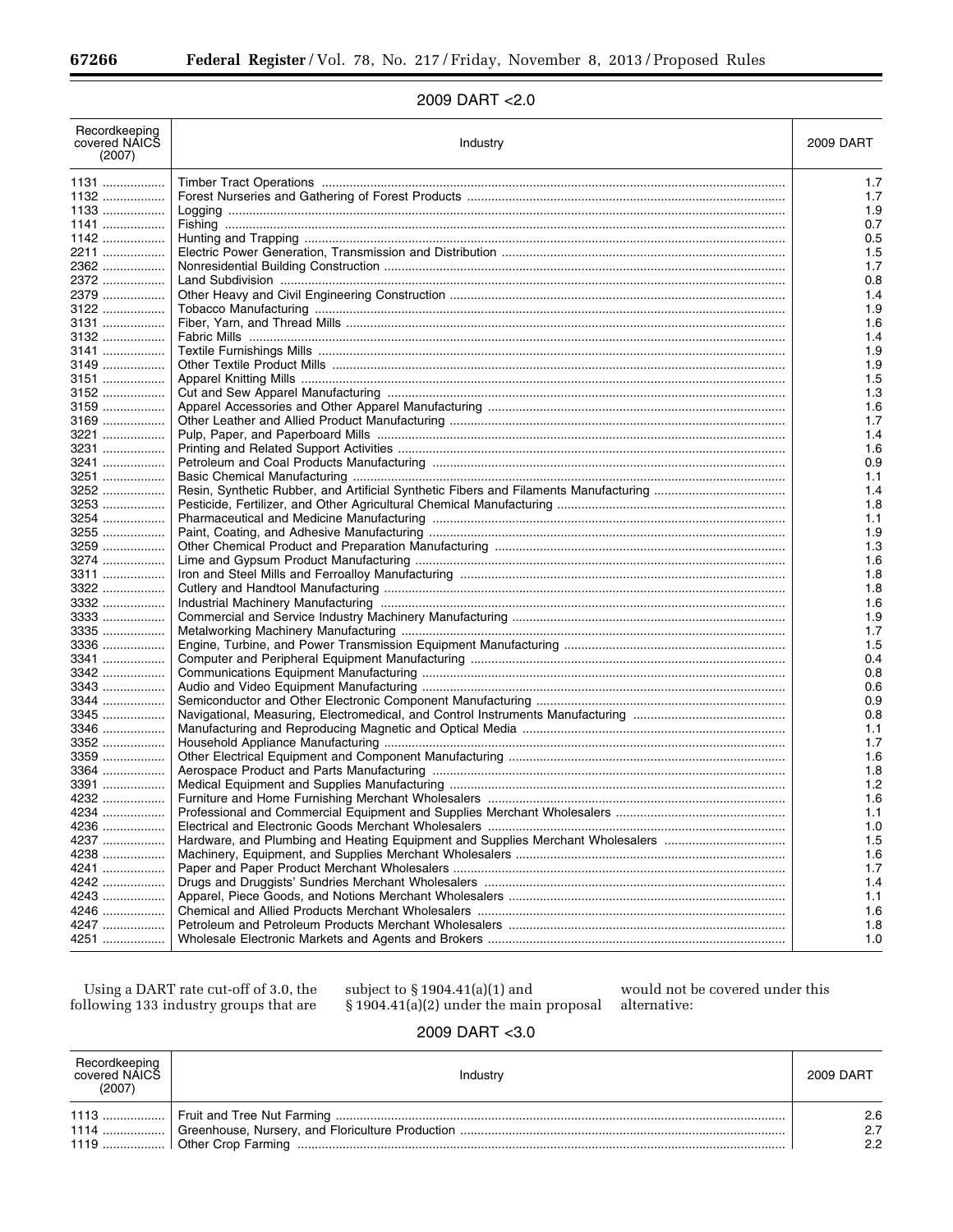## 2009 DART <2.0

| Recordkeeping covered NAICS (2007) | Industry | 2009 DART |
|---|---|---|
| 1131 | Timber Tract Operations | 1.7 |
| 1132 | Forest Nurseries and Gathering of Forest Products | 1.7 |
| 1133 | Logging | 1.9 |
| 1141 | Fishing | 0.7 |
| 1142 | Hunting and Trapping | 0.5 |
| 2211 | Electric Power Generation, Transmission and Distribution | 1.5 |
| 2362 | Nonresidential Building Construction | 1.7 |
| 2372 | Land Subdivision | 0.8 |
| 2379 | Other Heavy and Civil Engineering Construction | 1.4 |
| 3122 | Tobacco Manufacturing | 1.9 |
| 3131 | Fiber, Yarn, and Thread Mills | 1.6 |
| 3132 | Fabric Mills | 1.4 |
| 3141 | Textile Furnishings Mills | 1.9 |
| 3149 | Other Textile Product Mills | 1.9 |
| 3151 | Apparel Knitting Mills | 1.5 |
| 3152 | Cut and Sew Apparel Manufacturing | 1.3 |
| 3159 | Apparel Accessories and Other Apparel Manufacturing | 1.6 |
| 3169 | Other Leather and Allied Product Manufacturing | 1.7 |
| 3221 | Pulp, Paper, and Paperboard Mills | 1.4 |
| 3231 | Printing and Related Support Activities | 1.6 |
| 3241 | Petroleum and Coal Products Manufacturing | 0.9 |
| 3251 | Basic Chemical Manufacturing | 1.1 |
| 3252 | Resin, Synthetic Rubber, and Artificial Synthetic Fibers and Filaments Manufacturing | 1.4 |
| 3253 | Pesticide, Fertilizer, and Other Agricultural Chemical Manufacturing | 1.8 |
| 3254 | Pharmaceutical and Medicine Manufacturing | 1.1 |
| 3255 | Paint, Coating, and Adhesive Manufacturing | 1.9 |
| 3259 | Other Chemical Product and Preparation Manufacturing | 1.3 |
| 3274 | Lime and Gypsum Product Manufacturing | 1.6 |
| 3311 | Iron and Steel Mills and Ferroalloy Manufacturing | 1.8 |
| 3322 | Cutlery and Handtool Manufacturing | 1.8 |
| 3332 | Industrial Machinery Manufacturing | 1.6 |
| 3333 | Commercial and Service Industry Machinery Manufacturing | 1.9 |
| 3335 | Metalworking Machinery Manufacturing | 1.7 |
| 3336 | Engine, Turbine, and Power Transmission Equipment Manufacturing | 1.5 |
| 3341 | Computer and Peripheral Equipment Manufacturing | 0.4 |
| 3342 | Communications Equipment Manufacturing | 0.8 |
| 3343 | Audio and Video Equipment Manufacturing | 0.6 |
| 3344 | Semiconductor and Other Electronic Component Manufacturing | 0.9 |
| 3345 | Navigational, Measuring, Electromedical, and Control Instruments Manufacturing | 0.8 |
| 3346 | Manufacturing and Reproducing Magnetic and Optical Media | 1.1 |
| 3352 | Household Appliance Manufacturing | 1.7 |
| 3359 | Other Electrical Equipment and Component Manufacturing | 1.6 |
| 3364 | Aerospace Product and Parts Manufacturing | 1.8 |
| 3391 | Medical Equipment and Supplies Manufacturing | 1.2 |
| 4232 | Furniture and Home Furnishing Merchant Wholesalers | 1.6 |
| 4234 | Professional and Commercial Equipment and Supplies Merchant Wholesalers | 1.1 |
| 4236 | Electrical and Electronic Goods Merchant Wholesalers | 1.0 |
| 4237 | Hardware, and Plumbing and Heating Equipment and Supplies Merchant Wholesalers | 1.5 |
| 4238 | Machinery, Equipment, and Supplies Merchant Wholesalers | 1.6 |
| 4241 | Paper and Paper Product Merchant Wholesalers | 1.7 |
| 4242 | Drugs and Druggists' Sundries Merchant Wholesalers | 1.4 |
| 4243 | Apparel, Piece Goods, and Notions Merchant Wholesalers | 1.1 |
| 4246 | Chemical and Allied Products Merchant Wholesalers | 1.6 |
| 4247 | Petroleum and Petroleum Products Merchant Wholesalers | 1.8 |
| 4251 | Wholesale Electronic Markets and Agents and Brokers | 1.0 |

Using a DART rate cut-off of 3.0, the following 133 industry groups that are subject to § 1904.41(a)(1) and § 1904.41(a)(2) under the main proposal would not be covered under this alternative:

## 2009 DART <3.0

| Recordkeeping covered NAICS (2007) | Industry | 2009 DART |
|---|---|---|
| 1113 | Fruit and Tree Nut Farming | 2.6 |
| 1114 | Greenhouse, Nursery, and Floriculture Production | 2.7 |
| 1119 | Other Crop Farming | 2.2 |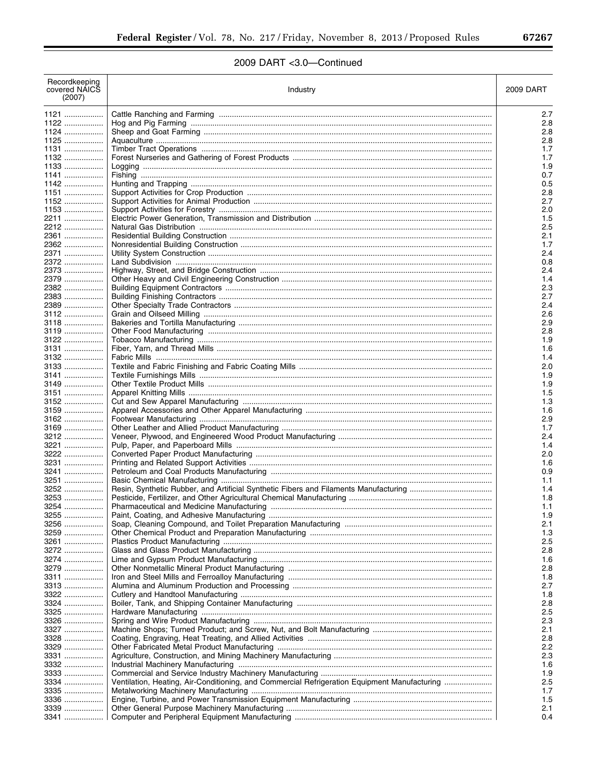## 2009 DART <3.0—Continued

| Recordkeeping covered NAICS (2007) | Industry | 2009 DART |
|---|---|---|
| 1121 | Cattle Ranching and Farming | 2.7 |
| 1122 | Hog and Pig Farming | 2.8 |
| 1124 | Sheep and Goat Farming | 2.8 |
| 1125 | Aquaculture | 2.8 |
| 1131 | Timber Tract Operations | 1.7 |
| 1132 | Forest Nurseries and Gathering of Forest Products | 1.7 |
| 1133 | Logging | 1.9 |
| 1141 | Fishing | 0.7 |
| 1142 | Hunting and Trapping | 0.5 |
| 1151 | Support Activities for Crop Production | 2.8 |
| 1152 | Support Activities for Animal Production | 2.7 |
| 1153 | Support Activities for Forestry | 2.0 |
| 2211 | Electric Power Generation, Transmission and Distribution | 1.5 |
| 2212 | Natural Gas Distribution | 2.5 |
| 2361 | Residential Building Construction | 2.1 |
| 2362 | Nonresidential Building Construction | 1.7 |
| 2371 | Utility System Construction | 2.4 |
| 2372 | Land Subdivision | 0.8 |
| 2373 | Highway, Street, and Bridge Construction | 2.4 |
| 2379 | Other Heavy and Civil Engineering Construction | 1.4 |
| 2382 | Building Equipment Contractors | 2.3 |
| 2383 | Building Finishing Contractors | 2.7 |
| 2389 | Other Specialty Trade Contractors | 2.4 |
| 3112 | Grain and Oilseed Milling | 2.6 |
| 3118 | Bakeries and Tortilla Manufacturing | 2.9 |
| 3119 | Other Food Manufacturing | 2.8 |
| 3122 | Tobacco Manufacturing | 1.9 |
| 3131 | Fiber, Yarn, and Thread Mills | 1.6 |
| 3132 | Fabric Mills | 1.4 |
| 3133 | Textile and Fabric Finishing and Fabric Coating Mills | 2.0 |
| 3141 | Textile Furnishings Mills | 1.9 |
| 3149 | Other Textile Product Mills | 1.9 |
| 3151 | Apparel Knitting Mills | 1.5 |
| 3152 | Cut and Sew Apparel Manufacturing | 1.3 |
| 3159 | Apparel Accessories and Other Apparel Manufacturing | 1.6 |
| 3162 | Footwear Manufacturing | 2.9 |
| 3169 | Other Leather and Allied Product Manufacturing | 1.7 |
| 3212 | Veneer, Plywood, and Engineered Wood Product Manufacturing | 2.4 |
| 3221 | Pulp, Paper, and Paperboard Mills | 1.4 |
| 3222 | Converted Paper Product Manufacturing | 2.0 |
| 3231 | Printing and Related Support Activities | 1.6 |
| 3241 | Petroleum and Coal Products Manufacturing | 0.9 |
| 3251 | Basic Chemical Manufacturing | 1.1 |
| 3252 | Resin, Synthetic Rubber, and Artificial Synthetic Fibers and Filaments Manufacturing | 1.4 |
| 3253 | Pesticide, Fertilizer, and Other Agricultural Chemical Manufacturing | 1.8 |
| 3254 | Pharmaceutical and Medicine Manufacturing | 1.1 |
| 3255 | Paint, Coating, and Adhesive Manufacturing | 1.9 |
| 3256 | Soap, Cleaning Compound, and Toilet Preparation Manufacturing | 2.1 |
| 3259 | Other Chemical Product and Preparation Manufacturing | 1.3 |
| 3261 | Plastics Product Manufacturing | 2.5 |
| 3272 | Glass and Glass Product Manufacturing | 2.8 |
| 3274 | Lime and Gypsum Product Manufacturing | 1.6 |
| 3279 | Other Nonmetallic Mineral Product Manufacturing | 2.8 |
| 3311 | Iron and Steel Mills and Ferroalloy Manufacturing | 1.8 |
| 3313 | Alumina and Aluminum Production and Processing | 2.7 |
| 3322 | Cutlery and Handtool Manufacturing | 1.8 |
| 3324 | Boiler, Tank, and Shipping Container Manufacturing | 2.8 |
| 3325 | Hardware Manufacturing | 2.5 |
| 3326 | Spring and Wire Product Manufacturing | 2.3 |
| 3327 | Machine Shops; Turned Product; and Screw, Nut, and Bolt Manufacturing | 2.1 |
| 3328 | Coating, Engraving, Heat Treating, and Allied Activities | 2.8 |
| 3329 | Other Fabricated Metal Product Manufacturing | 2.2 |
| 3331 | Agriculture, Construction, and Mining Machinery Manufacturing | 2.3 |
| 3332 | Industrial Machinery Manufacturing | 1.6 |
| 3333 | Commercial and Service Industry Machinery Manufacturing | 1.9 |
| 3334 | Ventilation, Heating, Air-Conditioning, and Commercial Refrigeration Equipment Manufacturing | 2.5 |
| 3335 | Metalworking Machinery Manufacturing | 1.7 |
| 3336 | Engine, Turbine, and Power Transmission Equipment Manufacturing | 1.5 |
| 3339 | Other General Purpose Machinery Manufacturing | 2.1 |
| 3341 | Computer and Peripheral Equipment Manufacturing | 0.4 |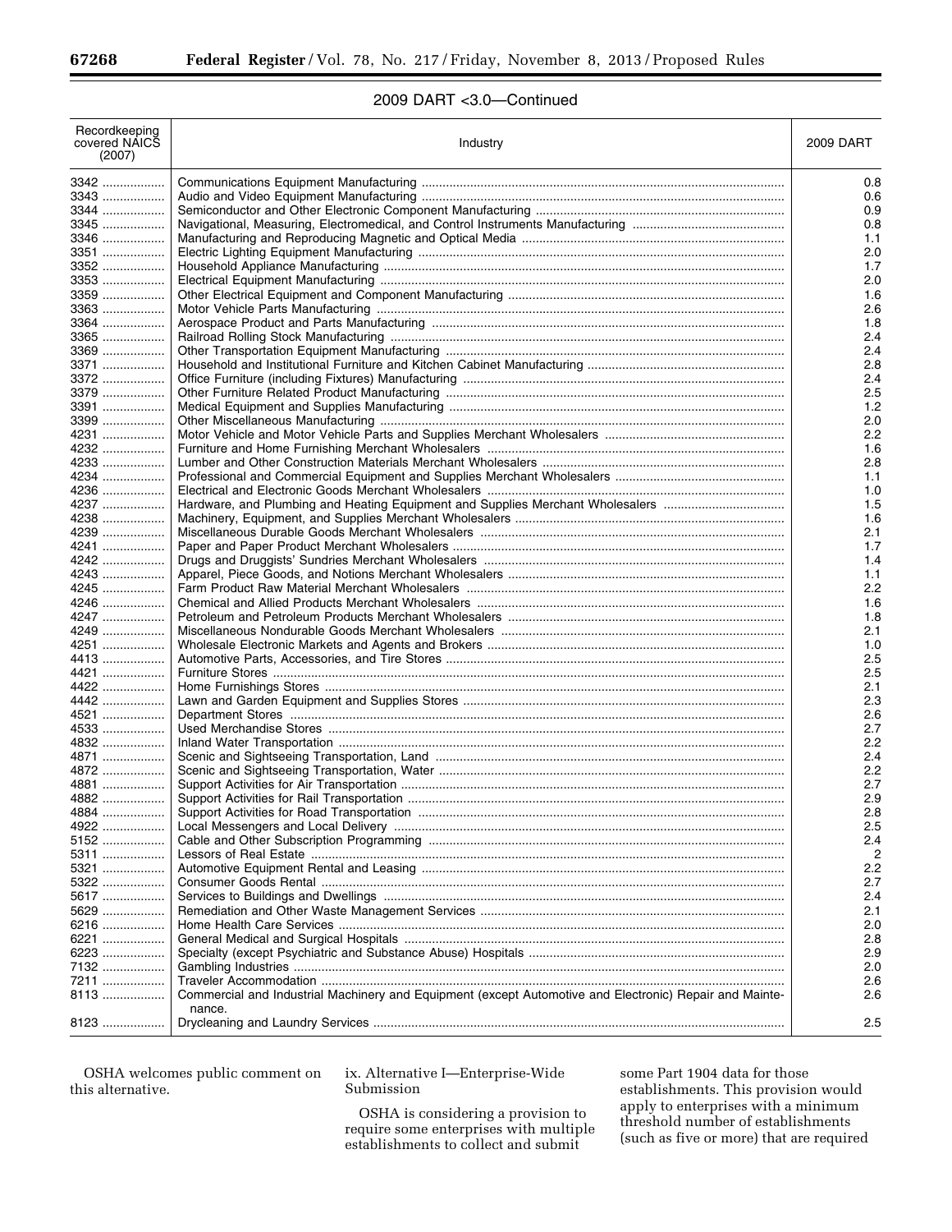2009 DART <3.0—Continued

| Recordkeeping covered NAICS (2007) | Industry | 2009 DART |
|---|---|---|
| 3342 | Communications Equipment Manufacturing | 0.8 |
| 3343 | Audio and Video Equipment Manufacturing | 0.6 |
| 3344 | Semiconductor and Other Electronic Component Manufacturing | 0.9 |
| 3345 | Navigational, Measuring, Electromedical, and Control Instruments Manufacturing | 0.8 |
| 3346 | Manufacturing and Reproducing Magnetic and Optical Media | 1.1 |
| 3351 | Electric Lighting Equipment Manufacturing | 2.0 |
| 3352 | Household Appliance Manufacturing | 1.7 |
| 3353 | Electrical Equipment Manufacturing | 2.0 |
| 3359 | Other Electrical Equipment and Component Manufacturing | 1.6 |
| 3363 | Motor Vehicle Parts Manufacturing | 2.6 |
| 3364 | Aerospace Product and Parts Manufacturing | 1.8 |
| 3365 | Railroad Rolling Stock Manufacturing | 2.4 |
| 3369 | Other Transportation Equipment Manufacturing | 2.4 |
| 3371 | Household and Institutional Furniture and Kitchen Cabinet Manufacturing | 2.8 |
| 3372 | Office Furniture (including Fixtures) Manufacturing | 2.4 |
| 3379 | Other Furniture Related Product Manufacturing | 2.5 |
| 3391 | Medical Equipment and Supplies Manufacturing | 1.2 |
| 3399 | Other Miscellaneous Manufacturing | 2.0 |
| 4231 | Motor Vehicle and Motor Vehicle Parts and Supplies Merchant Wholesalers | 2.2 |
| 4232 | Furniture and Home Furnishing Merchant Wholesalers | 1.6 |
| 4233 | Lumber and Other Construction Materials Merchant Wholesalers | 2.8 |
| 4234 | Professional and Commercial Equipment and Supplies Merchant Wholesalers | 1.1 |
| 4236 | Electrical and Electronic Goods Merchant Wholesalers | 1.0 |
| 4237 | Hardware, and Plumbing and Heating Equipment and Supplies Merchant Wholesalers | 1.5 |
| 4238 | Machinery, Equipment, and Supplies Merchant Wholesalers | 1.6 |
| 4239 | Miscellaneous Durable Goods Merchant Wholesalers | 2.1 |
| 4241 | Paper and Paper Product Merchant Wholesalers | 1.7 |
| 4242 | Drugs and Druggists' Sundries Merchant Wholesalers | 1.4 |
| 4243 | Apparel, Piece Goods, and Notions Merchant Wholesalers | 1.1 |
| 4245 | Farm Product Raw Material Merchant Wholesalers | 2.2 |
| 4246 | Chemical and Allied Products Merchant Wholesalers | 1.6 |
| 4247 | Petroleum and Petroleum Products Merchant Wholesalers | 1.8 |
| 4249 | Miscellaneous Nondurable Goods Merchant Wholesalers | 2.1 |
| 4251 | Wholesale Electronic Markets and Agents and Brokers | 1.0 |
| 4413 | Automotive Parts, Accessories, and Tire Stores | 2.5 |
| 4421 | Furniture Stores | 2.5 |
| 4422 | Home Furnishings Stores | 2.1 |
| 4442 | Lawn and Garden Equipment and Supplies Stores | 2.3 |
| 4521 | Department Stores | 2.6 |
| 4533 | Used Merchandise Stores | 2.7 |
| 4832 | Inland Water Transportation | 2.2 |
| 4871 | Scenic and Sightseeing Transportation, Land | 2.4 |
| 4872 | Scenic and Sightseeing Transportation, Water | 2.2 |
| 4881 | Support Activities for Air Transportation | 2.7 |
| 4882 | Support Activities for Rail Transportation | 2.9 |
| 4884 | Support Activities for Road Transportation | 2.8 |
| 4922 | Local Messengers and Local Delivery | 2.5 |
| 5152 | Cable and Other Subscription Programming | 2.4 |
| 5311 | Lessors of Real Estate | 2 |
| 5321 | Automotive Equipment Rental and Leasing | 2.2 |
| 5322 | Consumer Goods Rental | 2.7 |
| 5617 | Services to Buildings and Dwellings | 2.4 |
| 5629 | Remediation and Other Waste Management Services | 2.1 |
| 6216 | Home Health Care Services | 2.0 |
| 6221 | General Medical and Surgical Hospitals | 2.8 |
| 6223 | Specialty (except Psychiatric and Substance Abuse) Hospitals | 2.9 |
| 7132 | Gambling Industries | 2.0 |
| 7211 | Traveler Accommodation | 2.6 |
| 8113 | Commercial and Industrial Machinery and Equipment (except Automotive and Electronic) Repair and Maintenance. | 2.6 |
| 8123 | Drycleaning and Laundry Services | 2.5 |

OSHA welcomes public comment on this alternative.

ix. Alternative I—Enterprise-Wide Submission

OSHA is considering a provision to require some enterprises with multiple establishments to collect and submit some Part 1904 data for those establishments. This provision would apply to enterprises with a minimum threshold number of establishments (such as five or more) that are required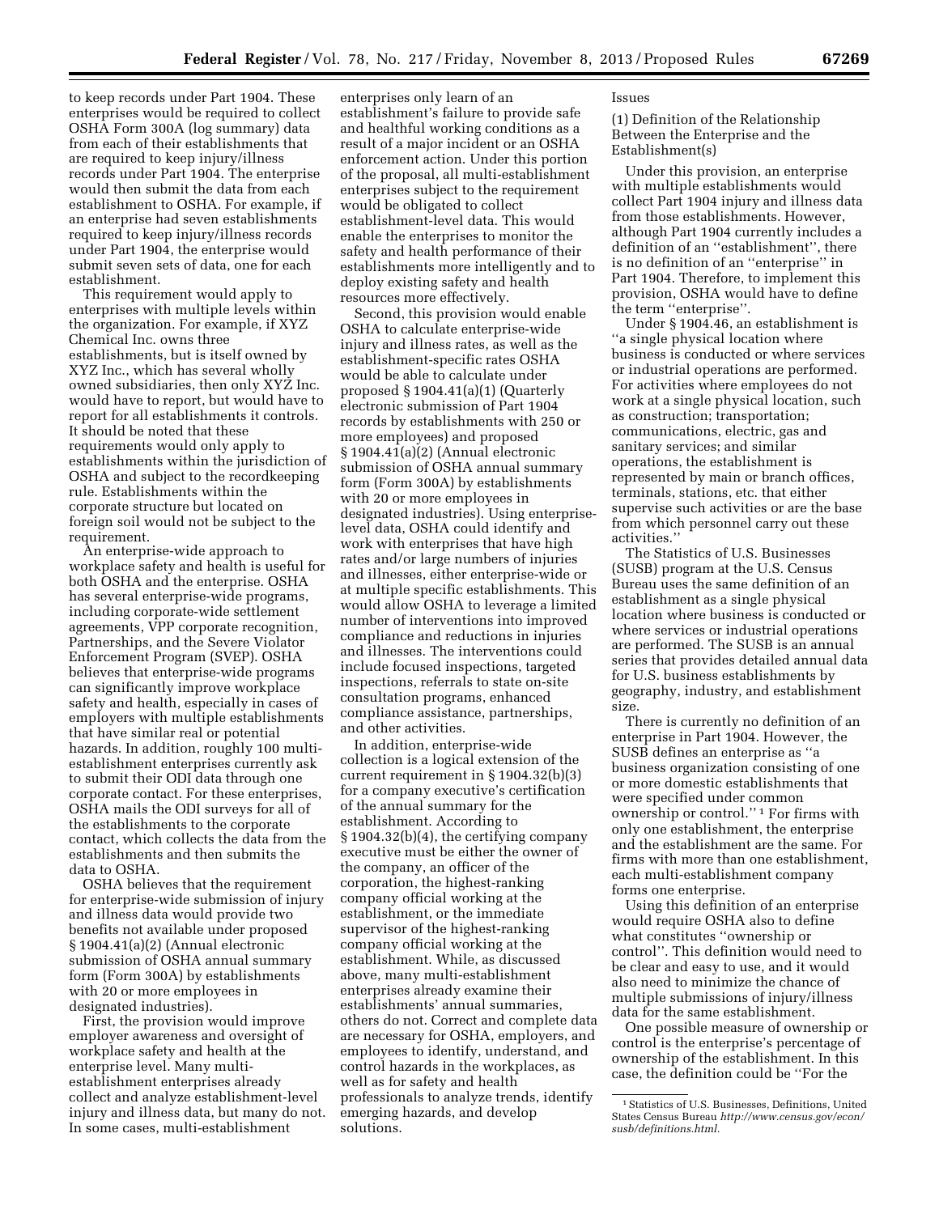to keep records under Part 1904. These enterprises would be required to collect OSHA Form 300A (log summary) data from each of their establishments that are required to keep injury/illness records under Part 1904. The enterprise would then submit the data from each establishment to OSHA. For example, if an enterprise had seven establishments required to keep injury/illness records under Part 1904, the enterprise would submit seven sets of data, one for each establishment.

This requirement would apply to enterprises with multiple levels within the organization. For example, if XYZ Chemical Inc. owns three establishments, but is itself owned by XYZ Inc., which has several wholly owned subsidiaries, then only XYZ Inc. would have to report, but would have to report for all establishments it controls. It should be noted that these requirements would only apply to establishments within the jurisdiction of OSHA and subject to the recordkeeping rule. Establishments within the corporate structure but located on foreign soil would not be subject to the requirement.

An enterprise-wide approach to workplace safety and health is useful for both OSHA and the enterprise. OSHA has several enterprise-wide programs, including corporate-wide settlement agreements, VPP corporate recognition, Partnerships, and the Severe Violator Enforcement Program (SVEP). OSHA believes that enterprise-wide programs can significantly improve workplace safety and health, especially in cases of employers with multiple establishments that have similar real or potential hazards. In addition, roughly 100 multi-establishment enterprises currently ask to submit their ODI data through one corporate contact. For these enterprises, OSHA mails the ODI surveys for all of the establishments to the corporate contact, which collects the data from the establishments and then submits the data to OSHA.

OSHA believes that the requirement for enterprise-wide submission of injury and illness data would provide two benefits not available under proposed § 1904.41(a)(2) (Annual electronic submission of OSHA annual summary form (Form 300A) by establishments with 20 or more employees in designated industries).

First, the provision would improve employer awareness and oversight of workplace safety and health at the enterprise level. Many multi-establishment enterprises already collect and analyze establishment-level injury and illness data, but many do not. In some cases, multi-establishment enterprises only learn of an establishment's failure to provide safe and healthful working conditions as a result of a major incident or an OSHA enforcement action. Under this portion of the proposal, all multi-establishment enterprises subject to the requirement would be obligated to collect establishment-level data. This would enable the enterprises to monitor the safety and health performance of their establishments more intelligently and to deploy existing safety and health resources more effectively.

Second, this provision would enable OSHA to calculate enterprise-wide injury and illness rates, as well as the establishment-specific rates OSHA would be able to calculate under proposed § 1904.41(a)(1) (Quarterly electronic submission of Part 1904 records by establishments with 250 or more employees) and proposed § 1904.41(a)(2) (Annual electronic submission of OSHA annual summary form (Form 300A) by establishments with 20 or more employees in designated industries). Using enterprise-level data, OSHA could identify and work with enterprises that have high rates and/or large numbers of injuries and illnesses, either enterprise-wide or at multiple specific establishments. This would allow OSHA to leverage a limited number of interventions into improved compliance and reductions in injuries and illnesses. The interventions could include focused inspections, targeted inspections, referrals to state on-site consultation programs, enhanced compliance assistance, partnerships, and other activities.

In addition, enterprise-wide collection is a logical extension of the current requirement in § 1904.32(b)(3) for a company executive's certification of the annual summary for the establishment. According to § 1904.32(b)(4), the certifying company executive must be either the owner of the company, an officer of the corporation, the highest-ranking company official working at the establishment, or the immediate supervisor of the highest-ranking company official working at the establishment. While, as discussed above, many multi-establishment enterprises already examine their establishments' annual summaries, others do not. Correct and complete data are necessary for OSHA, employers, and employees to identify, understand, and control hazards in the workplaces, as well as for safety and health professionals to analyze trends, identify emerging hazards, and develop solutions.

Issues

(1) Definition of the Relationship Between the Enterprise and the Establishment(s)

Under this provision, an enterprise with multiple establishments would collect Part 1904 injury and illness data from those establishments. However, although Part 1904 currently includes a definition of an ''establishment'', there is no definition of an ''enterprise'' in Part 1904. Therefore, to implement this provision, OSHA would have to define the term ''enterprise''.

Under § 1904.46, an establishment is ''a single physical location where business is conducted or where services or industrial operations are performed. For activities where employees do not work at a single physical location, such as construction; transportation; communications, electric, gas and sanitary services; and similar operations, the establishment is represented by main or branch offices, terminals, stations, etc. that either supervise such activities or are the base from which personnel carry out these activities.''

The Statistics of U.S. Businesses (SUSB) program at the U.S. Census Bureau uses the same definition of an establishment as a single physical location where business is conducted or where services or industrial operations are performed. The SUSB is an annual series that provides detailed annual data for U.S. business establishments by geography, industry, and establishment size.

There is currently no definition of an enterprise in Part 1904. However, the SUSB defines an enterprise as ''a business organization consisting of one or more domestic establishments that were specified under common ownership or control.'' [1] For firms with only one establishment, the enterprise and the establishment are the same. For firms with more than one establishment, each multi-establishment company forms one enterprise.

Using this definition of an enterprise would require OSHA also to define what constitutes ''ownership or control''. This definition would need to be clear and easy to use, and it would also need to minimize the chance of multiple submissions of injury/illness data for the same establishment.

One possible measure of ownership or control is the enterprise's percentage of ownership of the establishment. In this case, the definition could be ''For the

---

[1] Statistics of U.S. Businesses, Definitions, United States Census Bureau *http://www.census.gov/econ/susb/definitions.html.*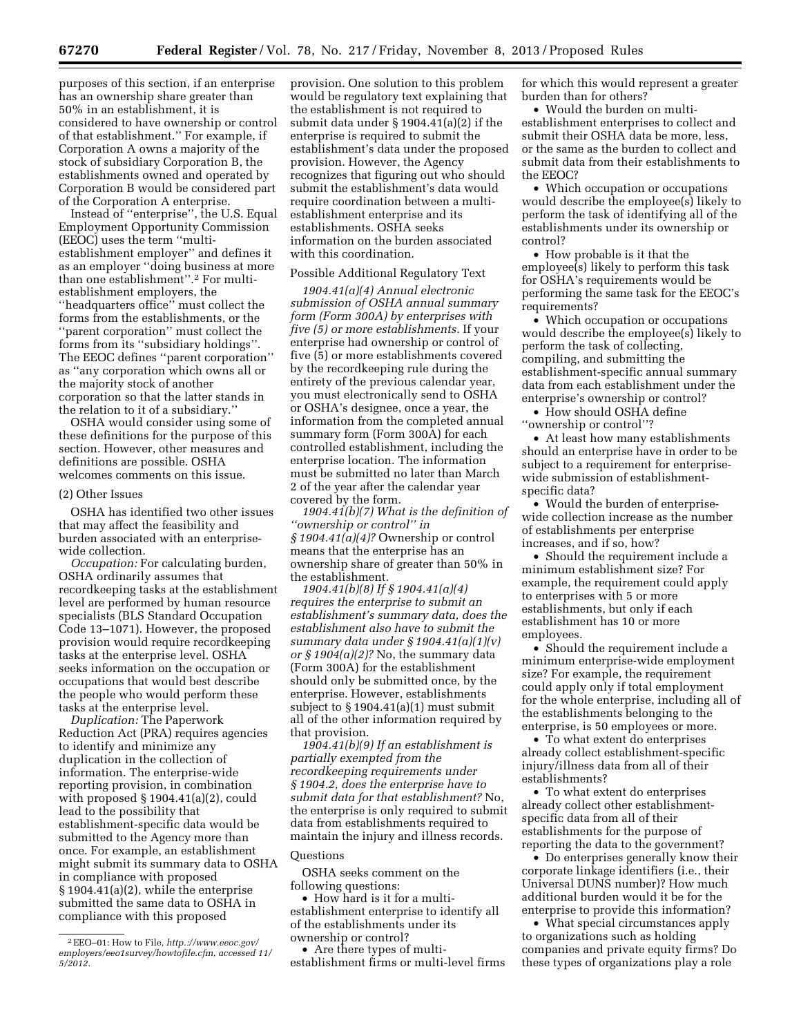purposes of this section, if an enterprise has an ownership share greater than 50% in an establishment, it is considered to have ownership or control of that establishment.'' For example, if Corporation A owns a majority of the stock of subsidiary Corporation B, the establishments owned and operated by Corporation B would be considered part of the Corporation A enterprise.

Instead of ''enterprise'', the U.S. Equal Employment Opportunity Commission (EEOC) uses the term ''multi-establishment employer'' and defines it as an employer ''doing business at more than one establishment''.[2] For multi-establishment employers, the ''headquarters office'' must collect the forms from the establishments, or the ''parent corporation'' must collect the forms from its ''subsidiary holdings''. The EEOC defines ''parent corporation'' as ''any corporation which owns all or the majority stock of another corporation so that the latter stands in the relation to it of a subsidiary.''

OSHA would consider using some of these definitions for the purpose of this section. However, other measures and definitions are possible. OSHA welcomes comments on this issue.

(2) Other Issues

OSHA has identified two other issues that may affect the feasibility and burden associated with an enterprise-wide collection.

*Occupation:* For calculating burden, OSHA ordinarily assumes that recordkeeping tasks at the establishment level are performed by human resource specialists (BLS Standard Occupation Code 13–1071). However, the proposed provision would require recordkeeping tasks at the enterprise level. OSHA seeks information on the occupation or occupations that would best describe the people who would perform these tasks at the enterprise level.

*Duplication:* The Paperwork Reduction Act (PRA) requires agencies to identify and minimize any duplication in the collection of information. The enterprise-wide reporting provision, in combination with proposed § 1904.41(a)(2), could lead to the possibility that establishment-specific data would be submitted to the Agency more than once. For example, an establishment might submit its summary data to OSHA in compliance with proposed § 1904.41(a)(2), while the enterprise submitted the same data to OSHA in compliance with this proposed provision. One solution to this problem would be regulatory text explaining that the establishment is not required to submit data under § 1904.41(a)(2) if the enterprise is required to submit the establishment's data under the proposed provision. However, the Agency recognizes that figuring out who should submit the establishment's data would require coordination between a multi-establishment enterprise and its establishments. OSHA seeks information on the burden associated with this coordination.

Possible Additional Regulatory Text

*1904.41(a)(4) Annual electronic submission of OSHA annual summary form (Form 300A) by enterprises with five (5) or more establishments.* If your enterprise had ownership or control of five (5) or more establishments covered by the recordkeeping rule during the entirety of the previous calendar year, you must electronically send to OSHA or OSHA's designee, once a year, the information from the completed annual summary form (Form 300A) for each controlled establishment, including the enterprise location. The information must be submitted no later than March 2 of the year after the calendar year covered by the form.

*1904.41(b)(7) What is the definition of ''ownership or control'' in § 1904.41(a)(4)?* Ownership or control means that the enterprise has an ownership share of greater than 50% in the establishment.

*1904.41(b)(8) If § 1904.41(a)(4) requires the enterprise to submit an establishment's summary data, does the establishment also have to submit the summary data under § 1904.41(a)(1)(v) or § 1904(a)(2)?* No, the summary data (Form 300A) for the establishment should only be submitted once, by the enterprise. However, establishments subject to § 1904.41(a)(1) must submit all of the other information required by that provision.

*1904.41(b)(9) If an establishment is partially exempted from the recordkeeping requirements under § 1904.2, does the enterprise have to submit data for that establishment?* No, the enterprise is only required to submit data from establishments required to maintain the injury and illness records.

Questions

OSHA seeks comment on the following questions:

- How hard is it for a multi-establishment enterprise to identify all of the establishments under its ownership or control?
- Are there types of multi-establishment firms or multi-level firms for which this would represent a greater burden than for others?
- Would the burden on multi-establishment enterprises to collect and submit their OSHA data be more, less, or the same as the burden to collect and submit data from their establishments to the EEOC?
- Which occupation or occupations would describe the employee(s) likely to perform the task of identifying all of the establishments under its ownership or control?
- How probable is it that the employee(s) likely to perform this task for OSHA's requirements would be performing the same task for the EEOC's requirements?
- Which occupation or occupations would describe the employee(s) likely to perform the task of collecting, compiling, and submitting the establishment-specific annual summary data from each establishment under the enterprise's ownership or control?
- How should OSHA define ''ownership or control''?
- At least how many establishments should an enterprise have in order to be subject to a requirement for enterprise-wide submission of establishment-specific data?
- Would the burden of enterprise-wide collection increase as the number of establishments per enterprise increases, and if so, how?
- Should the requirement include a minimum establishment size? For example, the requirement could apply to enterprises with 5 or more establishments, but only if each establishment has 10 or more employees.
- Should the requirement include a minimum enterprise-wide employment size? For example, the requirement could apply only if total employment for the whole enterprise, including all of the establishments belonging to the enterprise, is 50 employees or more.
- To what extent do enterprises already collect establishment-specific injury/illness data from all of their establishments?
- To what extent do enterprises already collect other establishment-specific data from all of their establishments for the purpose of reporting the data to the government?
- Do enterprises generally know their corporate linkage identifiers (i.e., their Universal DUNS number)? How much additional burden would it be for the enterprise to provide this information?
- What special circumstances apply to organizations such as holding companies and private equity firms? Do these types of organizations play a role

[2] EEO–01: How to File, *http://www.eeoc.gov/employers/eeo1survey/howtofile.cfm, accessed 11/5/2012.*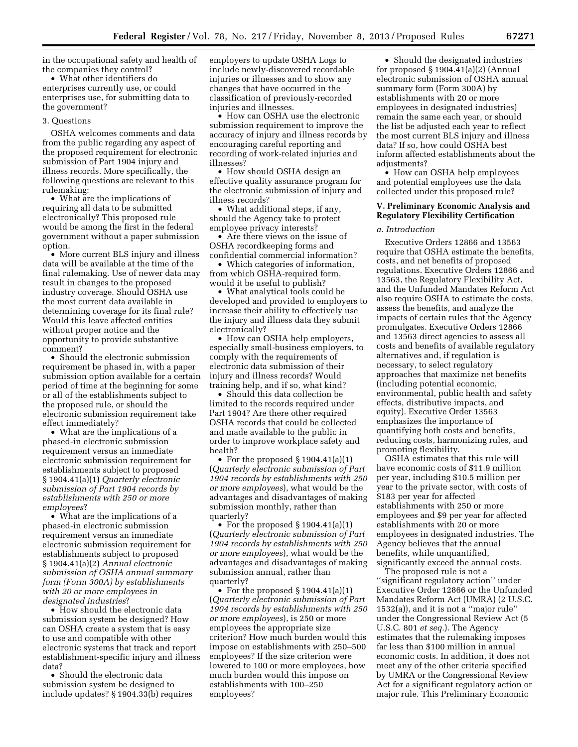in the occupational safety and health of the companies they control?

- What other identifiers do enterprises currently use, or could enterprises use, for submitting data to the government?

3. Questions

OSHA welcomes comments and data from the public regarding any aspect of the proposed requirement for electronic submission of Part 1904 injury and illness records. More specifically, the following questions are relevant to this rulemaking:

- What are the implications of requiring all data to be submitted electronically? This proposed rule would be among the first in the federal government without a paper submission option.
- More current BLS injury and illness data will be available at the time of the final rulemaking. Use of newer data may result in changes to the proposed industry coverage. Should OSHA use the most current data available in determining coverage for its final rule? Would this leave affected entities without proper notice and the opportunity to provide substantive comment?
- Should the electronic submission requirement be phased in, with a paper submission option available for a certain period of time at the beginning for some or all of the establishments subject to the proposed rule, or should the electronic submission requirement take effect immediately?
- What are the implications of a phased-in electronic submission requirement versus an immediate electronic submission requirement for establishments subject to proposed § 1904.41(a)(1) *Quarterly electronic submission of Part 1904 records by establishments with 250 or more employees*?
- What are the implications of a phased-in electronic submission requirement versus an immediate electronic submission requirement for establishments subject to proposed § 1904.41(a)(2) *Annual electronic submission of OSHA annual summary form (Form 300A) by establishments with 20 or more employees in designated industries*?
- How should the electronic data submission system be designed? How can OSHA create a system that is easy to use and compatible with other electronic systems that track and report establishment-specific injury and illness data?
- Should the electronic data submission system be designed to include updates? § 1904.33(b) requires employers to update OSHA Logs to include newly-discovered recordable injuries or illnesses and to show any changes that have occurred in the classification of previously-recorded injuries and illnesses.
- How can OSHA use the electronic submission requirement to improve the accuracy of injury and illness records by encouraging careful reporting and recording of work-related injuries and illnesses?
- How should OSHA design an effective quality assurance program for the electronic submission of injury and illness records?
- What additional steps, if any, should the Agency take to protect employee privacy interests?
- Are there views on the issue of OSHA recordkeeping forms and confidential commercial information?
- Which categories of information, from which OSHA-required form, would it be useful to publish?
- What analytical tools could be developed and provided to employers to increase their ability to effectively use the injury and illness data they submit electronically?
- How can OSHA help employers, especially small-business employers, to comply with the requirements of electronic data submission of their injury and illness records? Would training help, and if so, what kind?
- Should this data collection be limited to the records required under Part 1904? Are there other required OSHA records that could be collected and made available to the public in order to improve workplace safety and health?
- For the proposed § 1904.41(a)(1) (*Quarterly electronic submission of Part 1904 records by establishments with 250 or more employees*), what would be the advantages and disadvantages of making submission monthly, rather than quarterly?
- For the proposed § 1904.41(a)(1) (*Quarterly electronic submission of Part 1904 records by establishments with 250 or more employees*), what would be the advantages and disadvantages of making submission annual, rather than quarterly?
- For the proposed § 1904.41(a)(1) (*Quarterly electronic submission of Part 1904 records by establishments with 250 or more employees*), is 250 or more employees the appropriate size criterion? How much burden would this impose on establishments with 250–500 employees? If the size criterion were lowered to 100 or more employees, how much burden would this impose on establishments with 100–250 employees?
- Should the designated industries for proposed § 1904.41(a)(2) (Annual electronic submission of OSHA annual summary form (Form 300A) by establishments with 20 or more employees in designated industries) remain the same each year, or should the list be adjusted each year to reflect the most current BLS injury and illness data? If so, how could OSHA best inform affected establishments about the adjustments?
- How can OSHA help employees and potential employees use the data collected under this proposed rule?

## V. Preliminary Economic Analysis and Regulatory Flexibility Certification

### *a. Introduction*

Executive Orders 12866 and 13563 require that OSHA estimate the benefits, costs, and net benefits of proposed regulations. Executive Orders 12866 and 13563, the Regulatory Flexibility Act, and the Unfunded Mandates Reform Act also require OSHA to estimate the costs, assess the benefits, and analyze the impacts of certain rules that the Agency promulgates. Executive Orders 12866 and 13563 direct agencies to assess all costs and benefits of available regulatory alternatives and, if regulation is necessary, to select regulatory approaches that maximize net benefits (including potential economic, environmental, public health and safety effects, distributive impacts, and equity). Executive Order 13563 emphasizes the importance of quantifying both costs and benefits, reducing costs, harmonizing rules, and promoting flexibility.

OSHA estimates that this rule will have economic costs of $11.9 million per year, including $10.5 million per year to the private sector, with costs of $183 per year for affected establishments with 250 or more employees and $9 per year for affected establishments with 20 or more employees in designated industries. The Agency believes that the annual benefits, while unquantified, significantly exceed the annual costs.

The proposed rule is not a ''significant regulatory action'' under Executive Order 12866 or the Unfunded Mandates Reform Act (UMRA) (2 U.S.C. 1532(a)), and it is not a ''major rule'' under the Congressional Review Act (5 U.S.C. 801 *et seq.*). The Agency estimates that the rulemaking imposes far less than $100 million in annual economic costs. In addition, it does not meet any of the other criteria specified by UMRA or the Congressional Review Act for a significant regulatory action or major rule. This Preliminary Economic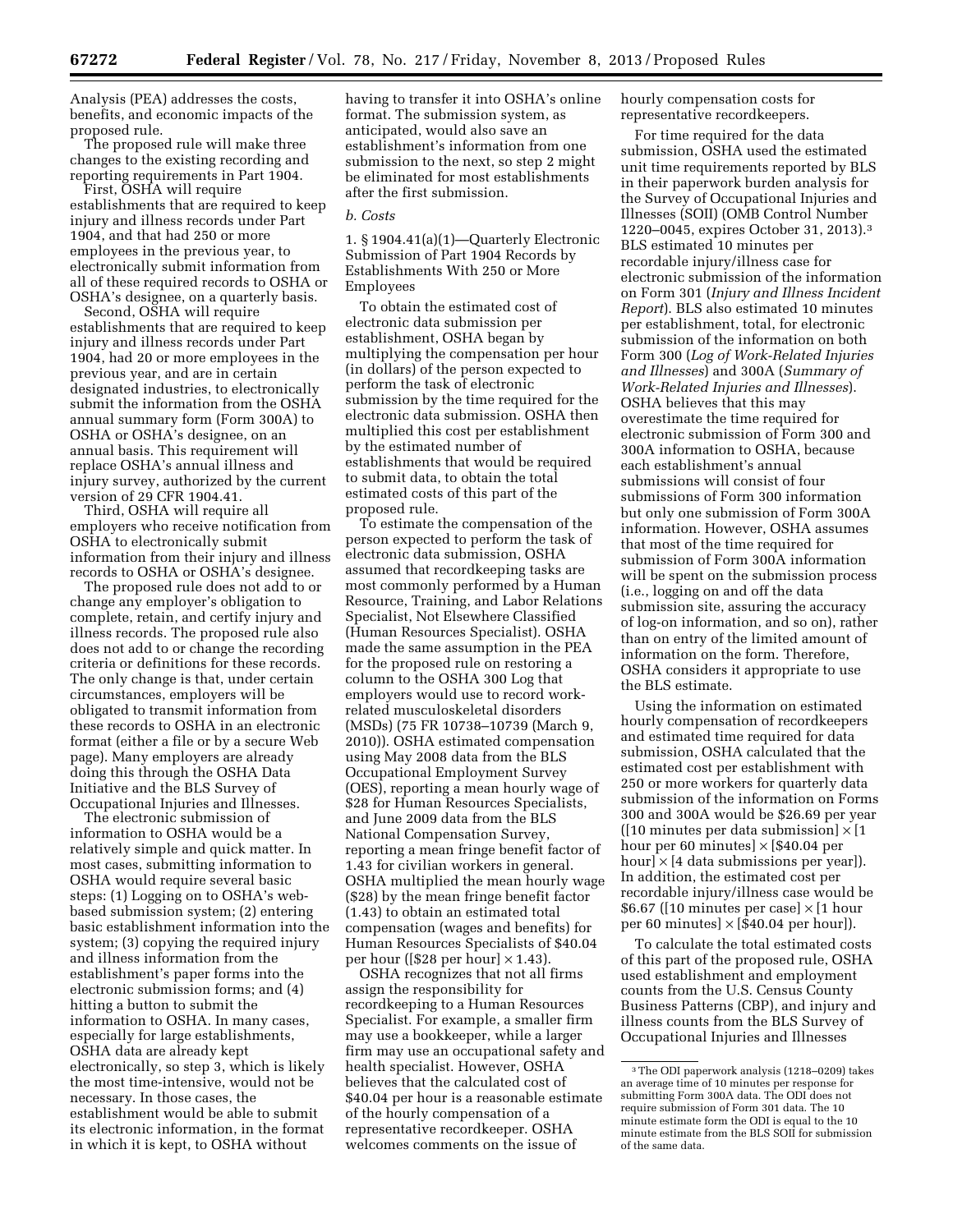Analysis (PEA) addresses the costs, benefits, and economic impacts of the proposed rule.

The proposed rule will make three changes to the existing recording and reporting requirements in Part 1904.

First, OSHA will require establishments that are required to keep injury and illness records under Part 1904, and that had 250 or more employees in the previous year, to electronically submit information from all of these required records to OSHA or OSHA's designee, on a quarterly basis.

Second, OSHA will require establishments that are required to keep injury and illness records under Part 1904, had 20 or more employees in the previous year, and are in certain designated industries, to electronically submit the information from the OSHA annual summary form (Form 300A) to OSHA or OSHA's designee, on an annual basis. This requirement will replace OSHA's annual illness and injury survey, authorized by the current version of 29 CFR 1904.41.

Third, OSHA will require all employers who receive notification from OSHA to electronically submit information from their injury and illness records to OSHA or OSHA's designee.

The proposed rule does not add to or change any employer's obligation to complete, retain, and certify injury and illness records. The proposed rule also does not add to or change the recording criteria or definitions for these records. The only change is that, under certain circumstances, employers will be obligated to transmit information from these records to OSHA in an electronic format (either a file or by a secure Web page). Many employers are already doing this through the OSHA Data Initiative and the BLS Survey of Occupational Injuries and Illnesses.

The electronic submission of information to OSHA would be a relatively simple and quick matter. In most cases, submitting information to OSHA would require several basic steps: (1) Logging on to OSHA's web-based submission system; (2) entering basic establishment information into the system; (3) copying the required injury and illness information from the establishment's paper forms into the electronic submission forms; and (4) hitting a button to submit the information to OSHA. In many cases, especially for large establishments, OSHA data are already kept electronically, so step 3, which is likely the most time-intensive, would not be necessary. In those cases, the establishment would be able to submit its electronic information, in the format in which it is kept, to OSHA without having to transfer it into OSHA's online format. The submission system, as anticipated, would also save an establishment's information from one submission to the next, so step 2 might be eliminated for most establishments after the first submission.

*b. Costs*

1. § 1904.41(a)(1)—Quarterly Electronic Submission of Part 1904 Records by Establishments With 250 or More Employees

To obtain the estimated cost of electronic data submission per establishment, OSHA began by multiplying the compensation per hour (in dollars) of the person expected to perform the task of electronic submission by the time required for the electronic data submission. OSHA then multiplied this cost per establishment by the estimated number of establishments that would be required to submit data, to obtain the total estimated costs of this part of the proposed rule.

To estimate the compensation of the person expected to perform the task of electronic data submission, OSHA assumed that recordkeeping tasks are most commonly performed by a Human Resource, Training, and Labor Relations Specialist, Not Elsewhere Classified (Human Resources Specialist). OSHA made the same assumption in the PEA for the proposed rule on restoring a column to the OSHA 300 Log that employers would use to record work-related musculoskeletal disorders (MSDs) (75 FR 10738–10739 (March 9, 2010)). OSHA estimated compensation using May 2008 data from the BLS Occupational Employment Survey (OES), reporting a mean hourly wage of $28 for Human Resources Specialists, and June 2009 data from the BLS National Compensation Survey, reporting a mean fringe benefit factor of 1.43 for civilian workers in general. OSHA multiplied the mean hourly wage ($28) by the mean fringe benefit factor (1.43) to obtain an estimated total compensation (wages and benefits) for Human Resources Specialists of $40.04 per hour ([$28 per hour] × 1.43).

OSHA recognizes that not all firms assign the responsibility for recordkeeping to a Human Resources Specialist. For example, a smaller firm may use a bookkeeper, while a larger firm may use an occupational safety and health specialist. However, OSHA believes that the calculated cost of $40.04 per hour is a reasonable estimate of the hourly compensation of a representative recordkeeper. OSHA welcomes comments on the issue of hourly compensation costs for representative recordkeepers.

For time required for the data submission, OSHA used the estimated unit time requirements reported by BLS in their paperwork burden analysis for the Survey of Occupational Injuries and Illnesses (SOII) (OMB Control Number 1220–0045, expires October 31, 2013).[3] BLS estimated 10 minutes per recordable injury/illness case for electronic submission of the information on Form 301 (*Injury and Illness Incident Report*). BLS also estimated 10 minutes per establishment, total, for electronic submission of the information on both Form 300 (*Log of Work-Related Injuries and Illnesses*) and 300A (*Summary of Work-Related Injuries and Illnesses*). OSHA believes that this may overestimate the time required for electronic submission of Form 300 and 300A information to OSHA, because each establishment's annual submissions will consist of four submissions of Form 300 information but only one submission of Form 300A information. However, OSHA assumes that most of the time required for submission of Form 300A information will be spent on the submission process (i.e., logging on and off the data submission site, assuring the accuracy of log-on information, and so on), rather than on entry of the limited amount of information on the form. Therefore, OSHA considers it appropriate to use the BLS estimate.

Using the information on estimated hourly compensation of recordkeepers and estimated time required for data submission, OSHA calculated that the estimated cost per establishment with 250 or more workers for quarterly data submission of the information on Forms 300 and 300A would be $26.69 per year ([10 minutes per data submission] × [1 hour per 60 minutes] × [$40.04 per hour] × [4 data submissions per year]). In addition, the estimated cost per recordable injury/illness case would be $6.67 ([10 minutes per case] × [1 hour per 60 minutes] × [$40.04 per hour]).

To calculate the total estimated costs of this part of the proposed rule, OSHA used establishment and employment counts from the U.S. Census County Business Patterns (CBP), and injury and illness counts from the BLS Survey of Occupational Injuries and Illnesses

[3] The ODI paperwork analysis (1218–0209) takes an average time of 10 minutes per response for submitting Form 300A data. The ODI does not require submission of Form 301 data. The 10 minute estimate form the ODI is equal to the 10 minute estimate from the BLS SOII for submission of the same data.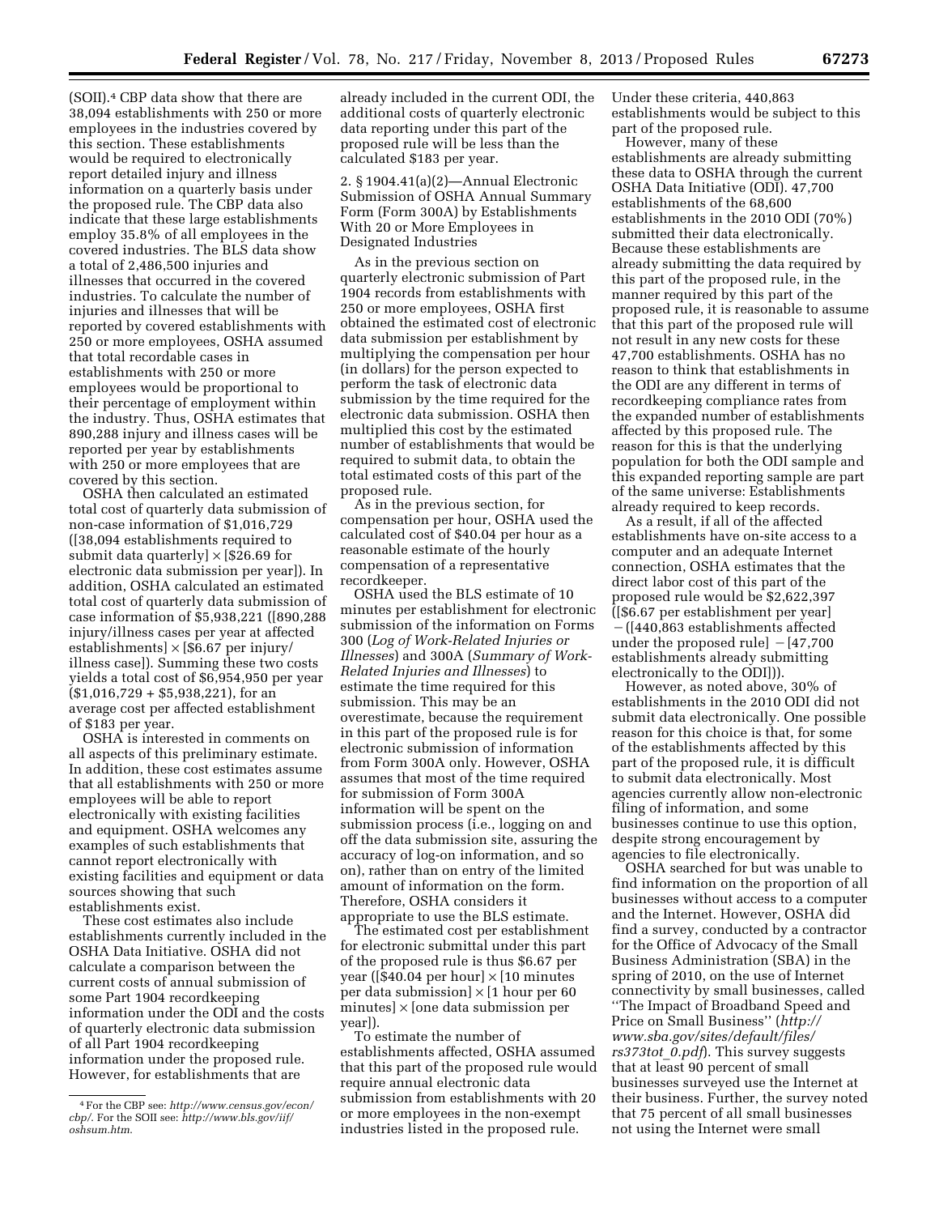(SOII).[4] CBP data show that there are 38,094 establishments with 250 or more employees in the industries covered by this section. These establishments would be required to electronically report detailed injury and illness information on a quarterly basis under the proposed rule. The CBP data also indicate that these large establishments employ 35.8% of all employees in the covered industries. The BLS data show a total of 2,486,500 injuries and illnesses that occurred in the covered industries. To calculate the number of injuries and illnesses that will be reported by covered establishments with 250 or more employees, OSHA assumed that total recordable cases in establishments with 250 or more employees would be proportional to their percentage of employment within the industry. Thus, OSHA estimates that 890,288 injury and illness cases will be reported per year by establishments with 250 or more employees that are covered by this section.

OSHA then calculated an estimated total cost of quarterly data submission of non-case information of $1,016,729 ([38,094 establishments required to submit data quarterly] × [$26.69 for electronic data submission per year]). In addition, OSHA calculated an estimated total cost of quarterly data submission of case information of $5,938,221 ([890,288 injury/illness cases per year at affected establishments] × [$6.67 per injury/illness case]). Summing these two costs yields a total cost of $6,954,950 per year ($1,016,729 + $5,938,221), for an average cost per affected establishment of $183 per year.

OSHA is interested in comments on all aspects of this preliminary estimate. In addition, these cost estimates assume that all establishments with 250 or more employees will be able to report electronically with existing facilities and equipment. OSHA welcomes any examples of such establishments that cannot report electronically with existing facilities and equipment or data sources showing that such establishments exist.

These cost estimates also include establishments currently included in the OSHA Data Initiative. OSHA did not calculate a comparison between the current costs of annual submission of some Part 1904 recordkeeping information under the ODI and the costs of quarterly electronic data submission of all Part 1904 recordkeeping information under the proposed rule. However, for establishments that are already included in the current ODI, the additional costs of quarterly electronic data reporting under this part of the proposed rule will be less than the calculated $183 per year.

2. § 1904.41(a)(2)—Annual Electronic Submission of OSHA Annual Summary Form (Form 300A) by Establishments With 20 or More Employees in Designated Industries

As in the previous section on quarterly electronic submission of Part 1904 records from establishments with 250 or more employees, OSHA first obtained the estimated cost of electronic data submission per establishment by multiplying the compensation per hour (in dollars) for the person expected to perform the task of electronic data submission by the time required for the electronic data submission. OSHA then multiplied this cost by the estimated number of establishments that would be required to submit data, to obtain the total estimated costs of this part of the proposed rule.

As in the previous section, for compensation per hour, OSHA used the calculated cost of $40.04 per hour as a reasonable estimate of the hourly compensation of a representative recordkeeper.

OSHA used the BLS estimate of 10 minutes per establishment for electronic submission of the information on Forms 300 (*Log of Work-Related Injuries or Illnesses*) and 300A (*Summary of Work-Related Injuries and Illnesses*) to estimate the time required for this submission. This may be an overestimate, because the requirement in this part of the proposed rule is for electronic submission of information from Form 300A only. However, OSHA assumes that most of the time required for submission of Form 300A information will be spent on the submission process (i.e., logging on and off the data submission site, assuring the accuracy of log-on information, and so on), rather than on entry of the limited amount of information on the form. Therefore, OSHA considers it appropriate to use the BLS estimate.

The estimated cost per establishment for electronic submittal under this part of the proposed rule is thus $6.67 per year ([$40.04 per hour] × [10 minutes per data submission] × [1 hour per 60 minutes] × [one data submission per year]).

To estimate the number of establishments affected, OSHA assumed that this part of the proposed rule would require annual electronic data submission from establishments with 20 or more employees in the non-exempt industries listed in the proposed rule. Under these criteria, 440,863 establishments would be subject to this part of the proposed rule.

However, many of these establishments are already submitting these data to OSHA through the current OSHA Data Initiative (ODI). 47,700 establishments of the 68,600 establishments in the 2010 ODI (70%) submitted their data electronically. Because these establishments are already submitting the data required by this part of the proposed rule, in the manner required by this part of the proposed rule, it is reasonable to assume that this part of the proposed rule will not result in any new costs for these 47,700 establishments. OSHA has no reason to think that establishments in the ODI are any different in terms of recordkeeping compliance rates from the expanded number of establishments affected by this proposed rule. The reason for this is that the underlying population for both the ODI sample and this expanded reporting sample are part of the same universe: Establishments already required to keep records.

As a result, if all of the affected establishments have on-site access to a computer and an adequate Internet connection, OSHA estimates that the direct labor cost of this part of the proposed rule would be $2,622,397 ([$6.67 per establishment per year] − ([440,863 establishments affected under the proposed rule] − [47,700 establishments already submitting electronically to the ODI])).

However, as noted above, 30% of establishments in the 2010 ODI did not submit data electronically. One possible reason for this choice is that, for some of the establishments affected by this part of the proposed rule, it is difficult to submit data electronically. Most agencies currently allow non-electronic filing of information, and some businesses continue to use this option, despite strong encouragement by agencies to file electronically.

OSHA searched for but was unable to find information on the proportion of all businesses without access to a computer and the Internet. However, OSHA did find a survey, conducted by a contractor for the Office of Advocacy of the Small Business Administration (SBA) in the spring of 2010, on the use of Internet connectivity by small businesses, called ''The Impact of Broadband Speed and Price on Small Business'' (*http://www.sba.gov/sites/default/files/rs373tot_0.pdf*). This survey suggests that at least 90 percent of small businesses surveyed use the Internet at their business. Further, the survey noted that 75 percent of all small businesses not using the Internet were small

[4] For the CBP see: *http://www.census.gov/econ/cbp/*. For the SOII see: *http://www.bls.gov/iif/oshsum.htm*.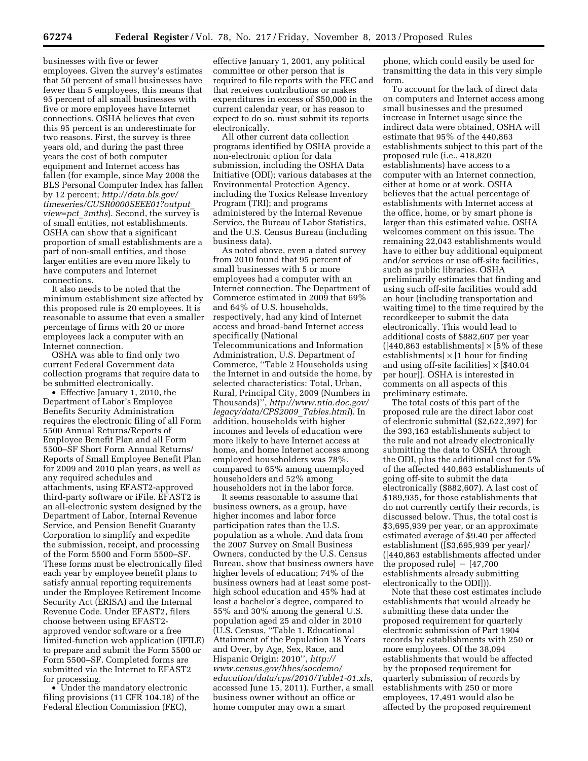businesses with five or fewer employees. Given the survey's estimates that 50 percent of small businesses have fewer than 5 employees, this means that 95 percent of all small businesses with five or more employees have Internet connections. OSHA believes that even this 95 percent is an underestimate for two reasons. First, the survey is three years old, and during the past three years the cost of both computer equipment and Internet access has fallen (for example, since May 2008 the BLS Personal Computer Index has fallen by 12 percent; *http://data.bls.gov/timeseries/CUSR0000SEEE01?output_view=pct_3mths*). Second, the survey is of small entities, not establishments. OSHA can show that a significant proportion of small establishments are a part of non-small entities, and those larger entities are even more likely to have computers and Internet connections.

It also needs to be noted that the minimum establishment size affected by this proposed rule is 20 employees. It is reasonable to assume that even a smaller percentage of firms with 20 or more employees lack a computer with an Internet connection.

OSHA was able to find only two current Federal Government data collection programs that require data to be submitted electronically.

- Effective January 1, 2010, the Department of Labor's Employee Benefits Security Administration requires the electronic filing of all Form 5500 Annual Returns/Reports of Employee Benefit Plan and all Form 5500–SF Short Form Annual Returns/Reports of Small Employee Benefit Plan for 2009 and 2010 plan years, as well as any required schedules and attachments, using EFAST2-approved third-party software or iFile. EFAST2 is an all-electronic system designed by the Department of Labor, Internal Revenue Service, and Pension Benefit Guaranty Corporation to simplify and expedite the submission, receipt, and processing of the Form 5500 and Form 5500–SF. These forms must be electronically filed each year by employee benefit plans to satisfy annual reporting requirements under the Employee Retirement Income Security Act (ERISA) and the Internal Revenue Code. Under EFAST2, filers choose between using EFAST2-approved vendor software or a free limited-function web application (IFILE) to prepare and submit the Form 5500 or Form 5500–SF. Completed forms are submitted via the Internet to EFAST2 for processing.
- Under the mandatory electronic filing provisions (11 CFR 104.18) of the Federal Election Commission (FEC), effective January 1, 2001, any political committee or other person that is required to file reports with the FEC and that receives contributions or makes expenditures in excess of $50,000 in the current calendar year, or has reason to expect to do so, must submit its reports electronically.

All other current data collection programs identified by OSHA provide a non-electronic option for data submission, including the OSHA Data Initiative (ODI); various databases at the Environmental Protection Agency, including the Toxics Release Inventory Program (TRI); and programs administered by the Internal Revenue Service, the Bureau of Labor Statistics, and the U.S. Census Bureau (including business data).

As noted above, even a dated survey from 2010 found that 95 percent of small businesses with 5 or more employees had a computer with an Internet connection. The Department of Commerce estimated in 2009 that 69% and 64% of U.S. households, respectively, had any kind of Internet access and broad-band Internet access specifically (National Telecommunications and Information Administration, U.S. Department of Commerce, ''Table 2 Households using the Internet in and outside the home, by selected characteristics: Total, Urban, Rural, Principal City, 2009 (Numbers in Thousands)'', *http://www.ntia.doc.gov/legacy/data/CPS2009_Tables.html*). In addition, households with higher incomes and levels of education were more likely to have Internet access at home, and home Internet access among employed householders was 78%, compared to 65% among unemployed householders and 52% among householders not in the labor force.

It seems reasonable to assume that business owners, as a group, have higher incomes and labor force participation rates than the U.S. population as a whole. And data from the 2007 Survey on Small Business Owners, conducted by the U.S. Census Bureau, show that business owners have higher levels of education; 74% of the business owners had at least some post-high school education and 45% had at least a bachelor's degree, compared to 55% and 30% among the general U.S. population aged 25 and older in 2010 (U.S. Census, ''Table 1. Educational Attainment of the Population 18 Years and Over, by Age, Sex, Race, and Hispanic Origin: 2010'', *http://www.census.gov/hhes/socdemo/education/data/cps/2010/Table1-01.xls*, accessed June 15, 2011). Further, a small business owner without an office or home computer may own a smart phone, which could easily be used for transmitting the data in this very simple form.

To account for the lack of direct data on computers and Internet access among small businesses and the presumed increase in Internet usage since the indirect data were obtained, OSHA will estimate that 95% of the 440,863 establishments subject to this part of the proposed rule (i.e., 418,820 establishments) have access to a computer with an Internet connection, either at home or at work. OSHA believes that the actual percentage of establishments with Internet access at the office, home, or by smart phone is larger than this estimated value. OSHA welcomes comment on this issue. The remaining 22,043 establishments would have to either buy additional equipment and/or services or use off-site facilities, such as public libraries. OSHA preliminarily estimates that finding and using such off-site facilities would add an hour (including transportation and waiting time) to the time required by the recordkeeper to submit the data electronically. This would lead to additional costs of $882,607 per year ([440,863 establishments] × [5% of these establishments] × [1 hour for finding and using off-site facilities] × [$40.04 per hour]). OSHA is interested in comments on all aspects of this preliminary estimate.

The total costs of this part of the proposed rule are the direct labor cost of electronic submittal ($2,622,397) for the 393,163 establishments subject to the rule and not already electronically submitting the data to OSHA through the ODI, plus the additional cost for 5% of the affected 440,863 establishments of going off-site to submit the data electronically ($882,607). A last cost of $189,935, for those establishments that do not currently certify their records, is discussed below. Thus, the total cost is $3,695,939 per year, or an approximate estimated average of $9.40 per affected establishment ([$3,695,939 per year]/([440,863 establishments affected under the proposed rule] − [47,700 establishments already submitting electronically to the ODI])).

Note that these cost estimates include establishments that would already be submitting these data under the proposed requirement for quarterly electronic submission of Part 1904 records by establishments with 250 or more employees. Of the 38,094 establishments that would be affected by the proposed requirement for quarterly submission of records by establishments with 250 or more employees, 17,491 would also be affected by the proposed requirement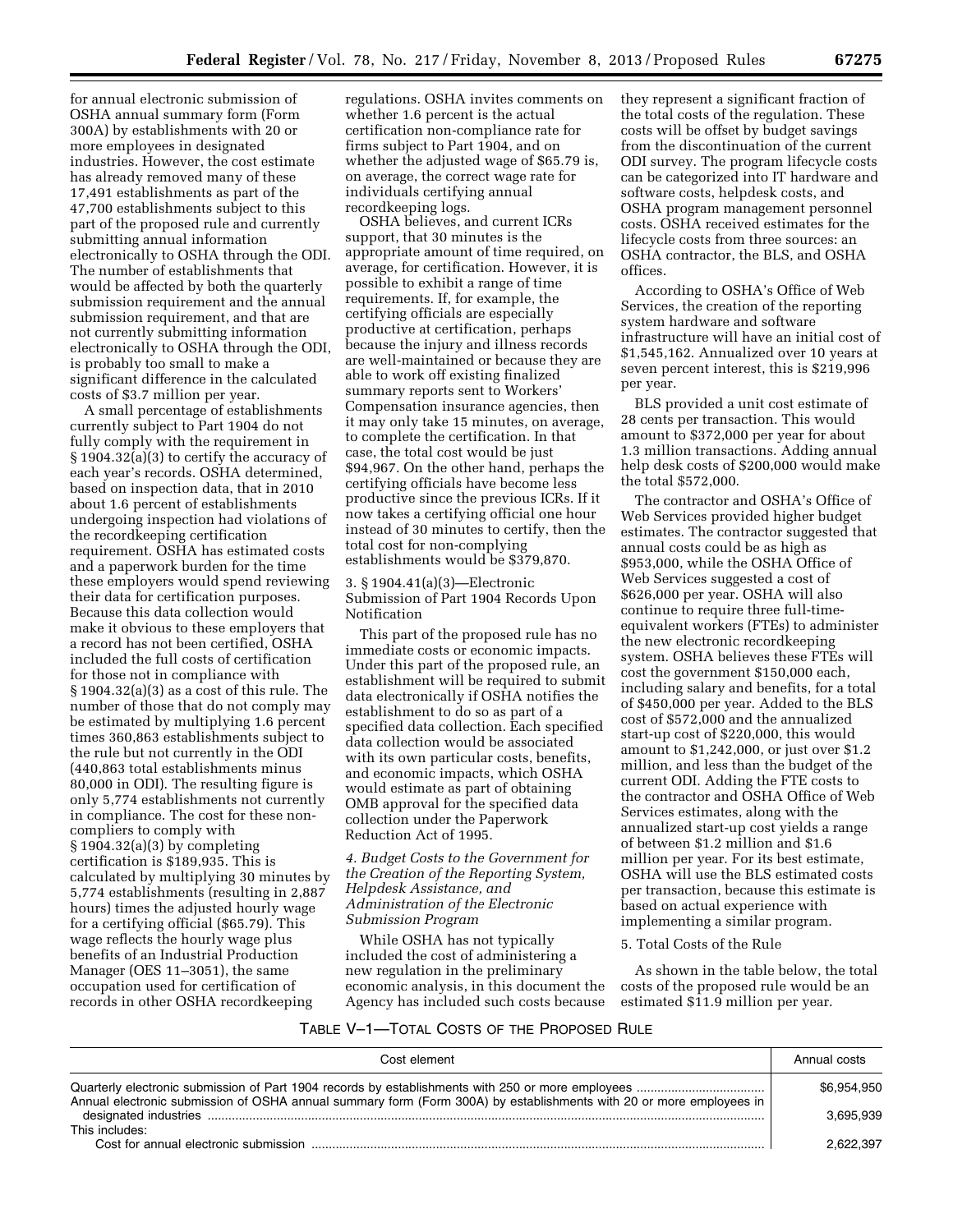for annual electronic submission of OSHA annual summary form (Form 300A) by establishments with 20 or more employees in designated industries. However, the cost estimate has already removed many of these 17,491 establishments as part of the 47,700 establishments subject to this part of the proposed rule and currently submitting annual information electronically to OSHA through the ODI. The number of establishments that would be affected by both the quarterly submission requirement and the annual submission requirement, and that are not currently submitting information electronically to OSHA through the ODI, is probably too small to make a significant difference in the calculated costs of $3.7 million per year.

A small percentage of establishments currently subject to Part 1904 do not fully comply with the requirement in § 1904.32(a)(3) to certify the accuracy of each year's records. OSHA determined, based on inspection data, that in 2010 about 1.6 percent of establishments undergoing inspection had violations of the recordkeeping certification requirement. OSHA has estimated costs and a paperwork burden for the time these employers would spend reviewing their data for certification purposes. Because this data collection would make it obvious to these employers that a record has not been certified, OSHA included the full costs of certification for those not in compliance with § 1904.32(a)(3) as a cost of this rule. The number of those that do not comply may be estimated by multiplying 1.6 percent times 360,863 establishments subject to the rule but not currently in the ODI (440,863 total establishments minus 80,000 in ODI). The resulting figure is only 5,774 establishments not currently in compliance. The cost for these non-compliers to comply with § 1904.32(a)(3) by completing certification is $189,935. This is calculated by multiplying 30 minutes by 5,774 establishments (resulting in 2,887 hours) times the adjusted hourly wage for a certifying official ($65.79). This wage reflects the hourly wage plus benefits of an Industrial Production Manager (OES 11–3051), the same occupation used for certification of records in other OSHA recordkeeping regulations. OSHA invites comments on whether 1.6 percent is the actual certification non-compliance rate for firms subject to Part 1904, and on whether the adjusted wage of $65.79 is, on average, the correct wage rate for individuals certifying annual recordkeeping logs.

OSHA believes, and current ICRs support, that 30 minutes is the appropriate amount of time required, on average, for certification. However, it is possible to exhibit a range of time requirements. If, for example, the certifying officials are especially productive at certification, perhaps because the injury and illness records are well-maintained or because they are able to work off existing finalized summary reports sent to Workers' Compensation insurance agencies, then it may only take 15 minutes, on average, to complete the certification. In that case, the total cost would be just $94,967. On the other hand, perhaps the certifying officials have become less productive since the previous ICRs. If it now takes a certifying official one hour instead of 30 minutes to certify, then the total cost for non-complying establishments would be $379,870.

3. § 1904.41(a)(3)—Electronic Submission of Part 1904 Records Upon Notification

This part of the proposed rule has no immediate costs or economic impacts. Under this part of the proposed rule, an establishment will be required to submit data electronically if OSHA notifies the establishment to do so as part of a specified data collection. Each specified data collection would be associated with its own particular costs, benefits, and economic impacts, which OSHA would estimate as part of obtaining OMB approval for the specified data collection under the Paperwork Reduction Act of 1995.

*4. Budget Costs to the Government for the Creation of the Reporting System, Helpdesk Assistance, and Administration of the Electronic Submission Program*

While OSHA has not typically included the cost of administering a new regulation in the preliminary economic analysis, in this document the Agency has included such costs because they represent a significant fraction of the total costs of the regulation. These costs will be offset by budget savings from the discontinuation of the current ODI survey. The program lifecycle costs can be categorized into IT hardware and software costs, helpdesk costs, and OSHA program management personnel costs. OSHA received estimates for the lifecycle costs from three sources: an OSHA contractor, the BLS, and OSHA offices.

According to OSHA's Office of Web Services, the creation of the reporting system hardware and software infrastructure will have an initial cost of $1,545,162. Annualized over 10 years at seven percent interest, this is $219,996 per year.

BLS provided a unit cost estimate of 28 cents per transaction. This would amount to $372,000 per year for about 1.3 million transactions. Adding annual help desk costs of $200,000 would make the total $572,000.

The contractor and OSHA's Office of Web Services provided higher budget estimates. The contractor suggested that annual costs could be as high as $953,000, while the OSHA Office of Web Services suggested a cost of $626,000 per year. OSHA will also continue to require three full-time-equivalent workers (FTEs) to administer the new electronic recordkeeping system. OSHA believes these FTEs will cost the government $150,000 each, including salary and benefits, for a total of $450,000 per year. Added to the BLS cost of $572,000 and the annualized start-up cost of $220,000, this would amount to $1,242,000, or just over $1.2 million, and less than the budget of the current ODI. Adding the FTE costs to the contractor and OSHA Office of Web Services estimates, along with the annualized start-up cost yields a range of between $1.2 million and $1.6 million per year. For its best estimate, OSHA will use the BLS estimated costs per transaction, because this estimate is based on actual experience with implementing a similar program.

5. Total Costs of the Rule

As shown in the table below, the total costs of the proposed rule would be an estimated $11.9 million per year.

TABLE V–1—TOTAL COSTS OF THE PROPOSED RULE

| Cost element | Annual costs |
|---|---|
| Quarterly electronic submission of Part 1904 records by establishments with 250 or more employees | $6,954,950 |
| Annual electronic submission of OSHA annual summary form (Form 300A) by establishments with 20 or more employees in designated industries | 3,695,939 |
| This includes: | |
| Cost for annual electronic submission | 2,622,397 |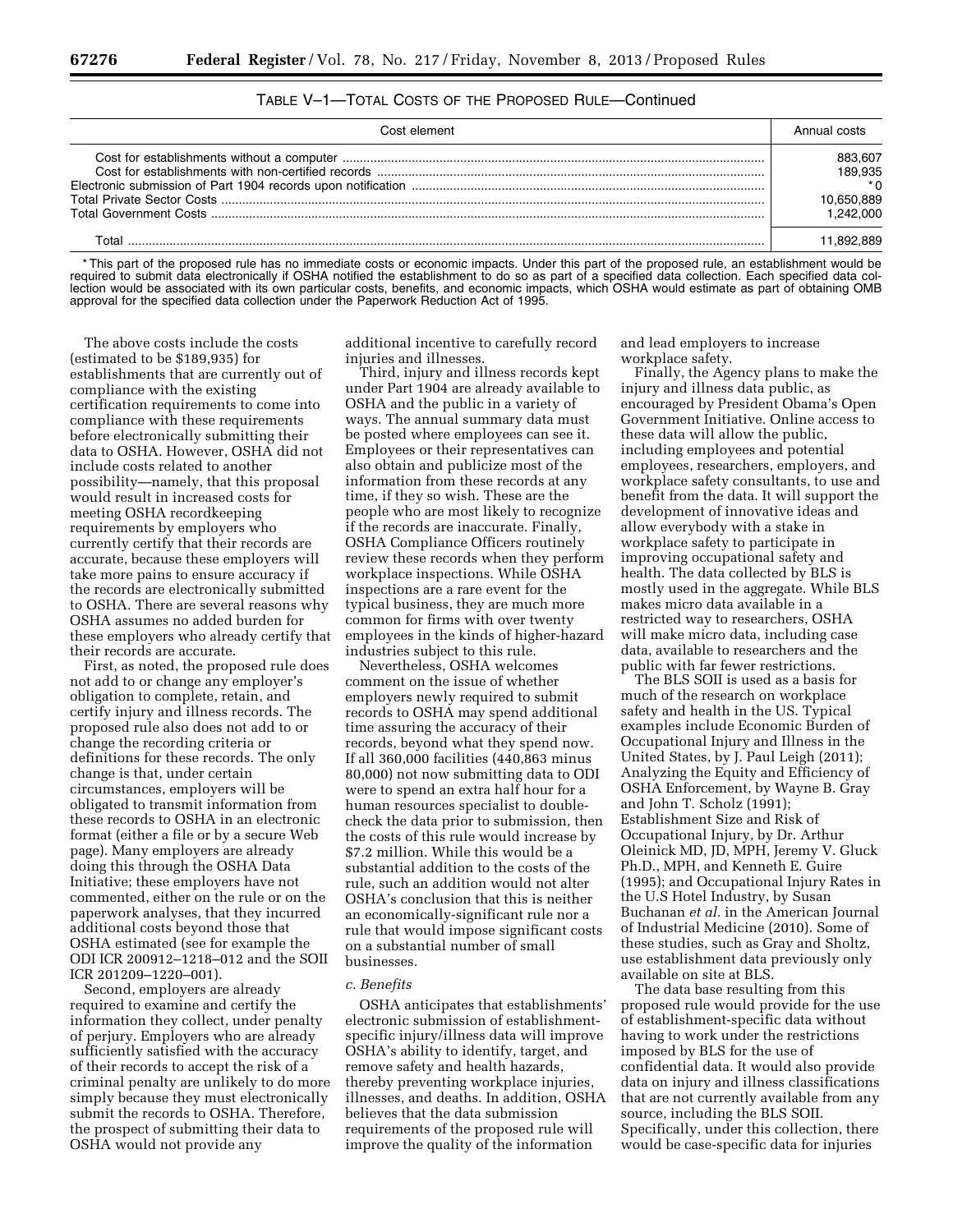TABLE V–1—TOTAL COSTS OF THE PROPOSED RULE—Continued

| Cost element | Annual costs |
|---|---|
| Cost for establishments without a computer | 883,607 |
| Cost for establishments with non-certified records | 189,935 |
| Electronic submission of Part 1904 records upon notification | *0 |
| Total Private Sector Costs | 10,650,889 |
| Total Government Costs | 1,242,000 |
| Total | 11,892,889 |

* This part of the proposed rule has no immediate costs or economic impacts. Under this part of the proposed rule, an establishment would be required to submit data electronically if OSHA notified the establishment to do so as part of a specified data collection. Each specified data collection would be associated with its own particular costs, benefits, and economic impacts, which OSHA would estimate as part of obtaining OMB approval for the specified data collection under the Paperwork Reduction Act of 1995.

The above costs include the costs (estimated to be $189,935) for establishments that are currently out of compliance with the existing certification requirements to come into compliance with these requirements before electronically submitting their data to OSHA. However, OSHA did not include costs related to another possibility—namely, that this proposal would result in increased costs for meeting OSHA recordkeeping requirements by employers who currently certify that their records are accurate, because these employers will take more pains to ensure accuracy if the records are electronically submitted to OSHA. There are several reasons why OSHA assumes no added burden for these employers who already certify that their records are accurate.

First, as noted, the proposed rule does not add to or change any employer's obligation to complete, retain, and certify injury and illness records. The proposed rule also does not add to or change the recording criteria or definitions for these records. The only change is that, under certain circumstances, employers will be obligated to transmit information from these records to OSHA in an electronic format (either a file or by a secure Web page). Many employers are already doing this through the OSHA Data Initiative; these employers have not commented, either on the rule or on the paperwork analyses, that they incurred additional costs beyond those that OSHA estimated (see for example the ODI ICR 200912–1218–012 and the SOII ICR 201209–1220–001).

Second, employers are already required to examine and certify the information they collect, under penalty of perjury. Employers who are already sufficiently satisfied with the accuracy of their records to accept the risk of a criminal penalty are unlikely to do more simply because they must electronically submit the records to OSHA. Therefore, the prospect of submitting their data to OSHA would not provide any additional incentive to carefully record injuries and illnesses.

Third, injury and illness records kept under Part 1904 are already available to OSHA and the public in a variety of ways. The annual summary data must be posted where employees can see it. Employees or their representatives can also obtain and publicize most of the information from these records at any time, if they so wish. These are the people who are most likely to recognize if the records are inaccurate. Finally, OSHA Compliance Officers routinely review these records when they perform workplace inspections. While OSHA inspections are a rare event for the typical business, they are much more common for firms with over twenty employees in the kinds of higher-hazard industries subject to this rule.

Nevertheless, OSHA welcomes comment on the issue of whether employers newly required to submit records to OSHA may spend additional time assuring the accuracy of their records, beyond what they spend now. If all 360,000 facilities (440,863 minus 80,000) not now submitting data to ODI were to spend an extra half hour for a human resources specialist to double-check the data prior to submission, then the costs of this rule would increase by $7.2 million. While this would be a substantial addition to the costs of the rule, such an addition would not alter OSHA's conclusion that this is neither an economically-significant rule nor a rule that would impose significant costs on a substantial number of small businesses.

*c. Benefits*

OSHA anticipates that establishments' electronic submission of establishment-specific injury/illness data will improve OSHA's ability to identify, target, and remove safety and health hazards, thereby preventing workplace injuries, illnesses, and deaths. In addition, OSHA believes that the data submission requirements of the proposed rule will improve the quality of the information and lead employers to increase workplace safety.

Finally, the Agency plans to make the injury and illness data public, as encouraged by President Obama's Open Government Initiative. Online access to these data will allow the public, including employees and potential employees, researchers, employers, and workplace safety consultants, to use and benefit from the data. It will support the development of innovative ideas and allow everybody with a stake in workplace safety to participate in improving occupational safety and health. The data collected by BLS is mostly used in the aggregate. While BLS makes micro data available in a restricted way to researchers, OSHA will make micro data, including case data, available to researchers and the public with far fewer restrictions.

The BLS SOII is used as a basis for much of the research on workplace safety and health in the US. Typical examples include Economic Burden of Occupational Injury and Illness in the United States, by J. Paul Leigh (2011); Analyzing the Equity and Efficiency of OSHA Enforcement, by Wayne B. Gray and John T. Scholz (1991); Establishment Size and Risk of Occupational Injury, by Dr. Arthur Oleinick MD, JD, MPH, Jeremy V. Gluck Ph.D., MPH, and Kenneth E. Guire (1995); and Occupational Injury Rates in the U.S Hotel Industry, by Susan Buchanan *et al.* in the American Journal of Industrial Medicine (2010). Some of these studies, such as Gray and Sholtz, use establishment data previously only available on site at BLS.

The data base resulting from this proposed rule would provide for the use of establishment-specific data without having to work under the restrictions imposed by BLS for the use of confidential data. It would also provide data on injury and illness classifications that are not currently available from any source, including the BLS SOII. Specifically, under this collection, there would be case-specific data for injuries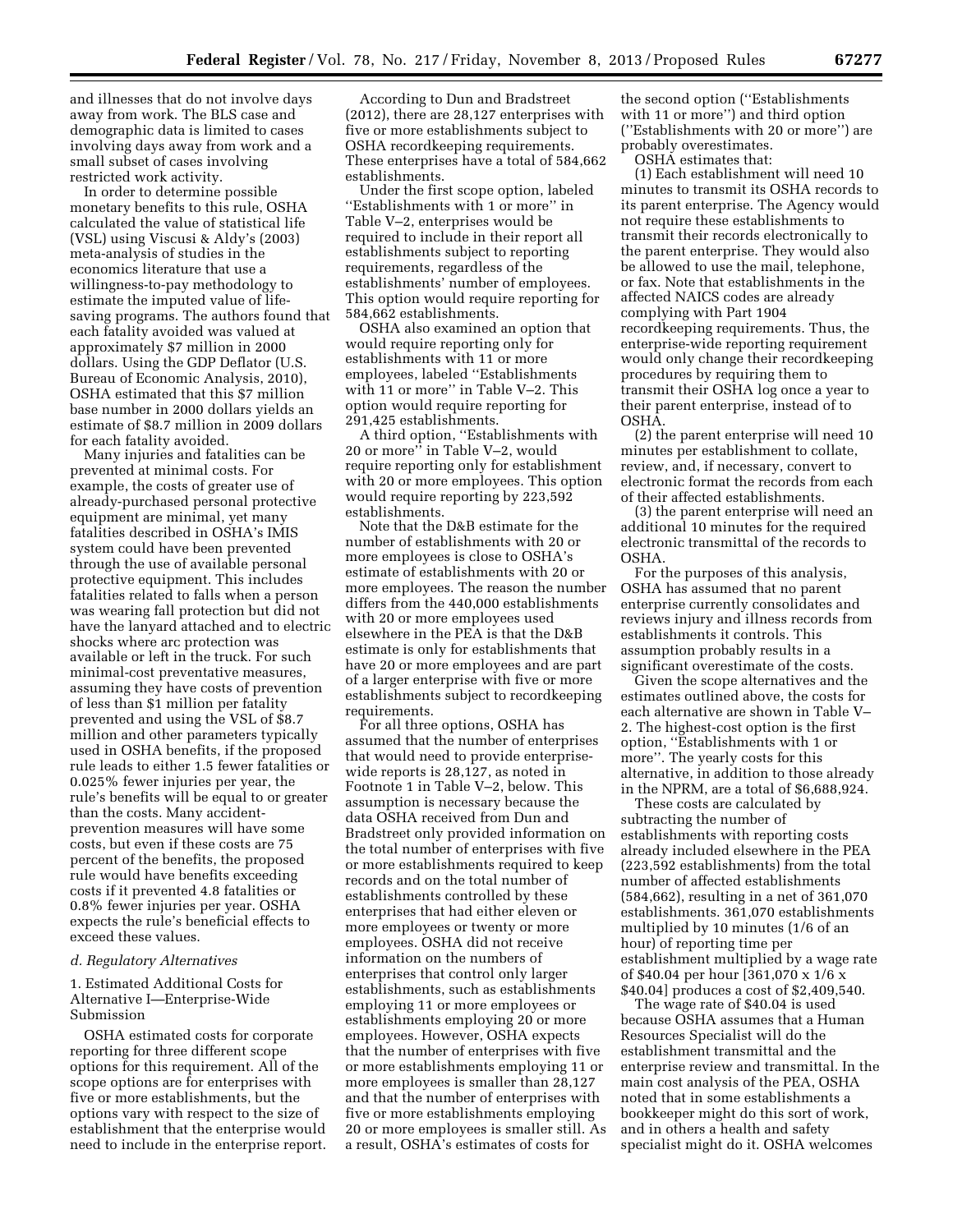and illnesses that do not involve days away from work. The BLS case and demographic data is limited to cases involving days away from work and a small subset of cases involving restricted work activity.

In order to determine possible monetary benefits to this rule, OSHA calculated the value of statistical life (VSL) using Viscusi & Aldy's (2003) meta-analysis of studies in the economics literature that use a willingness-to-pay methodology to estimate the imputed value of life-saving programs. The authors found that each fatality avoided was valued at approximately $7 million in 2000 dollars. Using the GDP Deflator (U.S. Bureau of Economic Analysis, 2010), OSHA estimated that this $7 million base number in 2000 dollars yields an estimate of $8.7 million in 2009 dollars for each fatality avoided.

Many injuries and fatalities can be prevented at minimal costs. For example, the costs of greater use of already-purchased personal protective equipment are minimal, yet many fatalities described in OSHA's IMIS system could have been prevented through the use of available personal protective equipment. This includes fatalities related to falls when a person was wearing fall protection but did not have the lanyard attached and to electric shocks where arc protection was available or left in the truck. For such minimal-cost preventative measures, assuming they have costs of prevention of less than $1 million per fatality prevented and using the VSL of $8.7 million and other parameters typically used in OSHA benefits, if the proposed rule leads to either 1.5 fewer fatalities or 0.025% fewer injuries per year, the rule's benefits will be equal to or greater than the costs. Many accident-prevention measures will have some costs, but even if these costs are 75 percent of the benefits, the proposed rule would have benefits exceeding costs if it prevented 4.8 fatalities or 0.8% fewer injuries per year. OSHA expects the rule's beneficial effects to exceed these values.

### *d. Regulatory Alternatives*

1. Estimated Additional Costs for Alternative I—Enterprise-Wide Submission

OSHA estimated costs for corporate reporting for three different scope options for this requirement. All of the scope options are for enterprises with five or more establishments, but the options vary with respect to the size of establishment that the enterprise would need to include in the enterprise report.

According to Dun and Bradstreet (2012), there are 28,127 enterprises with five or more establishments subject to OSHA recordkeeping requirements. These enterprises have a total of 584,662 establishments.

Under the first scope option, labeled ''Establishments with 1 or more'' in Table V–2, enterprises would be required to include in their report all establishments subject to reporting requirements, regardless of the establishments' number of employees. This option would require reporting for 584,662 establishments.

OSHA also examined an option that would require reporting only for establishments with 11 or more employees, labeled ''Establishments with 11 or more'' in Table V–2. This option would require reporting for 291,425 establishments.

A third option, ''Establishments with 20 or more'' in Table V–2, would require reporting only for establishment with 20 or more employees. This option would require reporting by 223,592 establishments.

Note that the D&B estimate for the number of establishments with 20 or more employees is close to OSHA's estimate of establishments with 20 or more employees. The reason the number differs from the 440,000 establishments with 20 or more employees used elsewhere in the PEA is that the D&B estimate is only for establishments that have 20 or more employees and are part of a larger enterprise with five or more establishments subject to recordkeeping requirements.

For all three options, OSHA has assumed that the number of enterprises that would need to provide enterprise-wide reports is 28,127, as noted in Footnote 1 in Table V–2, below. This assumption is necessary because the data OSHA received from Dun and Bradstreet only provided information on the total number of enterprises with five or more establishments required to keep records and on the total number of establishments controlled by these enterprises that had either eleven or more employees or twenty or more employees. OSHA did not receive information on the numbers of enterprises that control only larger establishments, such as establishments employing 11 or more employees or establishments employing 20 or more employees. However, OSHA expects that the number of enterprises with five or more establishments employing 11 or more employees is smaller than 28,127 and that the number of enterprises with five or more establishments employing 20 or more employees is smaller still. As a result, OSHA's estimates of costs for the second option (''Establishments with 11 or more'') and third option (''Establishments with 20 or more'') are probably overestimates.

OSHA estimates that:

(1) Each establishment will need 10 minutes to transmit its OSHA records to its parent enterprise. The Agency would not require these establishments to transmit their records electronically to the parent enterprise. They would also be allowed to use the mail, telephone, or fax. Note that establishments in the affected NAICS codes are already complying with Part 1904 recordkeeping requirements. Thus, the enterprise-wide reporting requirement would only change their recordkeeping procedures by requiring them to transmit their OSHA log once a year to their parent enterprise, instead of to OSHA.

(2) the parent enterprise will need 10 minutes per establishment to collate, review, and, if necessary, convert to electronic format the records from each of their affected establishments.

(3) the parent enterprise will need an additional 10 minutes for the required electronic transmittal of the records to OSHA.

For the purposes of this analysis, OSHA has assumed that no parent enterprise currently consolidates and reviews injury and illness records from establishments it controls. This assumption probably results in a significant overestimate of the costs.

Given the scope alternatives and the estimates outlined above, the costs for each alternative are shown in Table V–2. The highest-cost option is the first option, ''Establishments with 1 or more''. The yearly costs for this alternative, in addition to those already in the NPRM, are a total of $6,688,924.

These costs are calculated by subtracting the number of establishments with reporting costs already included elsewhere in the PEA (223,592 establishments) from the total number of affected establishments (584,662), resulting in a net of 361,070 establishments. 361,070 establishments multiplied by 10 minutes (1/6 of an hour) of reporting time per establishment multiplied by a wage rate of $40.04 per hour [361,070 x 1/6 x $40.04] produces a cost of $2,409,540.

The wage rate of $40.04 is used because OSHA assumes that a Human Resources Specialist will do the establishment transmittal and the enterprise review and transmittal. In the main cost analysis of the PEA, OSHA noted that in some establishments a bookkeeper might do this sort of work, and in others a health and safety specialist might do it. OSHA welcomes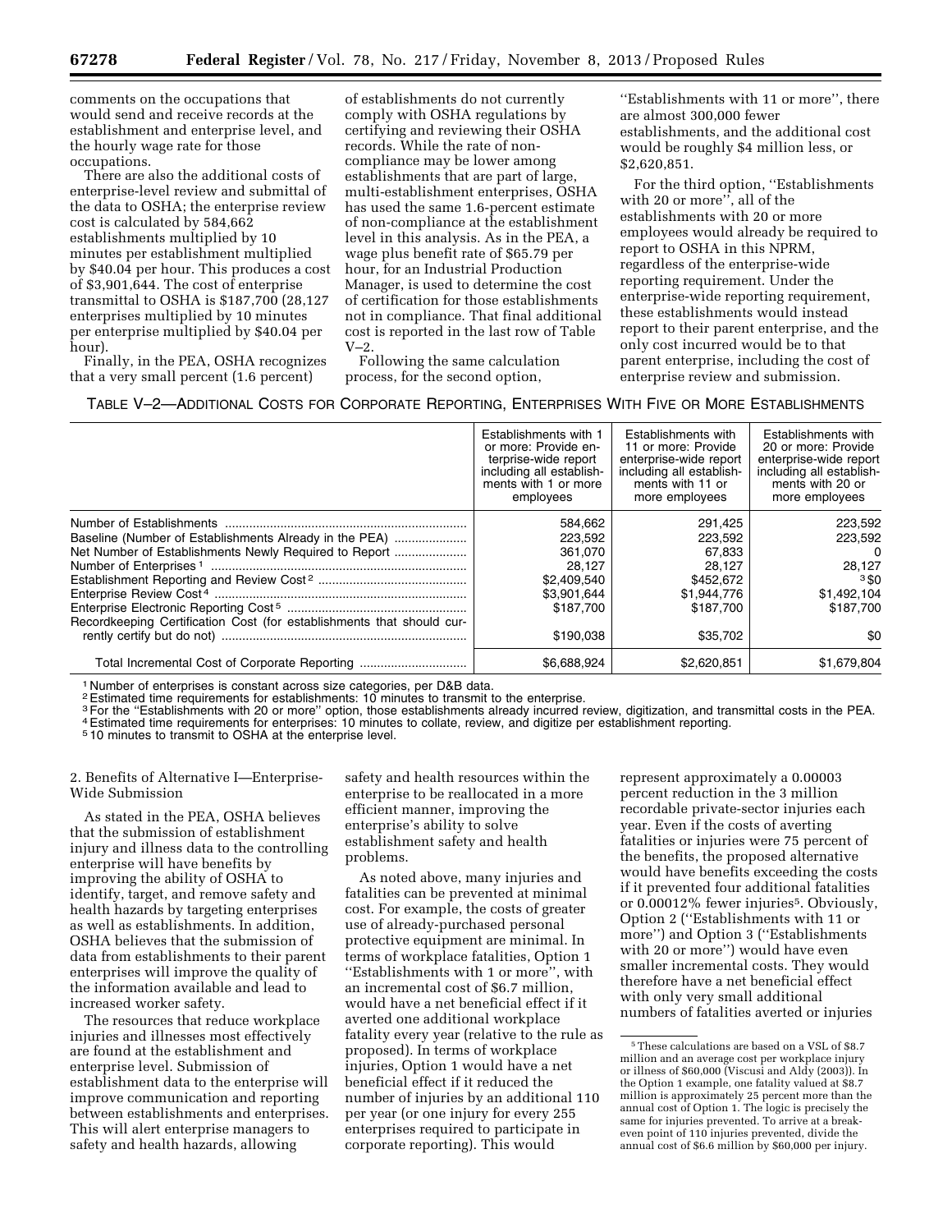comments on the occupations that would send and receive records at the establishment and enterprise level, and the hourly wage rate for those occupations.

There are also the additional costs of enterprise-level review and submittal of the data to OSHA; the enterprise review cost is calculated by 584,662 establishments multiplied by 10 minutes per establishment multiplied by $40.04 per hour. This produces a cost of $3,901,644. The cost of enterprise transmittal to OSHA is $187,700 (28,127 enterprises multiplied by 10 minutes per enterprise multiplied by $40.04 per hour).

Finally, in the PEA, OSHA recognizes that a very small percent (1.6 percent) of establishments do not currently comply with OSHA regulations by certifying and reviewing their OSHA records. While the rate of non-compliance may be lower among establishments that are part of large, multi-establishment enterprises, OSHA has used the same 1.6-percent estimate of non-compliance at the establishment level in this analysis. As in the PEA, a wage plus benefit rate of $65.79 per hour, for an Industrial Production Manager, is used to determine the cost of certification for those establishments not in compliance. That final additional cost is reported in the last row of Table V–2.

Following the same calculation process, for the second option, ''Establishments with 11 or more'', there are almost 300,000 fewer establishments, and the additional cost would be roughly $4 million less, or $2,620,851.

For the third option, ''Establishments with 20 or more'', all of the establishments with 20 or more employees would already be required to report to OSHA in this NPRM, regardless of the enterprise-wide reporting requirement. Under the enterprise-wide reporting requirement, these establishments would instead report to their parent enterprise, and the only cost incurred would be to that parent enterprise, including the cost of enterprise review and submission.

TABLE V–2—ADDITIONAL COSTS FOR CORPORATE REPORTING, ENTERPRISES WITH FIVE OR MORE ESTABLISHMENTS

| | Establishments with 1 or more: Provide enterprise-wide report including all establishments with 1 or more employees | Establishments with 11 or more: Provide enterprise-wide report including all establishments with 11 or more employees | Establishments with 20 or more: Provide enterprise-wide report including all establishments with 20 or more employees |
|---|---|---|---|
| Number of Establishments | 584,662 | 291,425 | 223,592 |
| Baseline (Number of Establishments Already in the PEA) | 223,592 | 223,592 | 223,592 |
| Net Number of Establishments Newly Required to Report | 361,070 | 67,833 | 0 |
| Number of Enterprises [1] | 28,127 | 28,127 | 28,127 |
| Establishment Reporting and Review Cost [2] | $2,409,540 | $452,672 | [3] $0 |
| Enterprise Review Cost [4] | $3,901,644 | $1,944,776 | $1,492,104 |
| Enterprise Electronic Reporting Cost [5] | $187,700 | $187,700 | $187,700 |
| Recordkeeping Certification Cost (for establishments that should currently certify but do not) | $190,038 | $35,702 | $0 |
| Total Incremental Cost of Corporate Reporting | $6,688,924 | $2,620,851 | $1,679,804 |

[1] Number of enterprises is constant across size categories, per D&B data.
[2] Estimated time requirements for establishments: 10 minutes to transmit to the enterprise.
[3] For the ''Establishments with 20 or more'' option, those establishments already incurred review, digitization, and transmittal costs in the PEA.
[4] Estimated time requirements for enterprises: 10 minutes to collate, review, and digitize per establishment reporting.
[5] 10 minutes to transmit to OSHA at the enterprise level.

2. Benefits of Alternative I—Enterprise-Wide Submission

As stated in the PEA, OSHA believes that the submission of establishment injury and illness data to the controlling enterprise will have benefits by improving the ability of OSHA to identify, target, and remove safety and health hazards by targeting enterprises as well as establishments. In addition, OSHA believes that the submission of data from establishments to their parent enterprises will improve the quality of the information available and lead to increased worker safety.

The resources that reduce workplace injuries and illnesses most effectively are found at the establishment and enterprise level. Submission of establishment data to the enterprise will improve communication and reporting between establishments and enterprises. This will alert enterprise managers to safety and health hazards, allowing safety and health resources within the enterprise to be reallocated in a more efficient manner, improving the enterprise's ability to solve establishment safety and health problems.

As noted above, many injuries and fatalities can be prevented at minimal cost. For example, the costs of greater use of already-purchased personal protective equipment are minimal. In terms of workplace fatalities, Option 1 ''Establishments with 1 or more'', with an incremental cost of $6.7 million, would have a net beneficial effect if it averted one additional workplace fatality every year (relative to the rule as proposed). In terms of workplace injuries, Option 1 would have a net beneficial effect if it reduced the number of injuries by an additional 110 per year (or one injury for every 255 enterprises required to participate in corporate reporting). This would represent approximately a 0.00003 percent reduction in the 3 million recordable private-sector injuries each year. Even if the costs of averting fatalities or injuries were 75 percent of the benefits, the proposed alternative would have benefits exceeding the costs if it prevented four additional fatalities or 0.00012% fewer injuries[5]. Obviously, Option 2 (''Establishments with 11 or more'') and Option 3 (''Establishments with 20 or more'') would have even smaller incremental costs. They would therefore have a net beneficial effect with only very small additional numbers of fatalities averted or injuries

[5] These calculations are based on a VSL of $8.7 million and an average cost per workplace injury or illness of $60,000 (Viscusi and Aldy (2003)). In the Option 1 example, one fatality valued at $8.7 million is approximately 25 percent more than the annual cost of Option 1. The logic is precisely the same for injuries prevented. To arrive at a break-even point of 110 injuries prevented, divide the annual cost of $6.6 million by $60,000 per injury.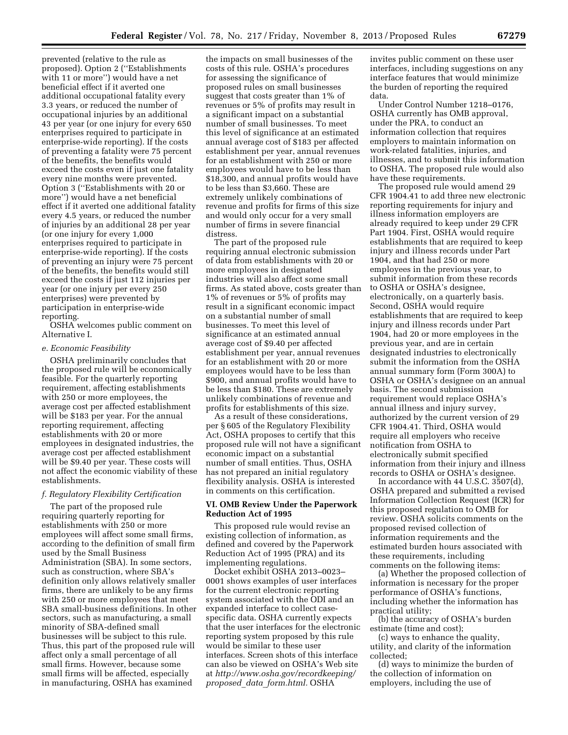prevented (relative to the rule as proposed). Option 2 (''Establishments with 11 or more'') would have a net beneficial effect if it averted one additional occupational fatality every 3.3 years, or reduced the number of occupational injuries by an additional 43 per year (or one injury for every 650 enterprises required to participate in enterprise-wide reporting). If the costs of preventing a fatality were 75 percent of the benefits, the benefits would exceed the costs even if just one fatality every nine months were prevented. Option 3 (''Establishments with 20 or more'') would have a net beneficial effect if it averted one additional fatality every 4.5 years, or reduced the number of injuries by an additional 28 per year (or one injury for every 1,000 enterprises required to participate in enterprise-wide reporting). If the costs of preventing an injury were 75 percent of the benefits, the benefits would still exceed the costs if just 112 injuries per year (or one injury per every 250 enterprises) were prevented by participation in enterprise-wide reporting.

OSHA welcomes public comment on Alternative I.

*e. Economic Feasibility*

OSHA preliminarily concludes that the proposed rule will be economically feasible. For the quarterly reporting requirement, affecting establishments with 250 or more employees, the average cost per affected establishment will be $183 per year. For the annual reporting requirement, affecting establishments with 20 or more employees in designated industries, the average cost per affected establishment will be $9.40 per year. These costs will not affect the economic viability of these establishments.

*f. Regulatory Flexibility Certification*

The part of the proposed rule requiring quarterly reporting for establishments with 250 or more employees will affect some small firms, according to the definition of small firm used by the Small Business Administration (SBA). In some sectors, such as construction, where SBA's definition only allows relatively smaller firms, there are unlikely to be any firms with 250 or more employees that meet SBA small-business definitions. In other sectors, such as manufacturing, a small minority of SBA-defined small businesses will be subject to this rule. Thus, this part of the proposed rule will affect only a small percentage of all small firms. However, because some small firms will be affected, especially in manufacturing, OSHA has examined the impacts on small businesses of the costs of this rule. OSHA's procedures for assessing the significance of proposed rules on small businesses suggest that costs greater than 1% of revenues or 5% of profits may result in a significant impact on a substantial number of small businesses. To meet this level of significance at an estimated annual average cost of $183 per affected establishment per year, annual revenues for an establishment with 250 or more employees would have to be less than $18,300, and annual profits would have to be less than $3,660. These are extremely unlikely combinations of revenue and profits for firms of this size and would only occur for a very small number of firms in severe financial distress.

The part of the proposed rule requiring annual electronic submission of data from establishments with 20 or more employees in designated industries will also affect some small firms. As stated above, costs greater than 1% of revenues or 5% of profits may result in a significant economic impact on a substantial number of small businesses. To meet this level of significance at an estimated annual average cost of $9.40 per affected establishment per year, annual revenues for an establishment with 20 or more employees would have to be less than $900, and annual profits would have to be less than $180. These are extremely unlikely combinations of revenue and profits for establishments of this size.

As a result of these considerations, per § 605 of the Regulatory Flexibility Act, OSHA proposes to certify that this proposed rule will not have a significant economic impact on a substantial number of small entities. Thus, OSHA has not prepared an initial regulatory flexibility analysis. OSHA is interested in comments on this certification.

## VI. OMB Review Under the Paperwork Reduction Act of 1995

This proposed rule would revise an existing collection of information, as defined and covered by the Paperwork Reduction Act of 1995 (PRA) and its implementing regulations.

Docket exhibit OSHA 2013–0023–0001 shows examples of user interfaces for the current electronic reporting system associated with the ODI and an expanded interface to collect case-specific data. OSHA currently expects that the user interfaces for the electronic reporting system proposed by this rule would be similar to these user interfaces. Screen shots of this interface can also be viewed on OSHA's Web site at *http://www.osha.gov/recordkeeping/proposed_data_form.html.* OSHA invites public comment on these user interfaces, including suggestions on any interface features that would minimize the burden of reporting the required data.

Under Control Number 1218–0176, OSHA currently has OMB approval, under the PRA, to conduct an information collection that requires employers to maintain information on work-related fatalities, injuries, and illnesses, and to submit this information to OSHA. The proposed rule would also have these requirements.

The proposed rule would amend 29 CFR 1904.41 to add three new electronic reporting requirements for injury and illness information employers are already required to keep under 29 CFR Part 1904. First, OSHA would require establishments that are required to keep injury and illness records under Part 1904, and that had 250 or more employees in the previous year, to submit information from these records to OSHA or OSHA's designee, electronically, on a quarterly basis. Second, OSHA would require establishments that are required to keep injury and illness records under Part 1904, had 20 or more employees in the previous year, and are in certain designated industries to electronically submit the information from the OSHA annual summary form (Form 300A) to OSHA or OSHA's designee on an annual basis. The second submission requirement would replace OSHA's annual illness and injury survey, authorized by the current version of 29 CFR 1904.41. Third, OSHA would require all employers who receive notification from OSHA to electronically submit specified information from their injury and illness records to OSHA or OSHA's designee.

In accordance with 44 U.S.C. 3507(d), OSHA prepared and submitted a revised Information Collection Request (ICR) for this proposed regulation to OMB for review. OSHA solicits comments on the proposed revised collection of information requirements and the estimated burden hours associated with these requirements, including comments on the following items:

(a) Whether the proposed collection of information is necessary for the proper performance of OSHA's functions, including whether the information has practical utility;

(b) the accuracy of OSHA's burden estimate (time and cost);

(c) ways to enhance the quality, utility, and clarity of the information collected;

(d) ways to minimize the burden of the collection of information on employers, including the use of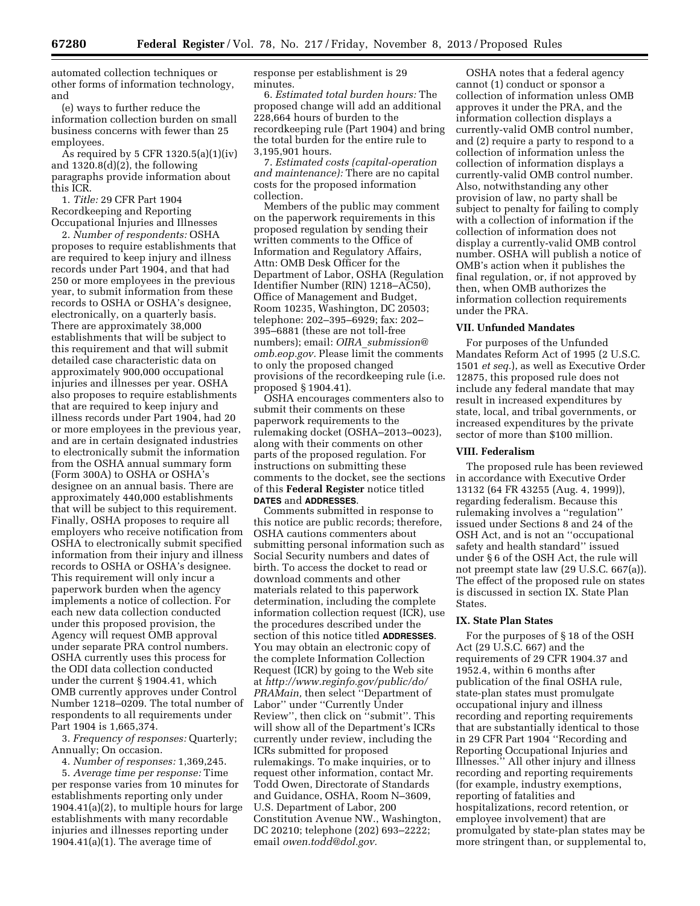automated collection techniques or other forms of information technology, and

(e) ways to further reduce the information collection burden on small business concerns with fewer than 25 employees.

As required by 5 CFR 1320.5(a)(1)(iv) and 1320.8(d)(2), the following paragraphs provide information about this ICR.

1. *Title:* 29 CFR Part 1904 Recordkeeping and Reporting Occupational Injuries and Illnesses

2. *Number of respondents:* OSHA proposes to require establishments that are required to keep injury and illness records under Part 1904, and that had 250 or more employees in the previous year, to submit information from these records to OSHA or OSHA's designee, electronically, on a quarterly basis. There are approximately 38,000 establishments that will be subject to this requirement and that will submit detailed case characteristic data on approximately 900,000 occupational injuries and illnesses per year. OSHA also proposes to require establishments that are required to keep injury and illness records under Part 1904, had 20 or more employees in the previous year, and are in certain designated industries to electronically submit the information from the OSHA annual summary form (Form 300A) to OSHA or OSHA's designee on an annual basis. There are approximately 440,000 establishments that will be subject to this requirement. Finally, OSHA proposes to require all employers who receive notification from OSHA to electronically submit specified information from their injury and illness records to OSHA or OSHA's designee. This requirement will only incur a paperwork burden when the agency implements a notice of collection. For each new data collection conducted under this proposed provision, the Agency will request OMB approval under separate PRA control numbers. OSHA currently uses this process for the ODI data collection conducted under the current § 1904.41, which OMB currently approves under Control Number 1218–0209. The total number of respondents to all requirements under Part 1904 is 1,665,374.

3. *Frequency of responses:* Quarterly; Annually; On occasion.

4. *Number of responses:* 1,369,245.

5. *Average time per response:* Time per response varies from 10 minutes for establishments reporting only under 1904.41(a)(2), to multiple hours for large establishments with many recordable injuries and illnesses reporting under 1904.41(a)(1). The average time of response per establishment is 29 minutes.

6. *Estimated total burden hours:* The proposed change will add an additional 228,664 hours of burden to the recordkeeping rule (Part 1904) and bring the total burden for the entire rule to 3,195,901 hours.

7. *Estimated costs (capital-operation and maintenance):* There are no capital costs for the proposed information collection.

Members of the public may comment on the paperwork requirements in this proposed regulation by sending their written comments to the Office of Information and Regulatory Affairs, Attn: OMB Desk Officer for the Department of Labor, OSHA (Regulation Identifier Number (RIN) 1218–AC50), Office of Management and Budget, Room 10235, Washington, DC 20503; telephone: 202–395–6929; fax: 202–395–6881 (these are not toll-free numbers); email: *OIRA_submission@omb.eop.gov.* Please limit the comments to only the proposed changed provisions of the recordkeeping rule (i.e. proposed § 1904.41).

OSHA encourages commenters also to submit their comments on these paperwork requirements to the rulemaking docket (OSHA–2013–0023), along with their comments on other parts of the proposed regulation. For instructions on submitting these comments to the docket, see the sections of this **Federal Register** notice titled **DATES** and **ADDRESSES**.

Comments submitted in response to this notice are public records; therefore, OSHA cautions commenters about submitting personal information such as Social Security numbers and dates of birth. To access the docket to read or download comments and other materials related to this paperwork determination, including the complete information collection request (ICR), use the procedures described under the section of this notice titled **ADDRESSES**. You may obtain an electronic copy of the complete Information Collection Request (ICR) by going to the Web site at *http://www.reginfo.gov/public/do/PRAMain,* then select ''Department of Labor'' under ''Currently Under Review'', then click on ''submit''. This will show all of the Department's ICRs currently under review, including the ICRs submitted for proposed rulemakings. To make inquiries, or to request other information, contact Mr. Todd Owen, Directorate of Standards and Guidance, OSHA, Room N–3609, U.S. Department of Labor, 200 Constitution Avenue NW., Washington, DC 20210; telephone (202) 693–2222; email *owen.todd@dol.gov.*

OSHA notes that a federal agency cannot (1) conduct or sponsor a collection of information unless OMB approves it under the PRA, and the information collection displays a currently-valid OMB control number, and (2) require a party to respond to a collection of information unless the collection of information displays a currently-valid OMB control number. Also, notwithstanding any other provision of law, no party shall be subject to penalty for failing to comply with a collection of information if the collection of information does not display a currently-valid OMB control number. OSHA will publish a notice of OMB's action when it publishes the final regulation, or, if not approved by then, when OMB authorizes the information collection requirements under the PRA.

## VII. Unfunded Mandates

For purposes of the Unfunded Mandates Reform Act of 1995 (2 U.S.C. 1501 *et seq.*), as well as Executive Order 12875, this proposed rule does not include any federal mandate that may result in increased expenditures by state, local, and tribal governments, or increased expenditures by the private sector of more than $100 million.

## VIII. Federalism

The proposed rule has been reviewed in accordance with Executive Order 13132 (64 FR 43255 (Aug. 4, 1999)), regarding federalism. Because this rulemaking involves a ''regulation'' issued under Sections 8 and 24 of the OSH Act, and is not an ''occupational safety and health standard'' issued under § 6 of the OSH Act, the rule will not preempt state law (29 U.S.C. 667(a)). The effect of the proposed rule on states is discussed in section IX. State Plan States.

## IX. State Plan States

For the purposes of § 18 of the OSH Act (29 U.S.C. 667) and the requirements of 29 CFR 1904.37 and 1952.4, within 6 months after publication of the final OSHA rule, state-plan states must promulgate occupational injury and illness recording and reporting requirements that are substantially identical to those in 29 CFR Part 1904 ''Recording and Reporting Occupational Injuries and Illnesses.'' All other injury and illness recording and reporting requirements (for example, industry exemptions, reporting of fatalities and hospitalizations, record retention, or employee involvement) that are promulgated by state-plan states may be more stringent than, or supplemental to,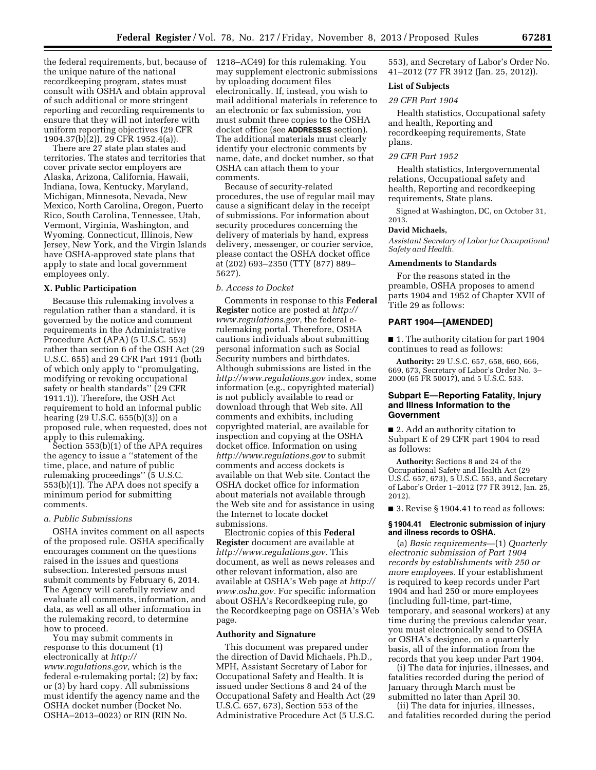the federal requirements, but, because of the unique nature of the national recordkeeping program, states must consult with OSHA and obtain approval of such additional or more stringent reporting and recording requirements to ensure that they will not interfere with uniform reporting objectives (29 CFR 1904.37(b)(2)), 29 CFR 1952.4(a)).

There are 27 state plan states and territories. The states and territories that cover private sector employers are Alaska, Arizona, California, Hawaii, Indiana, Iowa, Kentucky, Maryland, Michigan, Minnesota, Nevada, New Mexico, North Carolina, Oregon, Puerto Rico, South Carolina, Tennessee, Utah, Vermont, Virginia, Washington, and Wyoming. Connecticut, Illinois, New Jersey, New York, and the Virgin Islands have OSHA-approved state plans that apply to state and local government employees only.

### X. Public Participation

Because this rulemaking involves a regulation rather than a standard, it is governed by the notice and comment requirements in the Administrative Procedure Act (APA) (5 U.S.C. 553) rather than section 6 of the OSH Act (29 U.S.C. 655) and 29 CFR Part 1911 (both of which only apply to ''promulgating, modifying or revoking occupational safety or health standards'' (29 CFR 1911.1)). Therefore, the OSH Act requirement to hold an informal public hearing (29 U.S.C. 655(b)(3)) on a proposed rule, when requested, does not apply to this rulemaking.

Section 553(b)(1) of the APA requires the agency to issue a ''statement of the time, place, and nature of public rulemaking proceedings'' (5 U.S.C. 553(b)(1)). The APA does not specify a minimum period for submitting comments.

#### *a. Public Submissions*

OSHA invites comment on all aspects of the proposed rule. OSHA specifically encourages comment on the questions raised in the issues and questions subsection. Interested persons must submit comments by February 6, 2014. The Agency will carefully review and evaluate all comments, information, and data, as well as all other information in the rulemaking record, to determine how to proceed.

You may submit comments in response to this document (1) electronically at *http://www.regulations.gov,* which is the federal e-rulemaking portal; (2) by fax; or (3) by hard copy. All submissions must identify the agency name and the OSHA docket number (Docket No. OSHA–2013–0023) or RIN (RIN No. 1218–AC49) for this rulemaking. You may supplement electronic submissions by uploading document files electronically. If, instead, you wish to mail additional materials in reference to an electronic or fax submission, you must submit three copies to the OSHA docket office (see **ADDRESSES** section). The additional materials must clearly identify your electronic comments by name, date, and docket number, so that OSHA can attach them to your comments.

Because of security-related procedures, the use of regular mail may cause a significant delay in the receipt of submissions. For information about security procedures concerning the delivery of materials by hand, express delivery, messenger, or courier service, please contact the OSHA docket office at (202) 693–2350 (TTY (877) 889–5627).

#### *b. Access to Docket*

Comments in response to this **Federal Register** notice are posted at *http://www.regulations.gov,* the federal e-rulemaking portal. Therefore, OSHA cautions individuals about submitting personal information such as Social Security numbers and birthdates. Although submissions are listed in the *http://www.regulations.gov* index, some information (e.g., copyrighted material) is not publicly available to read or download through that Web site. All comments and exhibits, including copyrighted material, are available for inspection and copying at the OSHA docket office. Information on using *http://www.regulations.gov* to submit comments and access dockets is available on that Web site. Contact the OSHA docket office for information about materials not available through the Web site and for assistance in using the Internet to locate docket submissions.

Electronic copies of this **Federal Register** document are available at *http://www.regulations.gov.* This document, as well as news releases and other relevant information, also are available at OSHA's Web page at *http://www.osha.gov.* For specific information about OSHA's Recordkeeping rule, go the Recordkeeping page on OSHA's Web page.

### Authority and Signature

This document was prepared under the direction of David Michaels, Ph.D., MPH, Assistant Secretary of Labor for Occupational Safety and Health. It is issued under Sections 8 and 24 of the Occupational Safety and Health Act (29 U.S.C. 657, 673), Section 553 of the Administrative Procedure Act (5 U.S.C. 553), and Secretary of Labor's Order No. 41–2012 (77 FR 3912 (Jan. 25, 2012)).

### List of Subjects

#### *29 CFR Part 1904*

Health statistics, Occupational safety and health, Reporting and recordkeeping requirements, State plans.

#### *29 CFR Part 1952*

Health statistics, Intergovernmental relations, Occupational safety and health, Reporting and recordkeeping requirements, State plans.

Signed at Washington, DC, on October 31, 2013.

**David Michaels,**

*Assistant Secretary of Labor for Occupational Safety and Health.*

### Amendments to Standards

For the reasons stated in the preamble, OSHA proposes to amend parts 1904 and 1952 of Chapter XVII of Title 29 as follows:

## PART 1904—[AMENDED]

■ 1. The authority citation for part 1904 continues to read as follows:

**Authority:** 29 U.S.C. 657, 658, 660, 666, 669, 673, Secretary of Labor's Order No. 3–2000 (65 FR 50017), and 5 U.S.C. 533.

### Subpart E—Reporting Fatality, Injury and Illness Information to the Government

■ 2. Add an authority citation to Subpart E of 29 CFR part 1904 to read as follows:

**Authority:** Sections 8 and 24 of the Occupational Safety and Health Act (29 U.S.C. 657, 673), 5 U.S.C. 553, and Secretary of Labor's Order 1–2012 (77 FR 3912, Jan. 25, 2012).

■ 3. Revise § 1904.41 to read as follows:

#### § 1904.41 Electronic submission of injury and illness records to OSHA.

(a) *Basic requirements*—(1) *Quarterly electronic submission of Part 1904 records by establishments with 250 or more employees.* If your establishment is required to keep records under Part 1904 and had 250 or more employees (including full-time, part-time, temporary, and seasonal workers) at any time during the previous calendar year, you must electronically send to OSHA or OSHA's designee, on a quarterly basis, all of the information from the records that you keep under Part 1904.

(i) The data for injuries, illnesses, and fatalities recorded during the period of January through March must be submitted no later than April 30.

(ii) The data for injuries, illnesses, and fatalities recorded during the period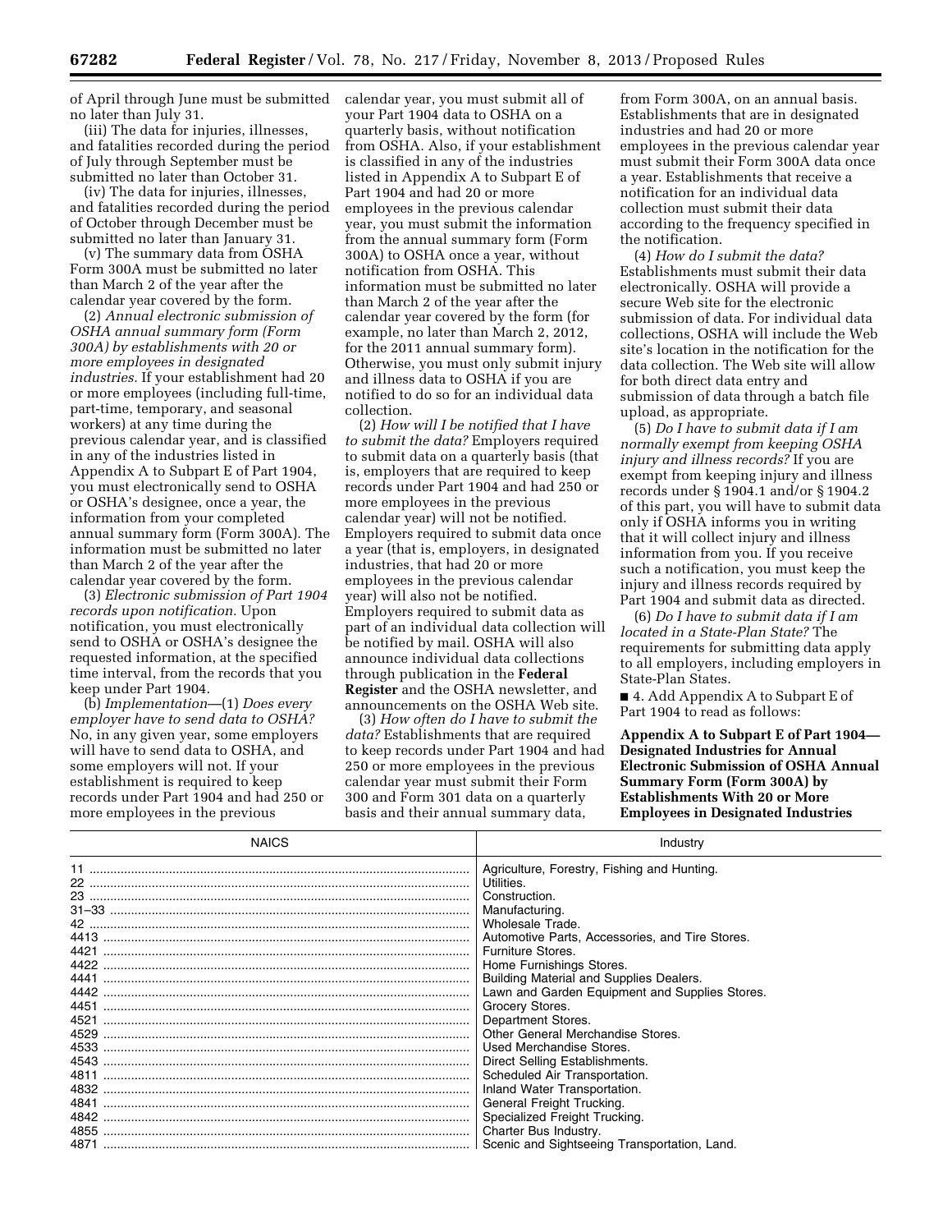of April through June must be submitted no later than July 31.

(iii) The data for injuries, illnesses, and fatalities recorded during the period of July through September must be submitted no later than October 31.

(iv) The data for injuries, illnesses, and fatalities recorded during the period of October through December must be submitted no later than January 31.

(v) The summary data from OSHA Form 300A must be submitted no later than March 2 of the year after the calendar year covered by the form.

(2) *Annual electronic submission of OSHA annual summary form (Form 300A) by establishments with 20 or more employees in designated industries.* If your establishment had 20 or more employees (including full-time, part-time, temporary, and seasonal workers) at any time during the previous calendar year, and is classified in any of the industries listed in Appendix A to Subpart E of Part 1904, you must electronically send to OSHA or OSHA's designee, once a year, the information from your completed annual summary form (Form 300A). The information must be submitted no later than March 2 of the year after the calendar year covered by the form.

(3) *Electronic submission of Part 1904 records upon notification.* Upon notification, you must electronically send to OSHA or OSHA's designee the requested information, at the specified time interval, from the records that you keep under Part 1904.

(b) *Implementation*—(1) *Does every employer have to send data to OSHA?* No, in any given year, some employers will have to send data to OSHA, and some employers will not. If your establishment is required to keep records under Part 1904 and had 250 or more employees in the previous calendar year, you must submit all of your Part 1904 data to OSHA on a quarterly basis, without notification from OSHA. Also, if your establishment is classified in any of the industries listed in Appendix A to Subpart E of Part 1904 and had 20 or more employees in the previous calendar year, you must submit the information from the annual summary form (Form 300A) to OSHA once a year, without notification from OSHA. This information must be submitted no later than March 2 of the year after the calendar year covered by the form (for example, no later than March 2, 2012, for the 2011 annual summary form). Otherwise, you must only submit injury and illness data to OSHA if you are notified to do so for an individual data collection.

(2) *How will I be notified that I have to submit the data?* Employers required to submit data on a quarterly basis (that is, employers that are required to keep records under Part 1904 and had 250 or more employees in the previous calendar year) will not be notified. Employers required to submit data once a year (that is, employers, in designated industries, that had 20 or more employees in the previous calendar year) will also not be notified. Employers required to submit data as part of an individual data collection will be notified by mail. OSHA will also announce individual data collections through publication in the **Federal Register** and the OSHA newsletter, and announcements on the OSHA Web site.

(3) *How often do I have to submit the data?* Establishments that are required to keep records under Part 1904 and had 250 or more employees in the previous calendar year must submit their Form 300 and Form 301 data on a quarterly basis and their annual summary data, from Form 300A, on an annual basis. Establishments that are in designated industries and had 20 or more employees in the previous calendar year must submit their Form 300A data once a year. Establishments that receive a notification for an individual data collection must submit their data according to the frequency specified in the notification.

(4) *How do I submit the data?* Establishments must submit their data electronically. OSHA will provide a secure Web site for the electronic submission of data. For individual data collections, OSHA will include the Web site's location in the notification for the data collection. The Web site will allow for both direct data entry and submission of data through a batch file upload, as appropriate.

(5) *Do I have to submit data if I am normally exempt from keeping OSHA injury and illness records?* If you are exempt from keeping injury and illness records under § 1904.1 and/or § 1904.2 of this part, you will have to submit data only if OSHA informs you in writing that it will collect injury and illness information from you. If you receive such a notification, you must keep the injury and illness records required by Part 1904 and submit data as directed.

(6) *Do I have to submit data if I am located in a State-Plan State?* The requirements for submitting data apply to all employers, including employers in State-Plan States.

■ 4. Add Appendix A to Subpart E of Part 1904 to read as follows:

**Appendix A to Subpart E of Part 1904—Designated Industries for Annual Electronic Submission of OSHA Annual Summary Form (Form 300A) by Establishments With 20 or More Employees in Designated Industries**

| NAICS | Industry |
|---|---|
| 11 | Agriculture, Forestry, Fishing and Hunting. |
| 22 | Utilities. |
| 23 | Construction. |
| 31–33 | Manufacturing. |
| 42 | Wholesale Trade. |
| 4413 | Automotive Parts, Accessories, and Tire Stores. |
| 4421 | Furniture Stores. |
| 4422 | Home Furnishings Stores. |
| 4441 | Building Material and Supplies Dealers. |
| 4442 | Lawn and Garden Equipment and Supplies Stores. |
| 4451 | Grocery Stores. |
| 4521 | Department Stores. |
| 4529 | Other General Merchandise Stores. |
| 4533 | Used Merchandise Stores. |
| 4543 | Direct Selling Establishments. |
| 4811 | Scheduled Air Transportation. |
| 4832 | Inland Water Transportation. |
| 4841 | General Freight Trucking. |
| 4842 | Specialized Freight Trucking. |
| 4855 | Charter Bus Industry. |
| 4871 | Scenic and Sightseeing Transportation, Land. |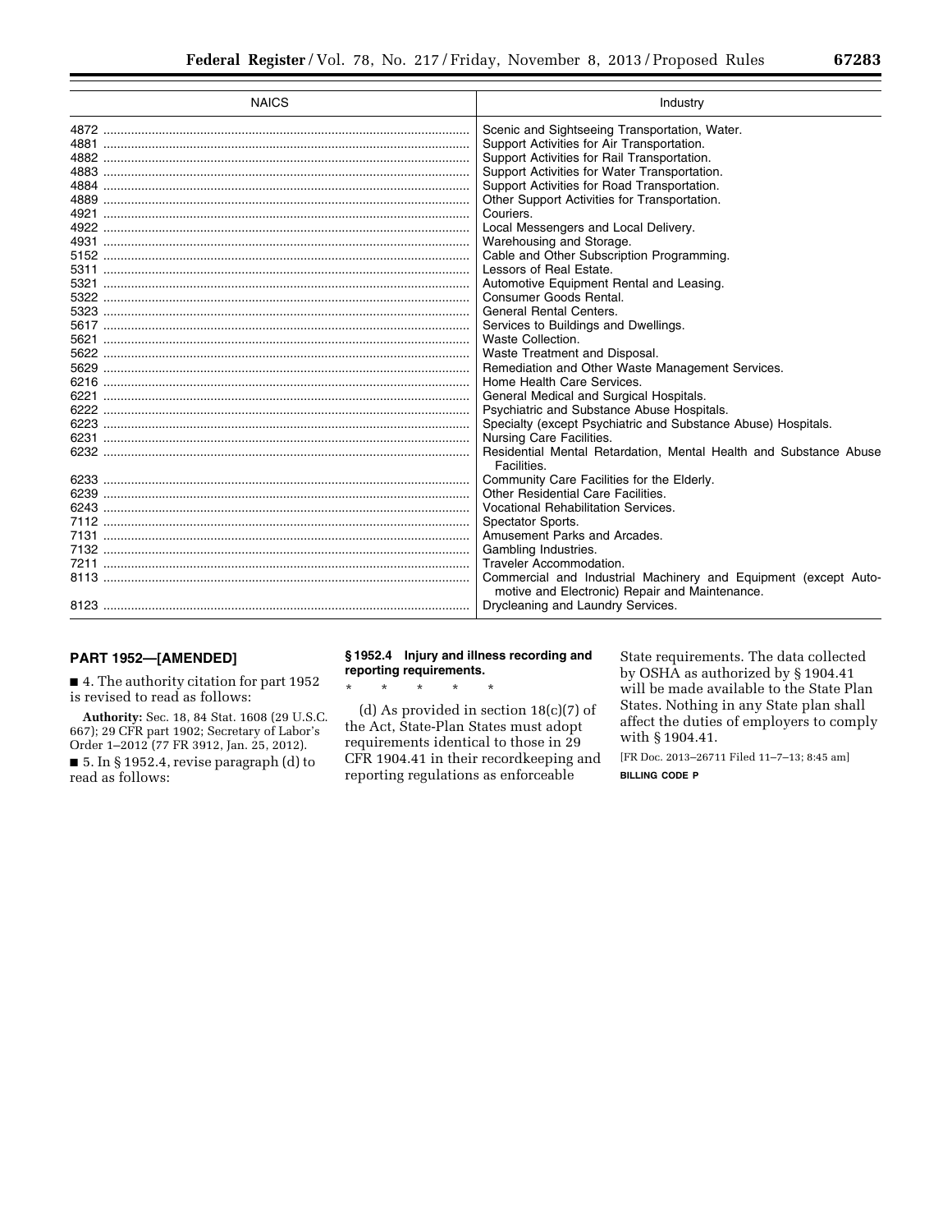| NAICS | Industry |
|---|---|
| 4872 | Scenic and Sightseeing Transportation, Water. |
| 4881 | Support Activities for Air Transportation. |
| 4882 | Support Activities for Rail Transportation. |
| 4883 | Support Activities for Water Transportation. |
| 4884 | Support Activities for Road Transportation. |
| 4889 | Other Support Activities for Transportation. |
| 4921 | Couriers. |
| 4922 | Local Messengers and Local Delivery. |
| 4931 | Warehousing and Storage. |
| 5152 | Cable and Other Subscription Programming. |
| 5311 | Lessors of Real Estate. |
| 5321 | Automotive Equipment Rental and Leasing. |
| 5322 | Consumer Goods Rental. |
| 5323 | General Rental Centers. |
| 5617 | Services to Buildings and Dwellings. |
| 5621 | Waste Collection. |
| 5622 | Waste Treatment and Disposal. |
| 5629 | Remediation and Other Waste Management Services. |
| 6216 | Home Health Care Services. |
| 6221 | General Medical and Surgical Hospitals. |
| 6222 | Psychiatric and Substance Abuse Hospitals. |
| 6223 | Specialty (except Psychiatric and Substance Abuse) Hospitals. |
| 6231 | Nursing Care Facilities. |
| 6232 | Residential Mental Retardation, Mental Health and Substance Abuse Facilities. |
| 6233 | Community Care Facilities for the Elderly. |
| 6239 | Other Residential Care Facilities. |
| 6243 | Vocational Rehabilitation Services. |
| 7112 | Spectator Sports. |
| 7131 | Amusement Parks and Arcades. |
| 7132 | Gambling Industries. |
| 7211 | Traveler Accommodation. |
| 8113 | Commercial and Industrial Machinery and Equipment (except Automotive and Electronic) Repair and Maintenance. |
| 8123 | Drycleaning and Laundry Services. |

## PART 1952—[AMENDED]

■ 4. The authority citation for part 1952 is revised to read as follows:

**Authority:** Sec. 18, 84 Stat. 1608 (29 U.S.C. 667); 29 CFR part 1902; Secretary of Labor's Order 1–2012 (77 FR 3912, Jan. 25, 2012).

■ 5. In § 1952.4, revise paragraph (d) to read as follows:

**§ 1952.4 Injury and illness recording and reporting requirements.**

\* \* \* \* \*

(d) As provided in section 18(c)(7) of the Act, State-Plan States must adopt requirements identical to those in 29 CFR 1904.41 in their recordkeeping and reporting regulations as enforceable State requirements. The data collected by OSHA as authorized by § 1904.41 will be made available to the State Plan States. Nothing in any State plan shall affect the duties of employers to comply with § 1904.41.

[FR Doc. 2013–26711 Filed 11–7–13; 8:45 am]

**BILLING CODE P**